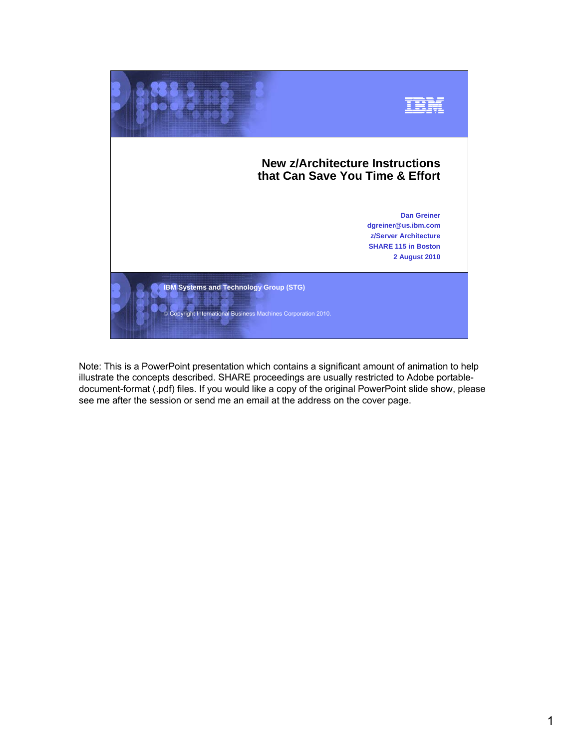# New z/Architecture Instructions that Can Save You Time & Effort

**Dan Greiner**
**dgreiner@us.ibm.com**
**z/Server Architecture**
**SHARE 115 in Boston**
**2 August 2010**

**IBM Systems and Technology Group (STG)**

© Copyright International Business Machines Corporation 2010.

Note: This is a PowerPoint presentation which contains a significant amount of animation to help illustrate the concepts described. SHARE proceedings are usually restricted to Adobe portable-document-format (.pdf) files. If you would like a copy of the original PowerPoint slide show, please see me after the session or send me an email at the address on the cover page.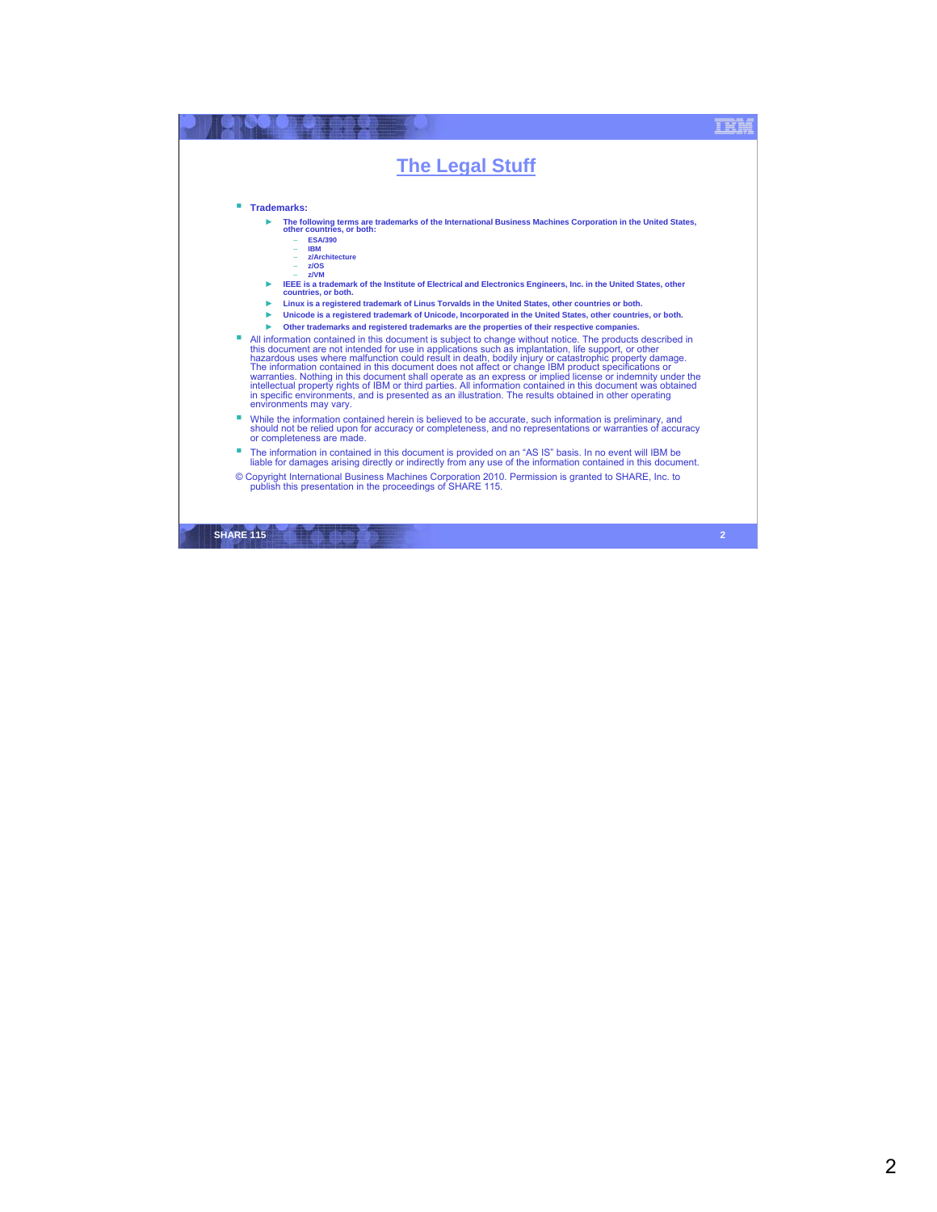# The Legal Stuff

- **Trademarks:**
  - **The following terms are trademarks of the International Business Machines Corporation in the United States, other countries, or both:**
    - **ESA/390**
    - **IBM**
    - **z/Architecture**
    - **z/OS**
    - **z/VM**
  - **IEEE is a trademark of the Institute of Electrical and Electronics Engineers, Inc. in the United States, other countries, or both.**
  - **Linux is a registered trademark of Linus Torvalds in the United States, other countries or both.**
  - **Unicode is a registered trademark of Unicode, Incorporated in the United States, other countries, or both.**
  - **Other trademarks and registered trademarks are the properties of their respective companies.**
- All information contained in this document is subject to change without notice. The products described in this document are not intended for use in applications such as implantation, life support, or other hazardous uses where malfunction could result in death, bodily injury or catastrophic property damage. The information contained in this document does not affect or change IBM product specifications or warranties. Nothing in this document shall operate as an express or implied license or indemnity under the intellectual property rights of IBM or third parties. All information contained in this document was obtained in specific environments, and is presented as an illustration. The results obtained in other operating environments may vary.
- While the information contained herein is believed to be accurate, such information is preliminary, and should not be relied upon for accuracy or completeness, and no representations or warranties of accuracy or completeness are made.
- The information in contained in this document is provided on an "AS IS" basis. In no event will IBM be liable for damages arising directly or indirectly from any use of the information contained in this document.

© Copyright International Business Machines Corporation 2010. Permission is granted to SHARE, Inc. to publish this presentation in the proceedings of SHARE 115.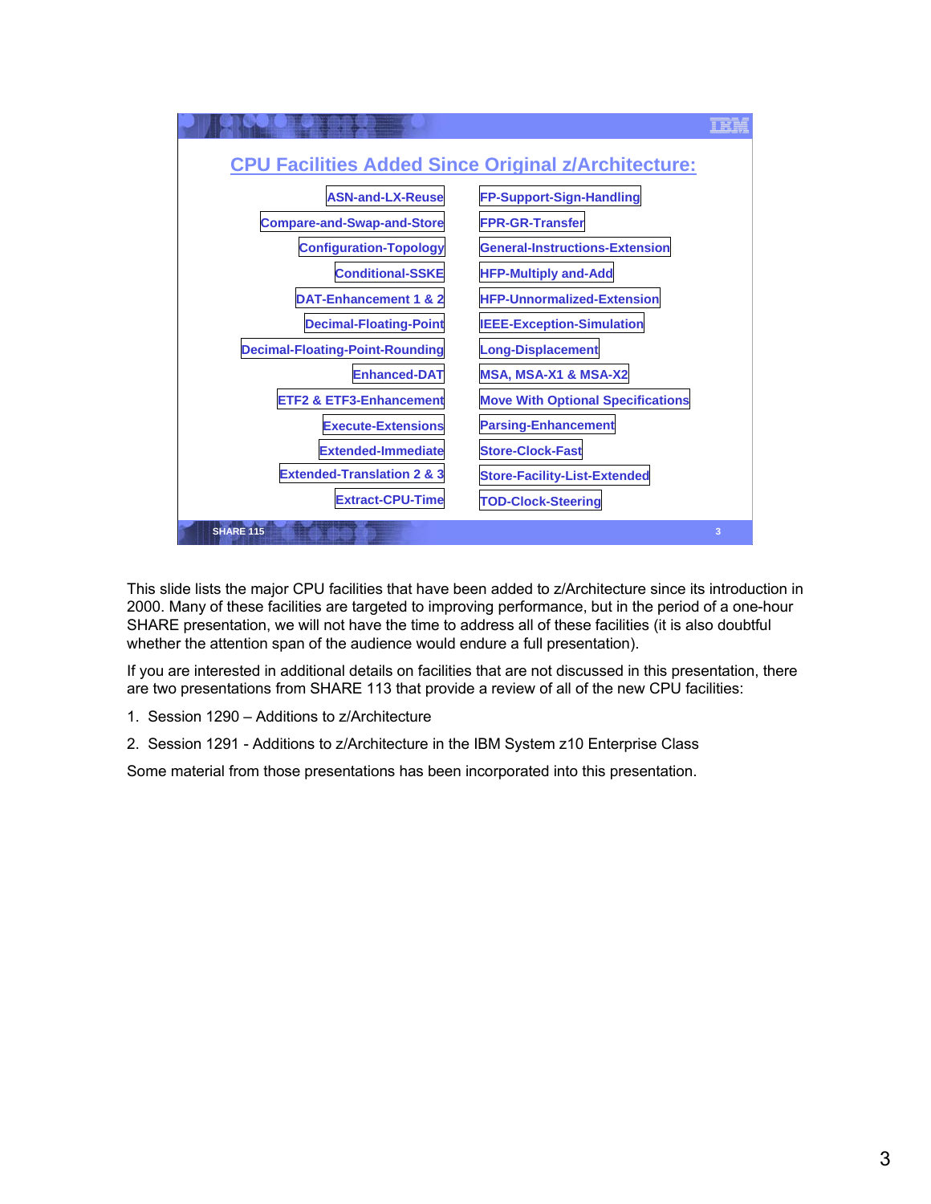## CPU Facilities Added Since Original z/Architecture:

- ASN-and-LX-Reuse
- Compare-and-Swap-and-Store
- Configuration-Topology
- Conditional-SSKE
- DAT-Enhancement 1 & 2
- Decimal-Floating-Point
- Decimal-Floating-Point-Rounding
- Enhanced-DAT
- ETF2 & ETF3-Enhancement
- Execute-Extensions
- Extended-Immediate
- Extended-Translation 2 & 3
- Extract-CPU-Time
- FP-Support-Sign-Handling
- FPR-GR-Transfer
- General-Instructions-Extension
- HFP-Multiply and-Add
- HFP-Unnormalized-Extension
- IEEE-Exception-Simulation
- Long-Displacement
- MSA, MSA-X1 & MSA-X2
- Move With Optional Specifications
- Parsing-Enhancement
- Store-Clock-Fast
- Store-Facility-List-Extended
- TOD-Clock-Steering

This slide lists the major CPU facilities that have been added to z/Architecture since its introduction in 2000. Many of these facilities are targeted to improving performance, but in the period of a one-hour SHARE presentation, we will not have the time to address all of these facilities (it is also doubtful whether the attention span of the audience would endure a full presentation).

If you are interested in additional details on facilities that are not discussed in this presentation, there are two presentations from SHARE 113 that provide a review of all of the new CPU facilities:

1. Session 1290 – Additions to z/Architecture
2. Session 1291 - Additions to z/Architecture in the IBM System z10 Enterprise Class

Some material from those presentations has been incorporated into this presentation.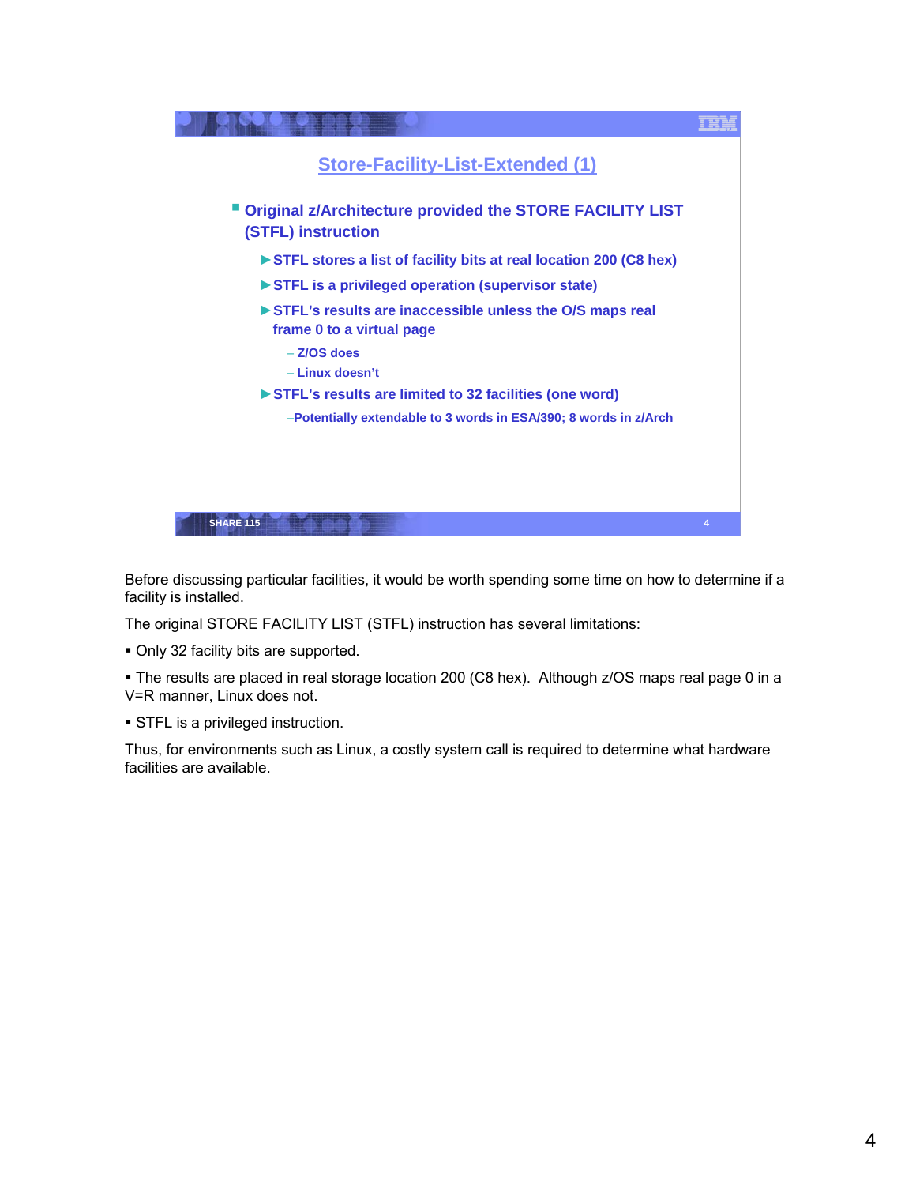## Store-Facility-List-Extended (1)

- **Original z/Architecture provided the STORE FACILITY LIST (STFL) instruction**
  - **STFL stores a list of facility bits at real location 200 (C8 hex)**
  - **STFL is a privileged operation (supervisor state)**
  - **STFL's results are inaccessible unless the O/S maps real frame 0 to a virtual page**
    - Z/OS does
    - Linux doesn't
  - **STFL's results are limited to 32 facilities (one word)**
    - Potentially extendable to 3 words in ESA/390; 8 words in z/Arch

Before discussing particular facilities, it would be worth spending some time on how to determine if a facility is installed.

The original STORE FACILITY LIST (STFL) instruction has several limitations:

- Only 32 facility bits are supported.
- The results are placed in real storage location 200 (C8 hex). Although z/OS maps real page 0 in a V=R manner, Linux does not.
- STFL is a privileged instruction.

Thus, for environments such as Linux, a costly system call is required to determine what hardware facilities are available.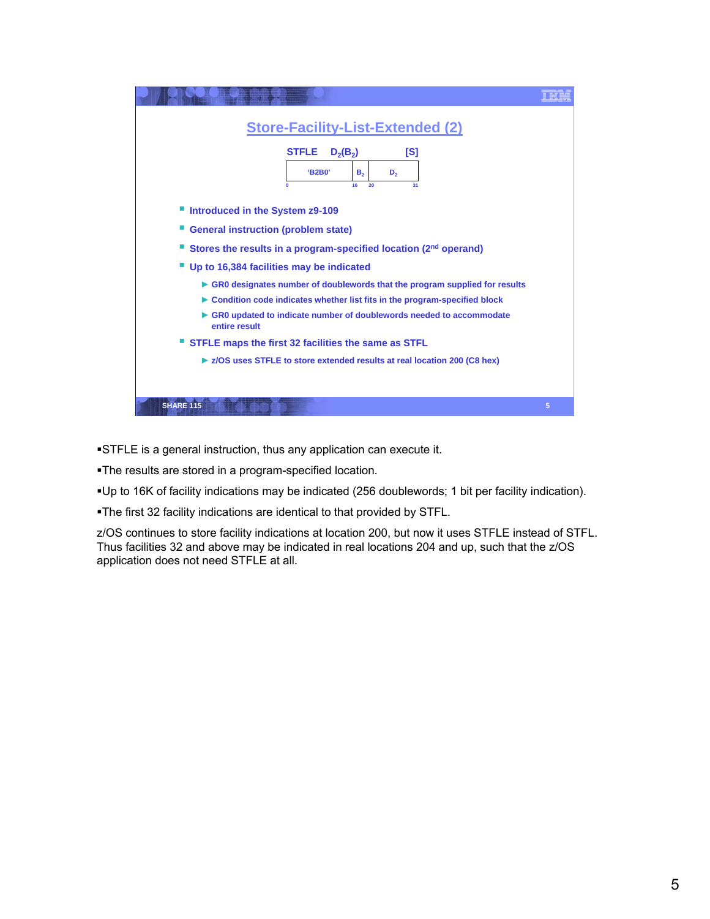## Store-Facility-List-Extended (2)

STFLE $D_2(B_2)$ [S]

| 'B2B0' | $B_2$ | $D_2$ |
|---|---|---|

0 16 20 31

- Introduced in the System z9-109
- General instruction (problem state)
- Stores the results in a program-specified location (2nd operand)
- Up to 16,384 facilities may be indicated
  - GR0 designates number of doublewords that the program supplied for results
  - Condition code indicates whether list fits in the program-specified block
  - GR0 updated to indicate number of doublewords needed to accommodate entire result
- STFLE maps the first 32 facilities the same as STFL
  - z/OS uses STFLE to store extended results at real location 200 (C8 hex)

SHARE 115

- STFLE is a general instruction, thus any application can execute it.
- The results are stored in a program-specified location.
- Up to 16K of facility indications may be indicated (256 doublewords; 1 bit per facility indication).
- The first 32 facility indications are identical to that provided by STFL.

z/OS continues to store facility indications at location 200, but now it uses STFLE instead of STFL. Thus facilities 32 and above may be indicated in real locations 204 and up, such that the z/OS application does not need STFLE at all.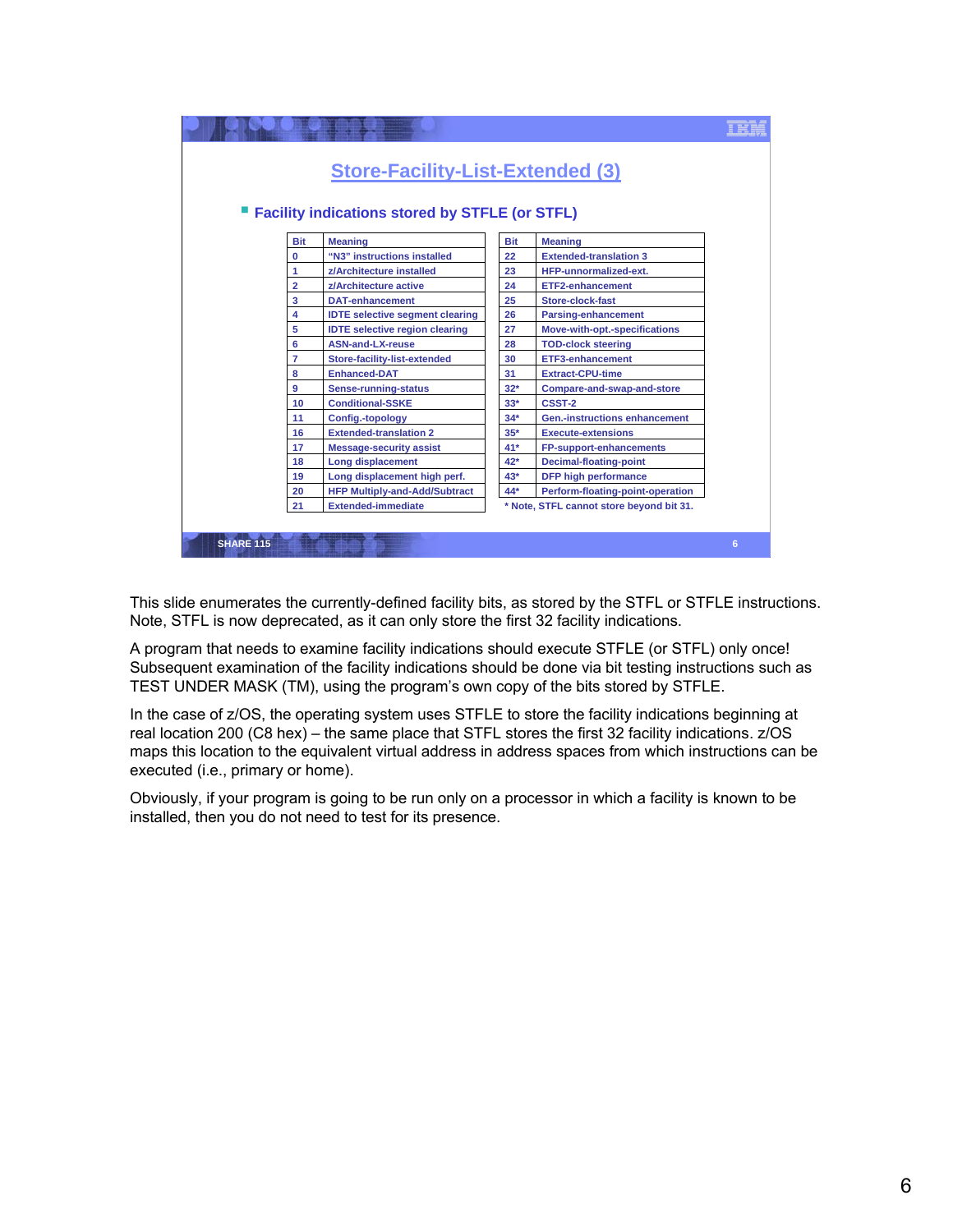## Store-Facility-List-Extended (3)

- Facility indications stored by STFLE (or STFL)

| Bit | Meaning |
|---|---|
| 0 | "N3" instructions installed |
| 1 | z/Architecture installed |
| 2 | z/Architecture active |
| 3 | DAT-enhancement |
| 4 | IDTE selective segment clearing |
| 5 | IDTE selective region clearing |
| 6 | ASN-and-LX-reuse |
| 7 | Store-facility-list-extended |
| 8 | Enhanced-DAT |
| 9 | Sense-running-status |
| 10 | Conditional-SSKE |
| 11 | Config.-topology |
| 16 | Extended-translation 2 |
| 17 | Message-security assist |
| 18 | Long displacement |
| 19 | Long displacement high perf. |
| 20 | HFP Multiply-and-Add/Subtract |
| 21 | Extended-immediate |

| Bit | Meaning |
|---|---|
| 22 | Extended-translation 3 |
| 23 | HFP-unnormalized-ext. |
| 24 | ETF2-enhancement |
| 25 | Store-clock-fast |
| 26 | Parsing-enhancement |
| 27 | Move-with-opt.-specifications |
| 28 | TOD-clock steering |
| 30 | ETF3-enhancement |
| 31 | Extract-CPU-time |
| 32* | Compare-and-swap-and-store |
| 33* | CSST-2 |
| 34* | Gen.-instructions enhancement |
| 35* | Execute-extensions |
| 41* | FP-support-enhancements |
| 42* | Decimal-floating-point |
| 43* | DFP high performance |
| 44* | Perform-floating-point-operation |

* Note, STFL cannot store beyond bit 31.

This slide enumerates the currently-defined facility bits, as stored by the STFL or STFLE instructions. Note, STFL is now deprecated, as it can only store the first 32 facility indications.

A program that needs to examine facility indications should execute STFLE (or STFL) only once! Subsequent examination of the facility indications should be done via bit testing instructions such as TEST UNDER MASK (TM), using the program's own copy of the bits stored by STFLE.

In the case of z/OS, the operating system uses STFLE to store the facility indications beginning at real location 200 (C8 hex) – the same place that STFL stores the first 32 facility indications. z/OS maps this location to the equivalent virtual address in address spaces from which instructions can be executed (i.e., primary or home).

Obviously, if your program is going to be run only on a processor in which a facility is known to be installed, then you do not need to test for its presence.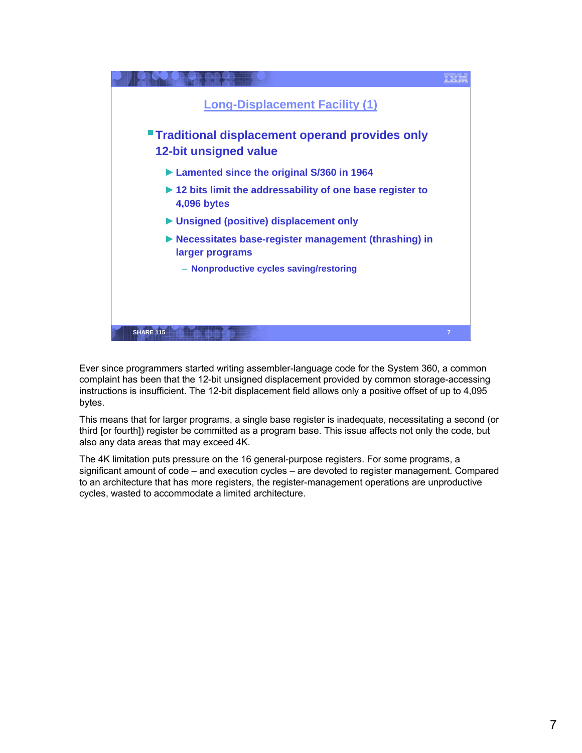## Long-Displacement Facility (1)

- Traditional displacement operand provides only 12-bit unsigned value
  - Lamented since the original S/360 in 1964
  - 12 bits limit the addressability of one base register to 4,096 bytes
  - Unsigned (positive) displacement only
  - Necessitates base-register management (thrashing) in larger programs
    - Nonproductive cycles saving/restoring

Ever since programmers started writing assembler-language code for the System 360, a common complaint has been that the 12-bit unsigned displacement provided by common storage-accessing instructions is insufficient. The 12-bit displacement field allows only a positive offset of up to 4,095 bytes.

This means that for larger programs, a single base register is inadequate, necessitating a second (or third [or fourth]) register be committed as a program base. This issue affects not only the code, but also any data areas that may exceed 4K.

The 4K limitation puts pressure on the 16 general-purpose registers. For some programs, a significant amount of code – and execution cycles – are devoted to register management. Compared to an architecture that has more registers, the register-management operations are unproductive cycles, wasted to accommodate a limited architecture.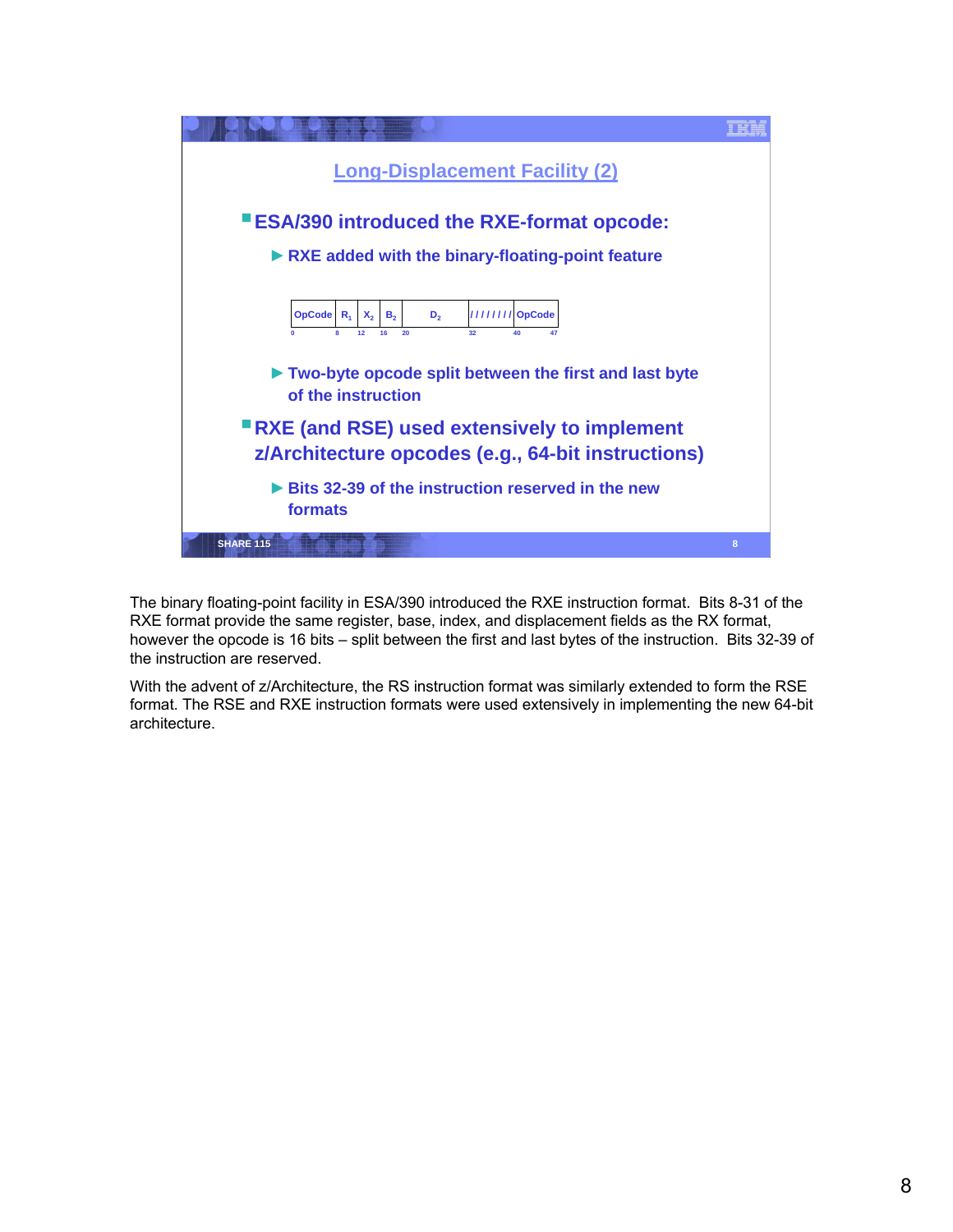## Long-Displacement Facility (2)

- **ESA/390 introduced the RXE-format opcode:**
  - **RXE added with the binary-floating-point feature**

| OpCode | $R_1$ | $X_2$ | $B_2$ | $D_2$ | //////// | OpCode |
|---|---|---|---|---|---|---|
| 0 | 8 | 12 | 16 | 20 | 32 | 40 47 |

  - **Two-byte opcode split between the first and last byte of the instruction**
- **RXE (and RSE) used extensively to implement z/Architecture opcodes (e.g., 64-bit instructions)**
  - **Bits 32-39 of the instruction reserved in the new formats**

SHARE 115

The binary floating-point facility in ESA/390 introduced the RXE instruction format. Bits 8-31 of the RXE format provide the same register, base, index, and displacement fields as the RX format, however the opcode is 16 bits – split between the first and last bytes of the instruction. Bits 32-39 of the instruction are reserved.

With the advent of z/Architecture, the RS instruction format was similarly extended to form the RSE format. The RSE and RXE instruction formats were used extensively in implementing the new 64-bit architecture.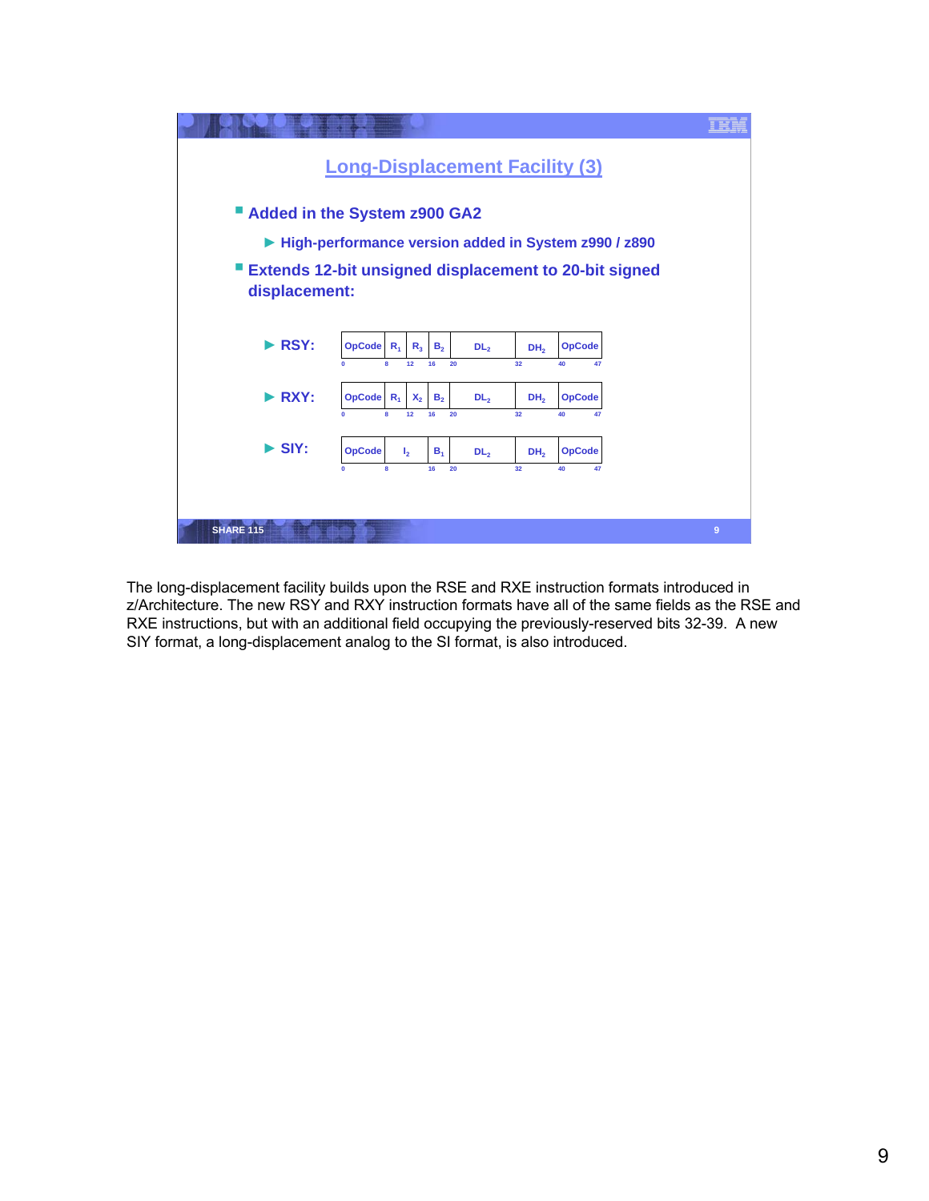## Long-Displacement Facility (3)

- Added in the System z900 GA2
  - High-performance version added in System z990 / z890
- Extends 12-bit unsigned displacement to 20-bit signed displacement:
  - RSY:

| OpCode | $R_1$ | $R_3$ | $B_2$ | $DL_2$ | $DH_2$ | OpCode |
|---|---|---|---|---|---|---|
| 0 | 8 | 12 | 16 | 20 | 32 | 40 47 |

  - RXY:

| OpCode | $R_1$ | $X_2$ | $B_2$ | $DL_2$ | $DH_2$ | OpCode |
|---|---|---|---|---|---|---|
| 0 | 8 | 12 | 16 | 20 | 32 | 40 47 |

  - SIY:

| OpCode | $I_2$ | $B_1$ | $DL_2$ | $DH_2$ | OpCode |
|---|---|---|---|---|---|
| 0 | 8 | 16 | 20 | 32 | 40 47 |

SHARE 115

The long-displacement facility builds upon the RSE and RXE instruction formats introduced in z/Architecture. The new RSY and RXY instruction formats have all of the same fields as the RSE and RXE instructions, but with an additional field occupying the previously-reserved bits 32-39. A new SIY format, a long-displacement analog to the SI format, is also introduced.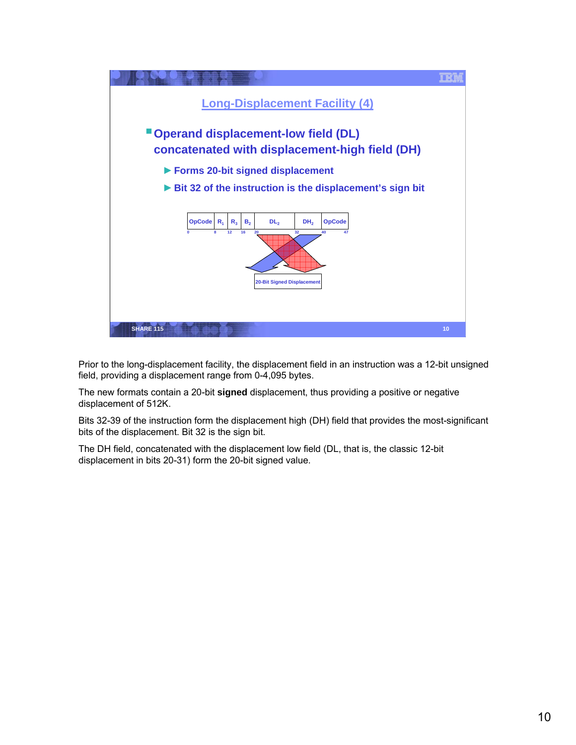## Long-Displacement Facility (4)

- **Operand displacement-low field (DL) concatenated with displacement-high field (DH)**
  - **Forms 20-bit signed displacement**
  - **Bit 32 of the instruction is the displacement's sign bit**

| OpCode | $R_1$ | $R_3$ | $B_2$ | $DL_2$ | $DH_2$ | OpCode |
|---|---|---|---|---|---|---|
| 0 | 8 | 12 | 16 | 20 | 32 | 40 47 |

20-Bit Signed Displacement

Prior to the long-displacement facility, the displacement field in an instruction was a 12-bit unsigned field, providing a displacement range from 0-4,095 bytes.

The new formats contain a 20-bit **signed** displacement, thus providing a positive or negative displacement of 512K.

Bits 32-39 of the instruction form the displacement high (DH) field that provides the most-significant bits of the displacement. Bit 32 is the sign bit.

The DH field, concatenated with the displacement low field (DL, that is, the classic 12-bit displacement in bits 20-31) form the 20-bit signed value.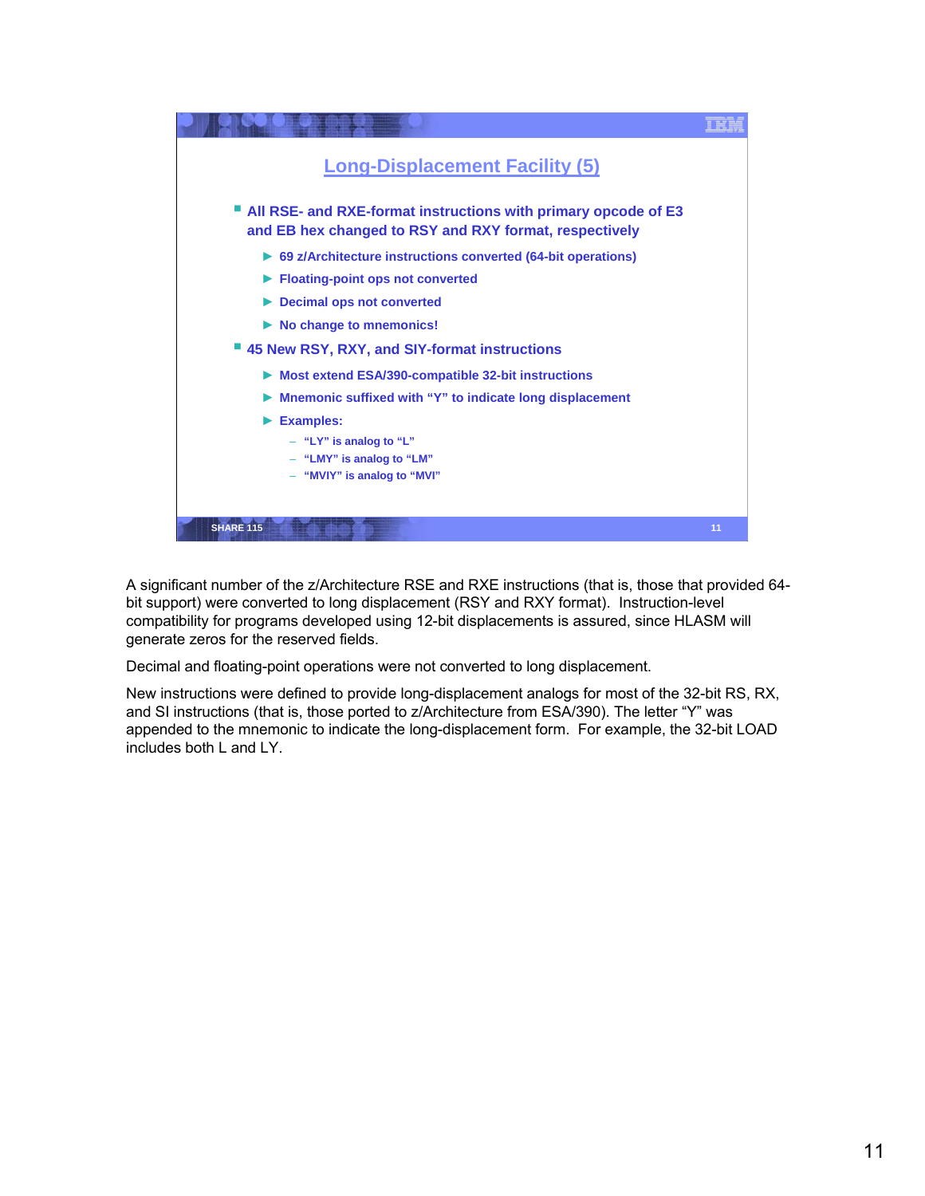## Long-Displacement Facility (5)

- All RSE- and RXE-format instructions with primary opcode of E3 and EB hex changed to RSY and RXY format, respectively
  - 69 z/Architecture instructions converted (64-bit operations)
  - Floating-point ops not converted
  - Decimal ops not converted
  - No change to mnemonics!
- 45 New RSY, RXY, and SIY-format instructions
  - Most extend ESA/390-compatible 32-bit instructions
  - Mnemonic suffixed with “Y” to indicate long displacement
  - Examples:
    - “LY” is analog to “L”
    - “LMY” is analog to “LM”
    - “MVIY” is analog to “MVI”

A significant number of the z/Architecture RSE and RXE instructions (that is, those that provided 64-bit support) were converted to long displacement (RSY and RXY format). Instruction-level compatibility for programs developed using 12-bit displacements is assured, since HLASM will generate zeros for the reserved fields.

Decimal and floating-point operations were not converted to long displacement.

New instructions were defined to provide long-displacement analogs for most of the 32-bit RS, RX, and SI instructions (that is, those ported to z/Architecture from ESA/390). The letter “Y” was appended to the mnemonic to indicate the long-displacement form. For example, the 32-bit LOAD includes both L and LY.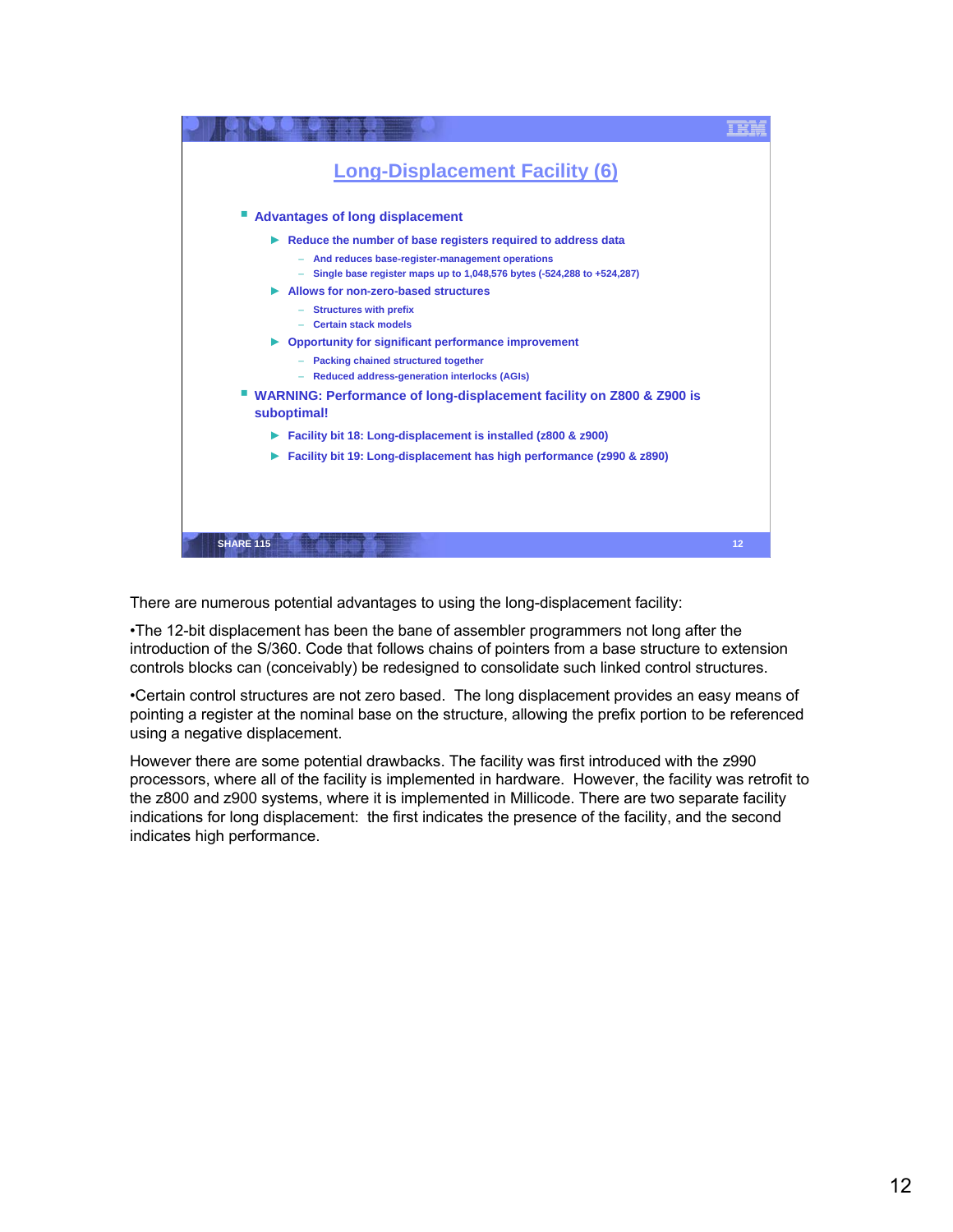## Long-Displacement Facility (6)

- Advantages of long displacement
  - Reduce the number of base registers required to address data
    - And reduces base-register-management operations
    - Single base register maps up to 1,048,576 bytes (-524,288 to +524,287)
  - Allows for non-zero-based structures
    - Structures with prefix
    - Certain stack models
  - Opportunity for significant performance improvement
    - Packing chained structured together
    - Reduced address-generation interlocks (AGIs)
- WARNING: Performance of long-displacement facility on Z800 & Z900 is suboptimal!
  - Facility bit 18: Long-displacement is installed (z800 & z900)
  - Facility bit 19: Long-displacement has high performance (z990 & z890)

SHARE 115

There are numerous potential advantages to using the long-displacement facility:

•The 12-bit displacement has been the bane of assembler programmers not long after the introduction of the S/360. Code that follows chains of pointers from a base structure to extension controls blocks can (conceivably) be redesigned to consolidate such linked control structures.

•Certain control structures are not zero based. The long displacement provides an easy means of pointing a register at the nominal base on the structure, allowing the prefix portion to be referenced using a negative displacement.

However there are some potential drawbacks. The facility was first introduced with the z990 processors, where all of the facility is implemented in hardware. However, the facility was retrofit to the z800 and z900 systems, where it is implemented in Millicode. There are two separate facility indications for long displacement: the first indicates the presence of the facility, and the second indicates high performance.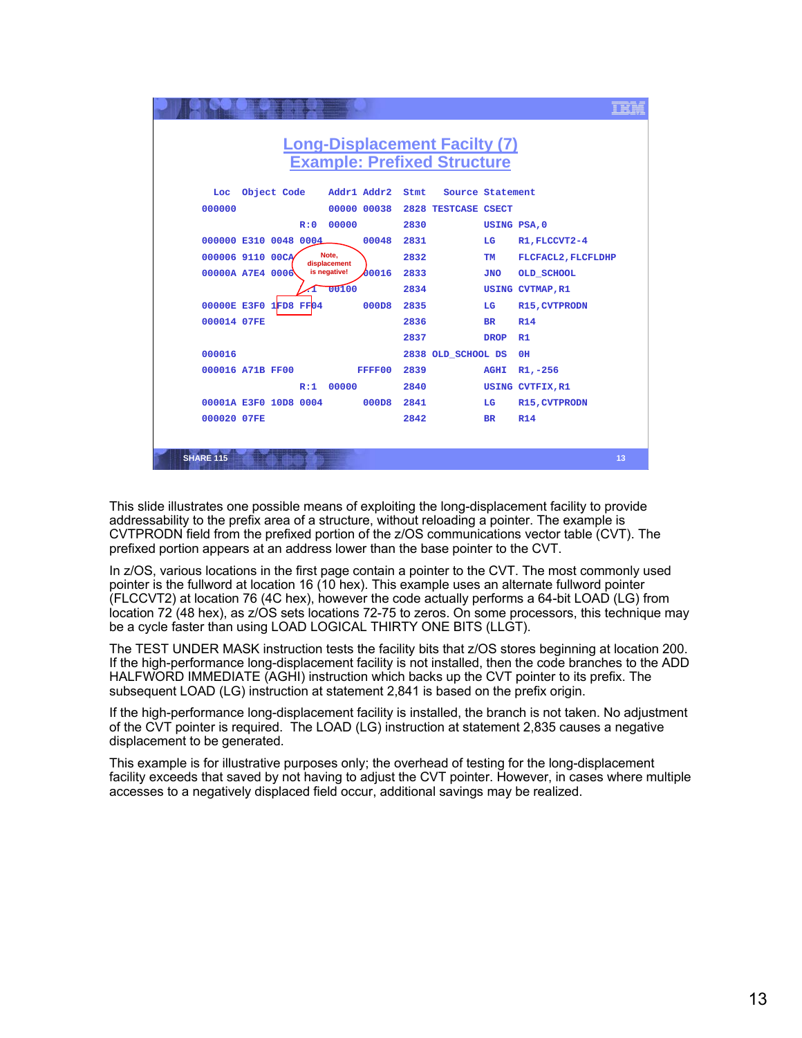## Long-Displacement Facilty (7)
## Example: Prefixed Structure

```
  Loc  Object Code    Addr1 Addr2  Stmt   Source Statement
000000                00000 00038  2828 TESTCASE CSECT
                  R:0  00000       2830        USING PSA,0
000000 E310 0048 0004       00048  2831        LG    R1,FLCCVT2-4
000006 9110 00CA                   2832        TM    FLCFACL2,FLCFLDHP
00000A A7E4 0006            00016  2833        JNO   OLD_SCHOOL
                  R:1  00100       2834        USING CVTMAP,R1
00000E E3F0 1FD8 FF04       000D8  2835        LG    R15,CVTPRODN
000014 07FE                        2836        BR    R14
                                   2837        DROP  R1
000016                             2838 OLD_SCHOOL DS  0H
000016 A71B FF00           FFFF00  2839        AGHI  R1,-256
                  R:1  00000       2840        USING CVTFIX,R1
00001A E3F0 10D8 0004       000D8  2841        LG    R15,CVTPRODN
000020 07FE                        2842        BR    R14
```

Note, displacement is negative!

This slide illustrates one possible means of exploiting the long-displacement facility to provide addressability to the prefix area of a structure, without reloading a pointer. The example is CVTPRODN field from the prefixed portion of the z/OS communications vector table (CVT). The prefixed portion appears at an address lower than the base pointer to the CVT.

In z/OS, various locations in the first page contain a pointer to the CVT. The most commonly used pointer is the fullword at location 16 (10 hex). This example uses an alternate fullword pointer (FLCCVT2) at location 76 (4C hex), however the code actually performs a 64-bit LOAD (LG) from location 72 (48 hex), as z/OS sets locations 72-75 to zeros. On some processors, this technique may be a cycle faster than using LOAD LOGICAL THIRTY ONE BITS (LLGT).

The TEST UNDER MASK instruction tests the facility bits that z/OS stores beginning at location 200. If the high-performance long-displacement facility is not installed, then the code branches to the ADD HALFWORD IMMEDIATE (AGHI) instruction which backs up the CVT pointer to its prefix. The subsequent LOAD (LG) instruction at statement 2,841 is based on the prefix origin.

If the high-performance long-displacement facility is installed, the branch is not taken. No adjustment of the CVT pointer is required. The LOAD (LG) instruction at statement 2,835 causes a negative displacement to be generated.

This example is for illustrative purposes only; the overhead of testing for the long-displacement facility exceeds that saved by not having to adjust the CVT pointer. However, in cases where multiple accesses to a negatively displaced field occur, additional savings may be realized.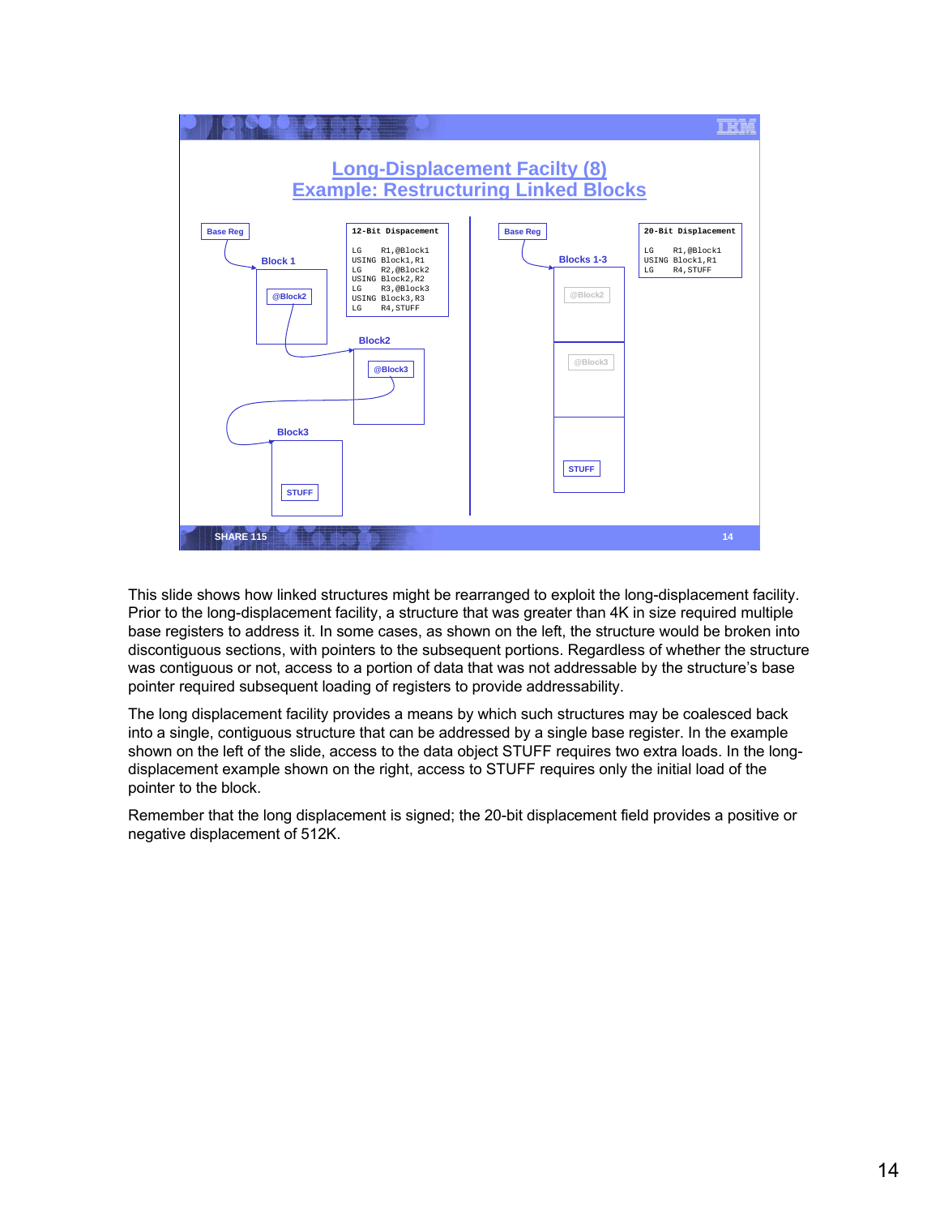## Long-Displacement Facilty (8)
## Example: Restructuring Linked Blocks

Base Reg

Block 1

@Block2

12-Bit Dispacement

```
LG    R1,@Block1
USING Block1,R1
LG    R2,@Block2
USING Block2,R2
LG    R3,@Block3
USING Block3,R3
LG    R4,STUFF
```

Block2

@Block3

Block3

STUFF

Base Reg

Blocks 1-3

@Block2

@Block3

STUFF

20-Bit Displacement

```
LG    R1,@Block1
USING Block1,R1
LG    R4,STUFF
```

This slide shows how linked structures might be rearranged to exploit the long-displacement facility. Prior to the long-displacement facility, a structure that was greater than 4K in size required multiple base registers to address it. In some cases, as shown on the left, the structure would be broken into discontiguous sections, with pointers to the subsequent portions. Regardless of whether the structure was contiguous or not, access to a portion of data that was not addressable by the structure's base pointer required subsequent loading of registers to provide addressability.

The long displacement facility provides a means by which such structures may be coalesced back into a single, contiguous structure that can be addressed by a single base register. In the example shown on the left of the slide, access to the data object STUFF requires two extra loads. In the long-displacement example shown on the right, access to STUFF requires only the initial load of the pointer to the block.

Remember that the long displacement is signed; the 20-bit displacement field provides a positive or negative displacement of 512K.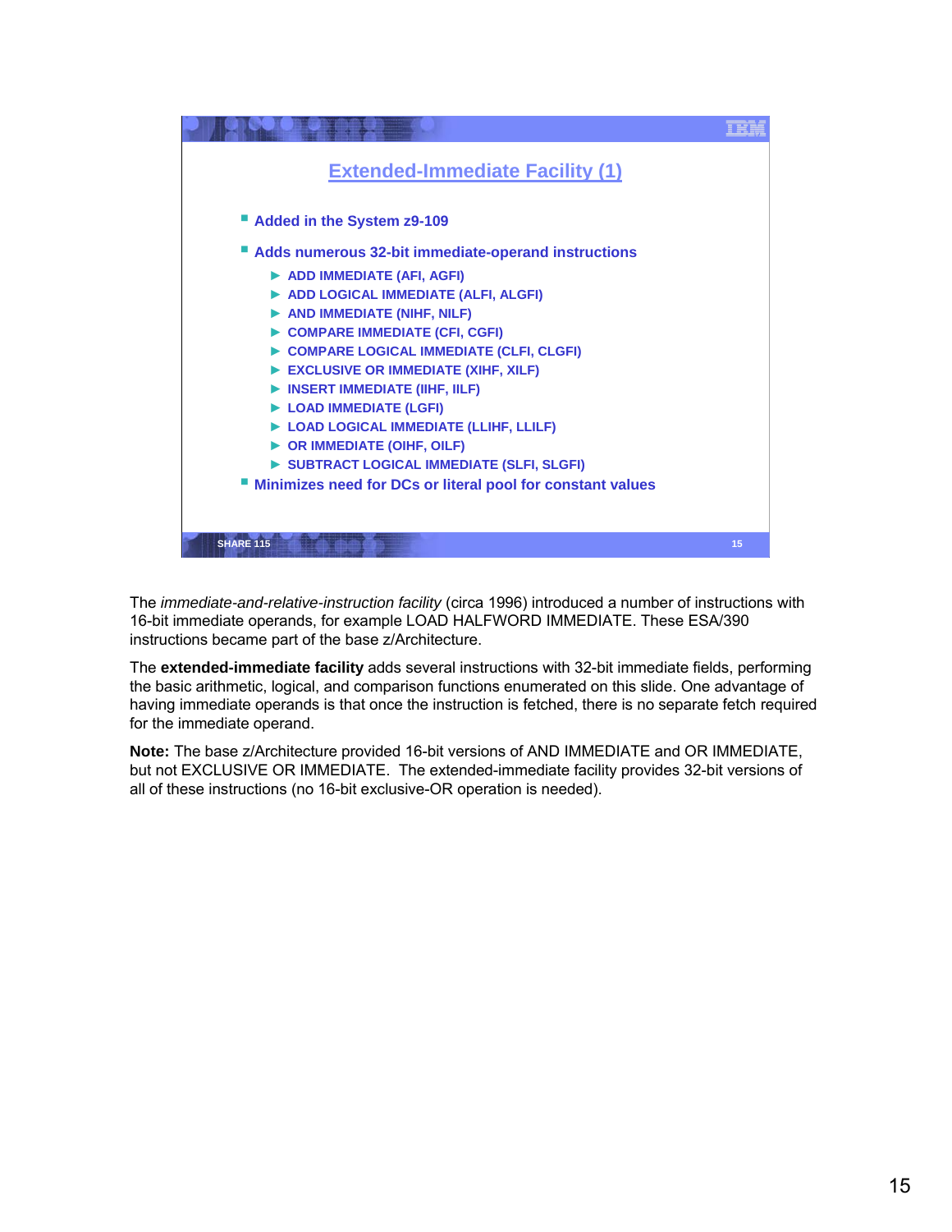## Extended-Immediate Facility (1)

- Added in the System z9-109
- Adds numerous 32-bit immediate-operand instructions
  - ADD IMMEDIATE (AFI, AGFI)
  - ADD LOGICAL IMMEDIATE (ALFI, ALGFI)
  - AND IMMEDIATE (NIHF, NILF)
  - COMPARE IMMEDIATE (CFI, CGFI)
  - COMPARE LOGICAL IMMEDIATE (CLFI, CLGFI)
  - EXCLUSIVE OR IMMEDIATE (XIHF, XILF)
  - INSERT IMMEDIATE (IIHF, IILF)
  - LOAD IMMEDIATE (LGFI)
  - LOAD LOGICAL IMMEDIATE (LLIHF, LLILF)
  - OR IMMEDIATE (OIHF, OILF)
  - SUBTRACT LOGICAL IMMEDIATE (SLFI, SLGFI)
- Minimizes need for DCs or literal pool for constant values

The *immediate-and-relative-instruction facility* (circa 1996) introduced a number of instructions with 16-bit immediate operands, for example LOAD HALFWORD IMMEDIATE. These ESA/390 instructions became part of the base z/Architecture.

The **extended-immediate facility** adds several instructions with 32-bit immediate fields, performing the basic arithmetic, logical, and comparison functions enumerated on this slide. One advantage of having immediate operands is that once the instruction is fetched, there is no separate fetch required for the immediate operand.

**Note:** The base z/Architecture provided 16-bit versions of AND IMMEDIATE and OR IMMEDIATE, but not EXCLUSIVE OR IMMEDIATE. The extended-immediate facility provides 32-bit versions of all of these instructions (no 16-bit exclusive-OR operation is needed).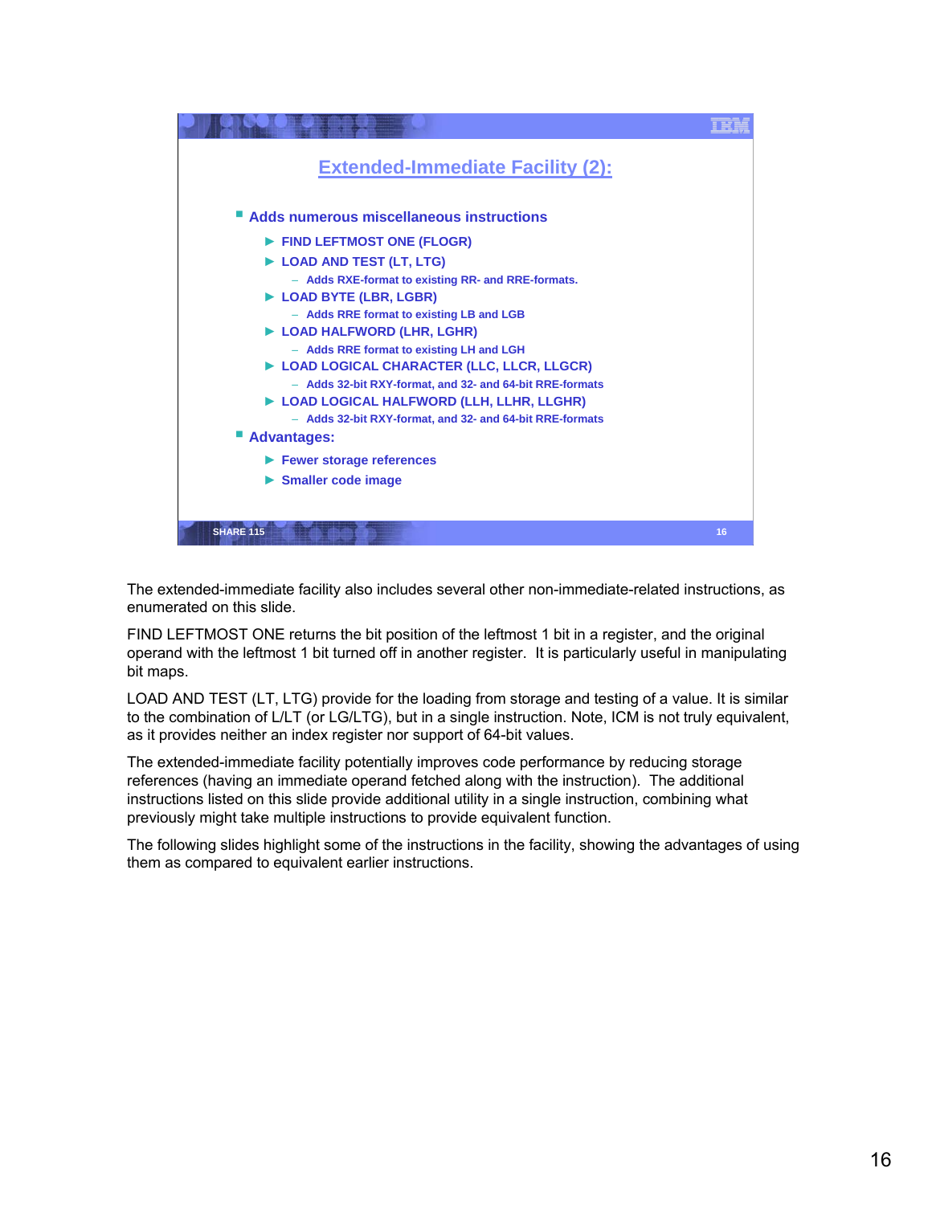## Extended-Immediate Facility (2):

- Adds numerous miscellaneous instructions
  - FIND LEFTMOST ONE (FLOGR)
  - LOAD AND TEST (LT, LTG)
    - Adds RXE-format to existing RR- and RRE-formats.
  - LOAD BYTE (LBR, LGBR)
    - Adds RRE format to existing LB and LGB
  - LOAD HALFWORD (LHR, LGHR)
    - Adds RRE format to existing LH and LGH
  - LOAD LOGICAL CHARACTER (LLC, LLCR, LLGCR)
    - Adds 32-bit RXY-format, and 32- and 64-bit RRE-formats
  - LOAD LOGICAL HALFWORD (LLH, LLHR, LLGHR)
    - Adds 32-bit RXY-format, and 32- and 64-bit RRE-formats
- Advantages:
  - Fewer storage references
  - Smaller code image

The extended-immediate facility also includes several other non-immediate-related instructions, as enumerated on this slide.

FIND LEFTMOST ONE returns the bit position of the leftmost 1 bit in a register, and the original operand with the leftmost 1 bit turned off in another register. It is particularly useful in manipulating bit maps.

LOAD AND TEST (LT, LTG) provide for the loading from storage and testing of a value. It is similar to the combination of L/LT (or LG/LTG), but in a single instruction. Note, ICM is not truly equivalent, as it provides neither an index register nor support of 64-bit values.

The extended-immediate facility potentially improves code performance by reducing storage references (having an immediate operand fetched along with the instruction). The additional instructions listed on this slide provide additional utility in a single instruction, combining what previously might take multiple instructions to provide equivalent function.

The following slides highlight some of the instructions in the facility, showing the advantages of using them as compared to equivalent earlier instructions.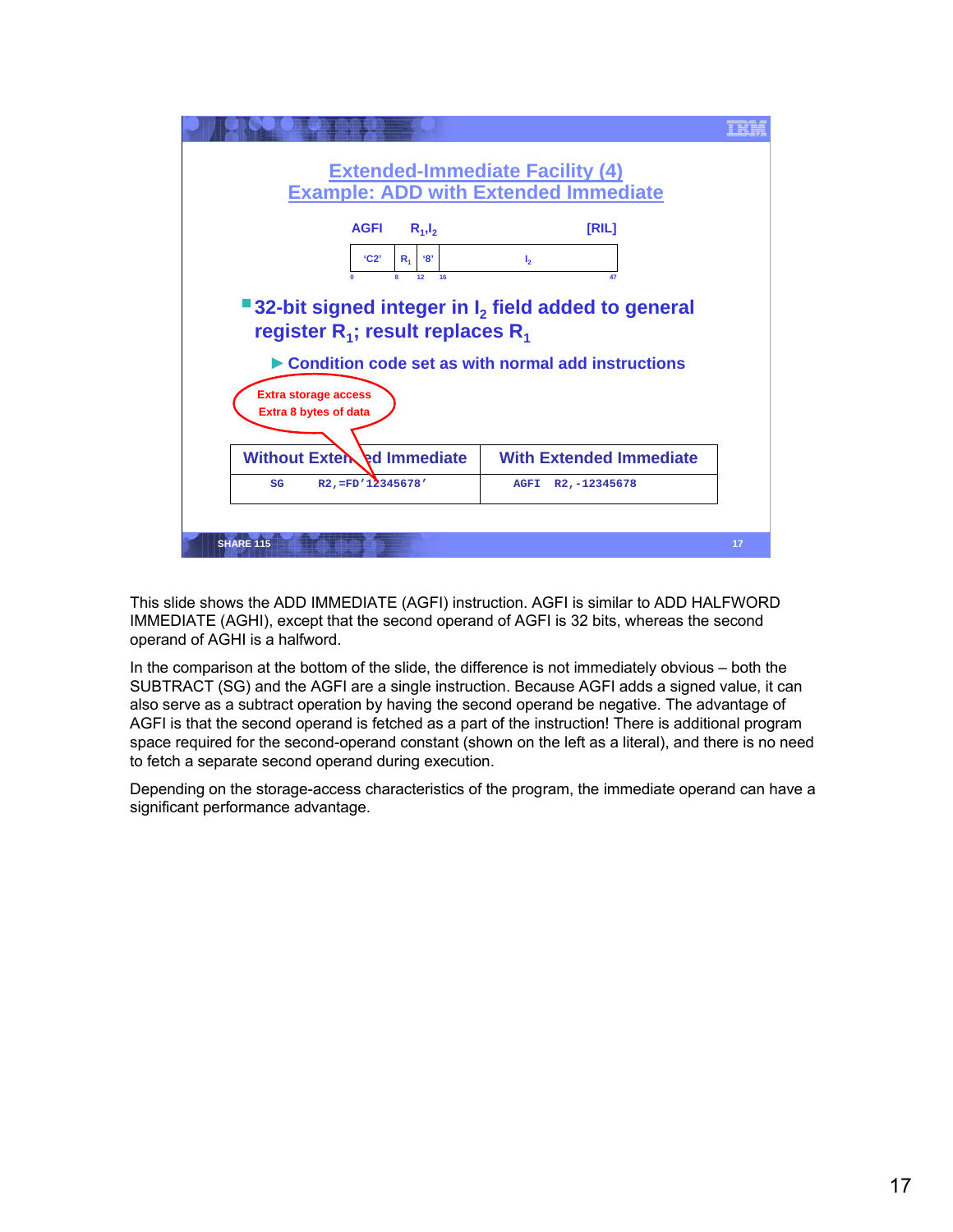## Extended-Immediate Facility (4)
## Example: ADD with Extended Immediate

AGFI $R_1$,$I_2$ [RIL]

| 'C2' | $R_1$ | '8' | $I_2$ |
|---|---|---|---|
| 0 | 8 | 12 | 16 … 47 |

- 32-bit signed integer in $I_2$ field added to general register $R_1$; result replaces $R_1$
  - Condition code set as with normal add instructions

Extra storage access
Extra 8 bytes of data

| Without Extended Immediate | With Extended Immediate |
|---|---|
| `SG R2,=FD'12345678'` | `AGFI R2,-12345678` |

This slide shows the ADD IMMEDIATE (AGFI) instruction. AGFI is similar to ADD HALFWORD IMMEDIATE (AGHI), except that the second operand of AGFI is 32 bits, whereas the second operand of AGHI is a halfword.

In the comparison at the bottom of the slide, the difference is not immediately obvious – both the SUBTRACT (SG) and the AGFI are a single instruction. Because AGFI adds a signed value, it can also serve as a subtract operation by having the second operand be negative. The advantage of AGFI is that the second operand is fetched as a part of the instruction! There is additional program space required for the second-operand constant (shown on the left as a literal), and there is no need to fetch a separate second operand during execution.

Depending on the storage-access characteristics of the program, the immediate operand can have a significant performance advantage.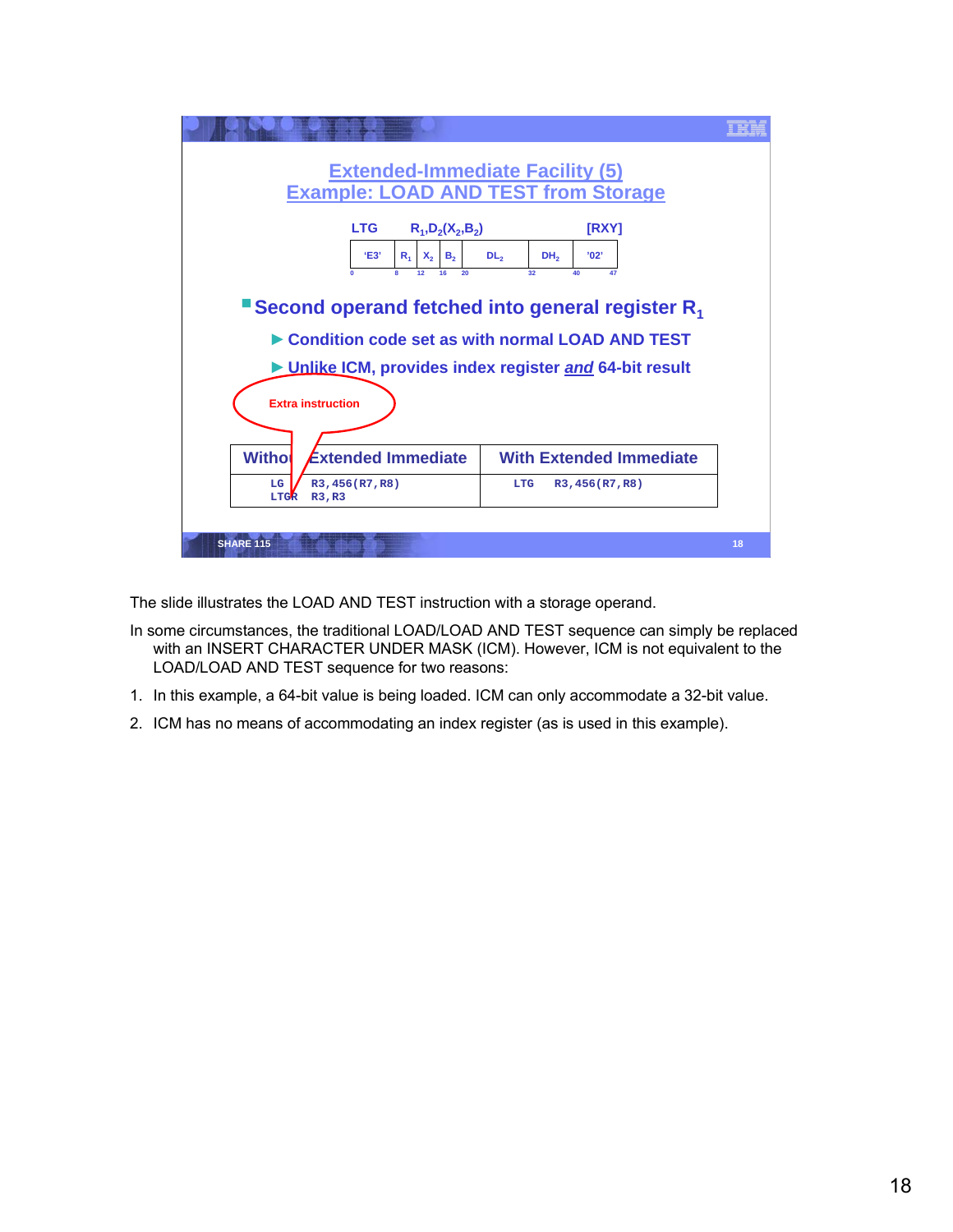## Extended-Immediate Facility (5)
## Example: LOAD AND TEST from Storage

LTG $R_1,D_2(X_2,B_2)$ [RXY]

| 'E3' | $R_1$ | $X_2$ | $B_2$ | $DL_2$ | $DH_2$ | '02' |
|---|---|---|---|---|---|---|
| 0 | 8 | 12 | 16 | 20 | 32 | 40 47 |

- **Second operand fetched into general register $R_1$**
  - ► Condition code set as with normal LOAD AND TEST
  - ► Unlike ICM, provides index register ***and*** 64-bit result

Extra instruction

| Without Extended Immediate | With Extended Immediate |
|---|---|
| `LG R3,456(R7,R8)`<br>`LTGR R3,R3` | `LTG R3,456(R7,R8)` |

The slide illustrates the LOAD AND TEST instruction with a storage operand.

In some circumstances, the traditional LOAD/LOAD AND TEST sequence can simply be replaced with an INSERT CHARACTER UNDER MASK (ICM). However, ICM is not equivalent to the LOAD/LOAD AND TEST sequence for two reasons:

1. In this example, a 64-bit value is being loaded. ICM can only accommodate a 32-bit value.
2. ICM has no means of accommodating an index register (as is used in this example).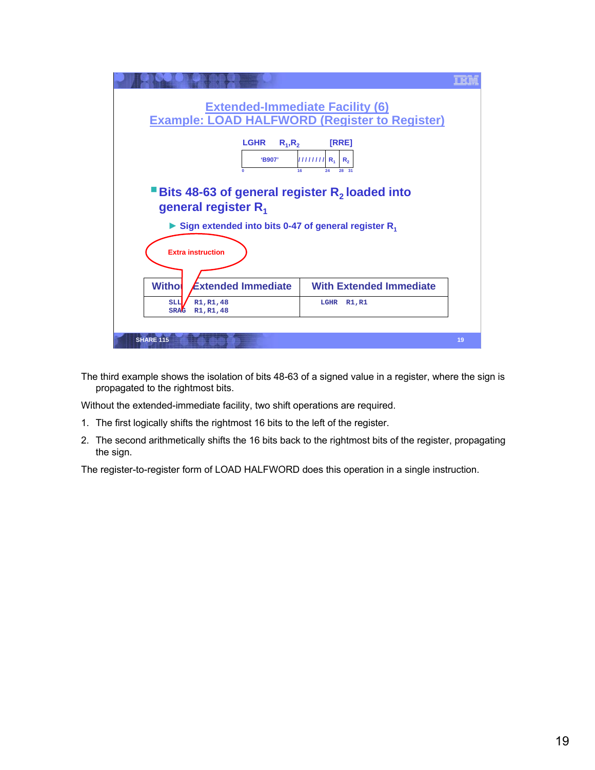## Extended-Immediate Facility (6)
## Example: LOAD HALFWORD (Register to Register)

**LGHR $R_1$,$R_2$ [RRE]**

| 'B907' | //////// | $R_1$ | $R_2$ |
|---|---|---|---|
| 0 | 16 | 24 | 28 31 |

- **Bits 48-63 of general register $R_2$ loaded into general register $R_1$**
  - Sign extended into bits 0-47 of general register $R_1$

Extra instruction

| Without Extended Immediate | With Extended Immediate |
|---|---|
| `SLLG R1,R1,48`<br>`SRAG R1,R1,48` | `LGHR R1,R1` |

SHARE 115

The third example shows the isolation of bits 48-63 of a signed value in a register, where the sign is propagated to the rightmost bits.

Without the extended-immediate facility, two shift operations are required.

1. The first logically shifts the rightmost 16 bits to the left of the register.
2. The second arithmetically shifts the 16 bits back to the rightmost bits of the register, propagating the sign.

The register-to-register form of LOAD HALFWORD does this operation in a single instruction.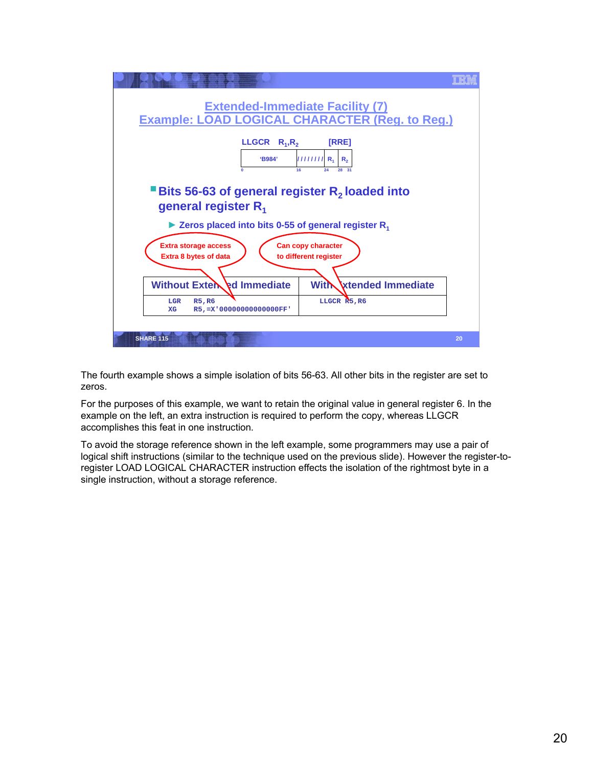## Extended-Immediate Facility (7)
## Example: LOAD LOGICAL CHARACTER (Reg. to Reg.)

LLGCR $R_1$,$R_2$ [RRE]

| 'B984' | //////// | $R_1$ | $R_2$ |
|---|---|---|---|
| 0 | 16 | 24 | 28 31 |

- **Bits 56-63 of general register $R_2$ loaded into general register $R_1$**
  - Zeros placed into bits 0-55 of general register $R_1$

Extra storage access
Extra 8 bytes of data

Can copy character to different register

| Without Extended Immediate | With Extended Immediate |
|---|---|
| `LGR R5,R6`<br>`XG R5,=X'00000000000000FF'` | `LLGCR R5,R6` |

The fourth example shows a simple isolation of bits 56-63. All other bits in the register are set to zeros.

For the purposes of this example, we want to retain the original value in general register 6. In the example on the left, an extra instruction is required to perform the copy, whereas LLGCR accomplishes this feat in one instruction.

To avoid the storage reference shown in the left example, some programmers may use a pair of logical shift instructions (similar to the technique used on the previous slide). However the register-to-register LOAD LOGICAL CHARACTER instruction effects the isolation of the rightmost byte in a single instruction, without a storage reference.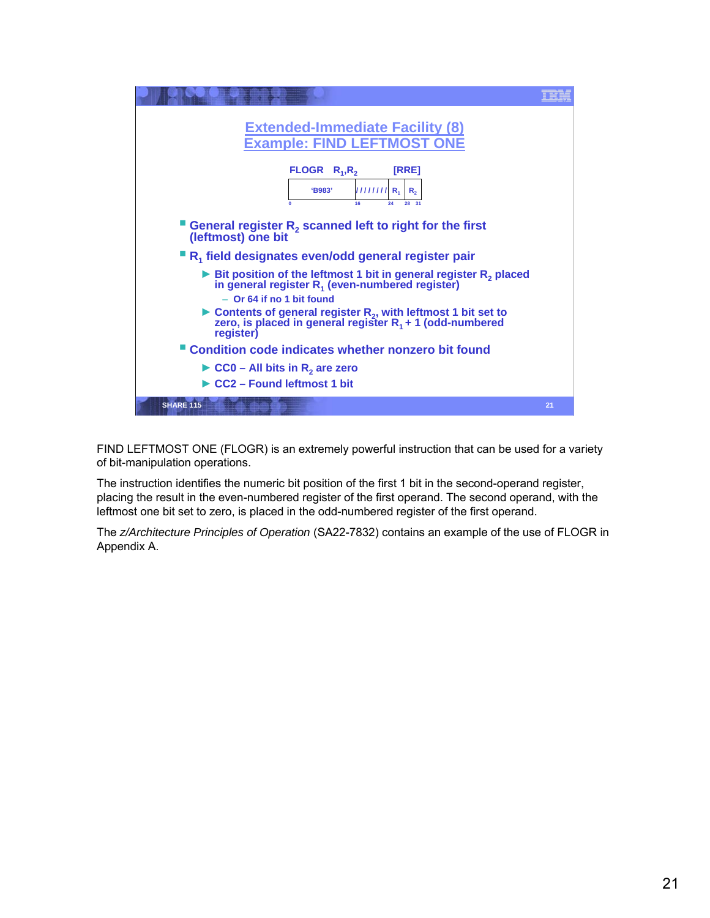## Extended-Immediate Facility (8)
## Example: FIND LEFTMOST ONE

**FLOGR $R_1$,$R_2$ [RRE]**

| 'B983' | //////// | $R_1$ | $R_2$ |
|---|---|---|---|
| 0 | 16 | 24 | 28 31 |

- General register $R_2$ scanned left to right for the first (leftmost) one bit
- $R_1$ field designates even/odd general register pair
  - Bit position of the leftmost 1 bit in general register $R_2$ placed in general register $R_1$ (even-numbered register)
    - Or 64 if no 1 bit found
  - Contents of general register $R_2$, with leftmost 1 bit set to zero, is placed in general register $R_1$ + 1 (odd-numbered register)
- Condition code indicates whether nonzero bit found
  - CC0 – All bits in $R_2$ are zero
  - CC2 – Found leftmost 1 bit

FIND LEFTMOST ONE (FLOGR) is an extremely powerful instruction that can be used for a variety of bit-manipulation operations.

The instruction identifies the numeric bit position of the first 1 bit in the second-operand register, placing the result in the even-numbered register of the first operand. The second operand, with the leftmost one bit set to zero, is placed in the odd-numbered register of the first operand.

The *z/Architecture Principles of Operation* (SA22-7832) contains an example of the use of FLOGR in Appendix A.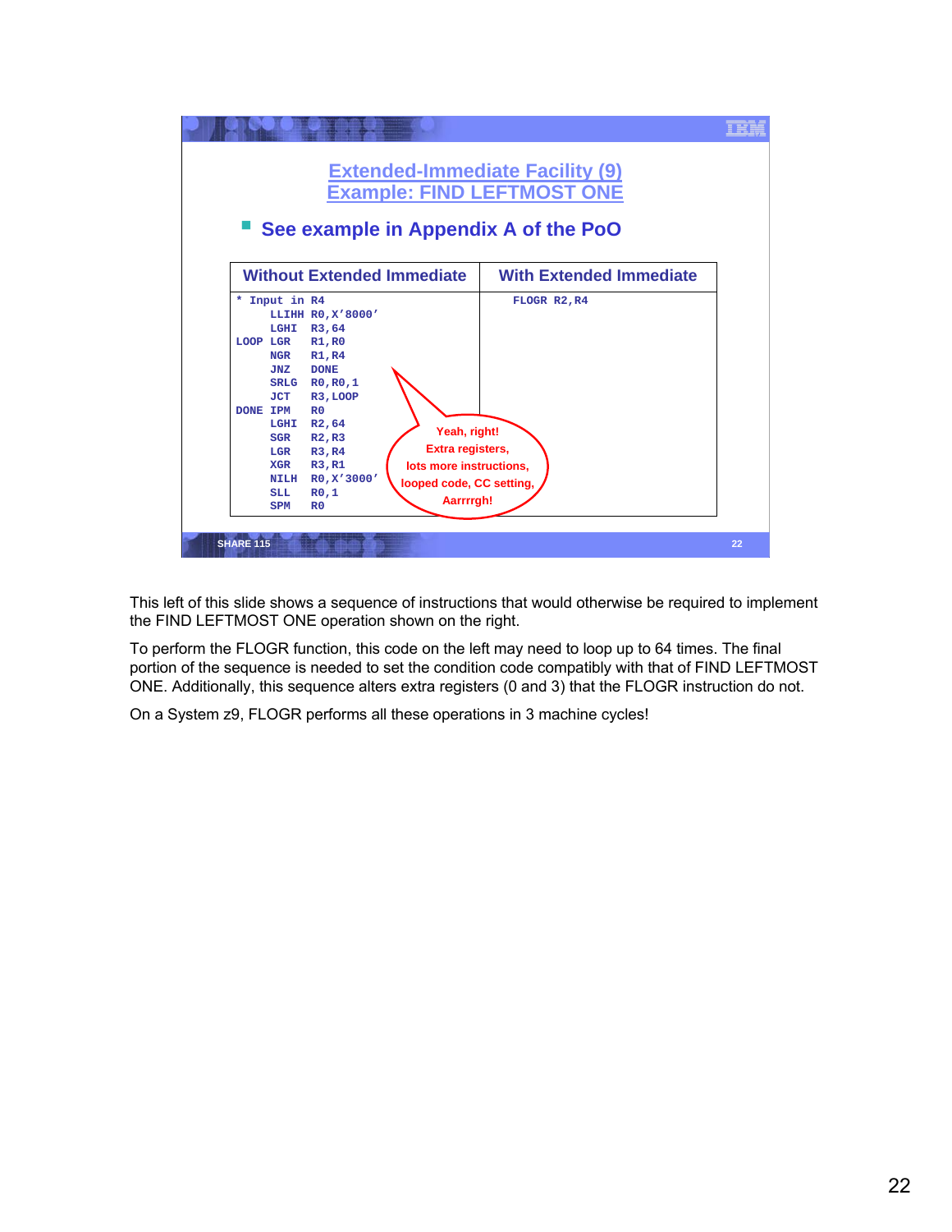## Extended-Immediate Facility (9)
## Example: FIND LEFTMOST ONE

- See example in Appendix A of the PoO

| Without Extended Immediate | With Extended Immediate |
|---|---|
| <pre>* Input in R4<br>     LLIHH R0,X'8000'<br>     LGHI  R3,64<br>LOOP LGR   R1,R0<br>     NGR   R1,R4<br>     JNZ   DONE<br>     SRLG  R0,R0,1<br>     JCT   R3,LOOP<br>DONE IPM   R0<br>     LGHI  R2,64<br>     SGR   R2,R3<br>     LGR   R3,R4<br>     XGR   R3,R1<br>     NILH  R0,X'3000'<br>     SLL   R0,1<br>     SPM   R0</pre> | <pre>FLOGR R2,R4</pre> |

Yeah, right!
Extra registers,
lots more instructions,
looped code, CC setting,
Aarrrrgh!

SHARE 115

This left of this slide shows a sequence of instructions that would otherwise be required to implement the FIND LEFTMOST ONE operation shown on the right.

To perform the FLOGR function, this code on the left may need to loop up to 64 times. The final portion of the sequence is needed to set the condition code compatibly with that of FIND LEFTMOST ONE. Additionally, this sequence alters extra registers (0 and 3) that the FLOGR instruction do not.

On a System z9, FLOGR performs all these operations in 3 machine cycles!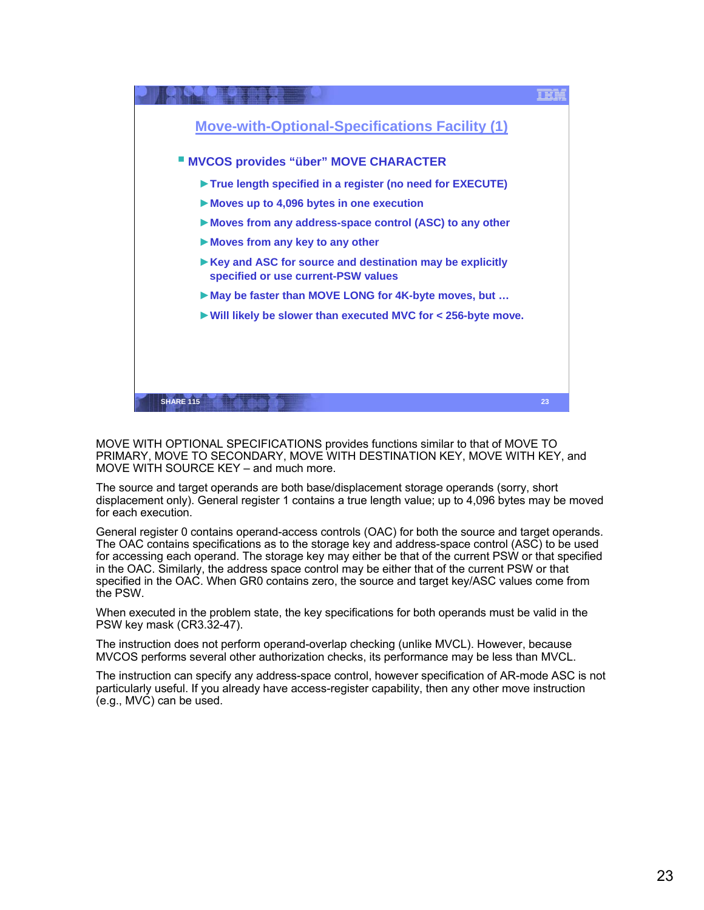## Move-with-Optional-Specifications Facility (1)

- **MVCOS provides “über” MOVE CHARACTER**
  - **True length specified in a register (no need for EXECUTE)**
  - **Moves up to 4,096 bytes in one execution**
  - **Moves from any address-space control (ASC) to any other**
  - **Moves from any key to any other**
  - **Key and ASC for source and destination may be explicitly specified or use current-PSW values**
  - **May be faster than MOVE LONG for 4K-byte moves, but …**
  - **Will likely be slower than executed MVC for < 256-byte move.**

MOVE WITH OPTIONAL SPECIFICATIONS provides functions similar to that of MOVE TO PRIMARY, MOVE TO SECONDARY, MOVE WITH DESTINATION KEY, MOVE WITH KEY, and MOVE WITH SOURCE KEY – and much more.

The source and target operands are both base/displacement storage operands (sorry, short displacement only). General register 1 contains a true length value; up to 4,096 bytes may be moved for each execution.

General register 0 contains operand-access controls (OAC) for both the source and target operands. The OAC contains specifications as to the storage key and address-space control (ASC) to be used for accessing each operand. The storage key may either be that of the current PSW or that specified in the OAC. Similarly, the address space control may be either that of the current PSW or that specified in the OAC. When GR0 contains zero, the source and target key/ASC values come from the PSW.

When executed in the problem state, the key specifications for both operands must be valid in the PSW key mask (CR3.32-47).

The instruction does not perform operand-overlap checking (unlike MVCL). However, because MVCOS performs several other authorization checks, its performance may be less than MVCL.

The instruction can specify any address-space control, however specification of AR-mode ASC is not particularly useful. If you already have access-register capability, then any other move instruction (e.g., MVC) can be used.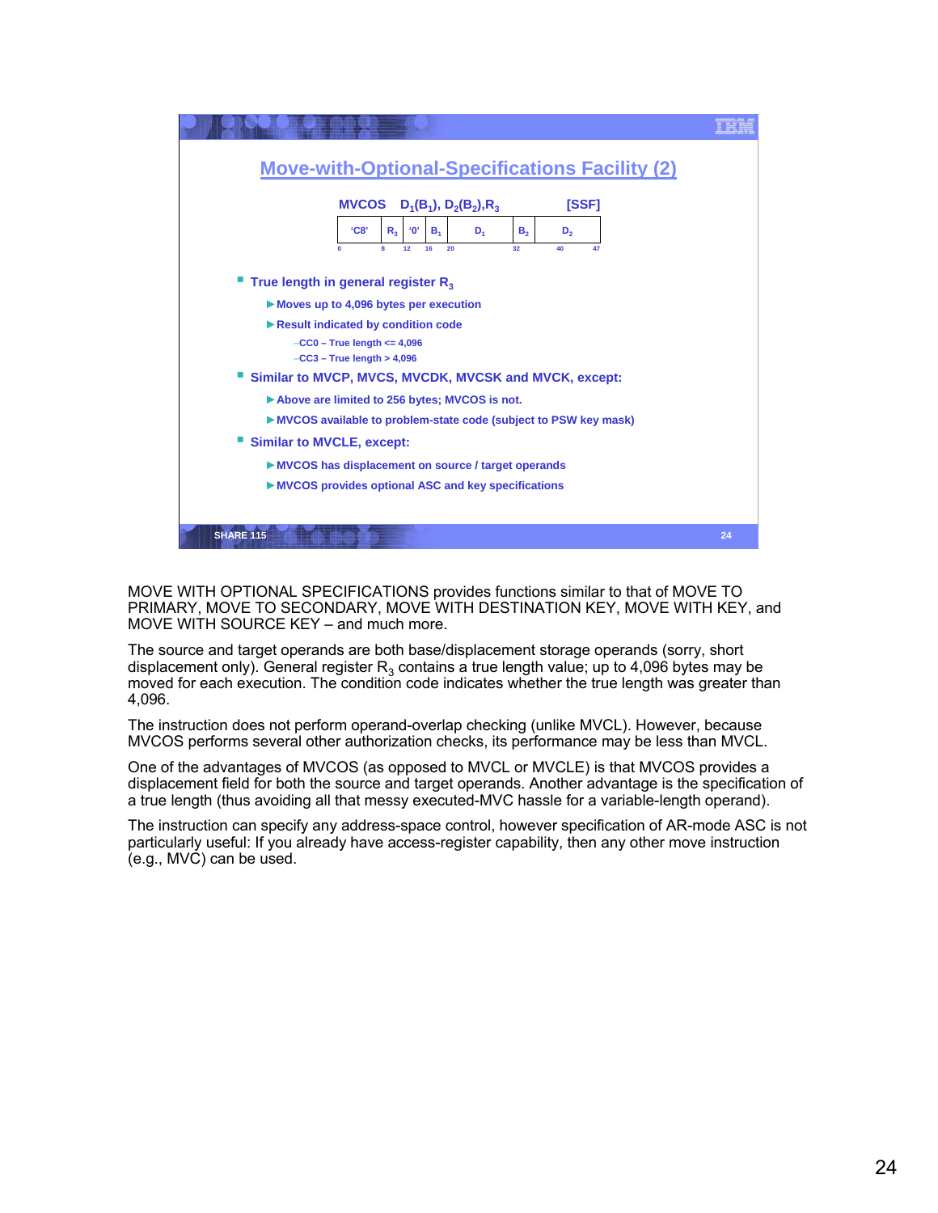## Move-with-Optional-Specifications Facility (2)

**MVCOS $D_1(B_1)$, $D_2(B_2)$,$R_3$ [SSF]**

| 'C8' | $R_3$ | '0' | $B_1$ | $D_1$ | $B_2$ | $D_2$ |
|---|---|---|---|---|---|---|
| 0 | 8 | 12 | 16 | 20 | 32 | 40 47 |

- True length in general register $R_3$
  - ► Moves up to 4,096 bytes per execution
  - ► Result indicated by condition code
    - –CC0 – True length <= 4,096
    - –CC3 – True length > 4,096
- Similar to MVCP, MVCS, MVCDK, MVCSK and MVCK, except:
  - ► Above are limited to 256 bytes; MVCOS is not.
  - ► MVCOS available to problem-state code (subject to PSW key mask)
- Similar to MVCLE, except:
  - ► MVCOS has displacement on source / target operands
  - ► MVCOS provides optional ASC and key specifications

MOVE WITH OPTIONAL SPECIFICATIONS provides functions similar to that of MOVE TO PRIMARY, MOVE TO SECONDARY, MOVE WITH DESTINATION KEY, MOVE WITH KEY, and MOVE WITH SOURCE KEY – and much more.

The source and target operands are both base/displacement storage operands (sorry, short displacement only). General register $R_3$ contains a true length value; up to 4,096 bytes may be moved for each execution. The condition code indicates whether the true length was greater than 4,096.

The instruction does not perform operand-overlap checking (unlike MVCL). However, because MVCOS performs several other authorization checks, its performance may be less than MVCL.

One of the advantages of MVCOS (as opposed to MVCL or MVCLE) is that MVCOS provides a displacement field for both the source and target operands. Another advantage is the specification of a true length (thus avoiding all that messy executed-MVC hassle for a variable-length operand).

The instruction can specify any address-space control, however specification of AR-mode ASC is not particularly useful: If you already have access-register capability, then any other move instruction (e.g., MVC) can be used.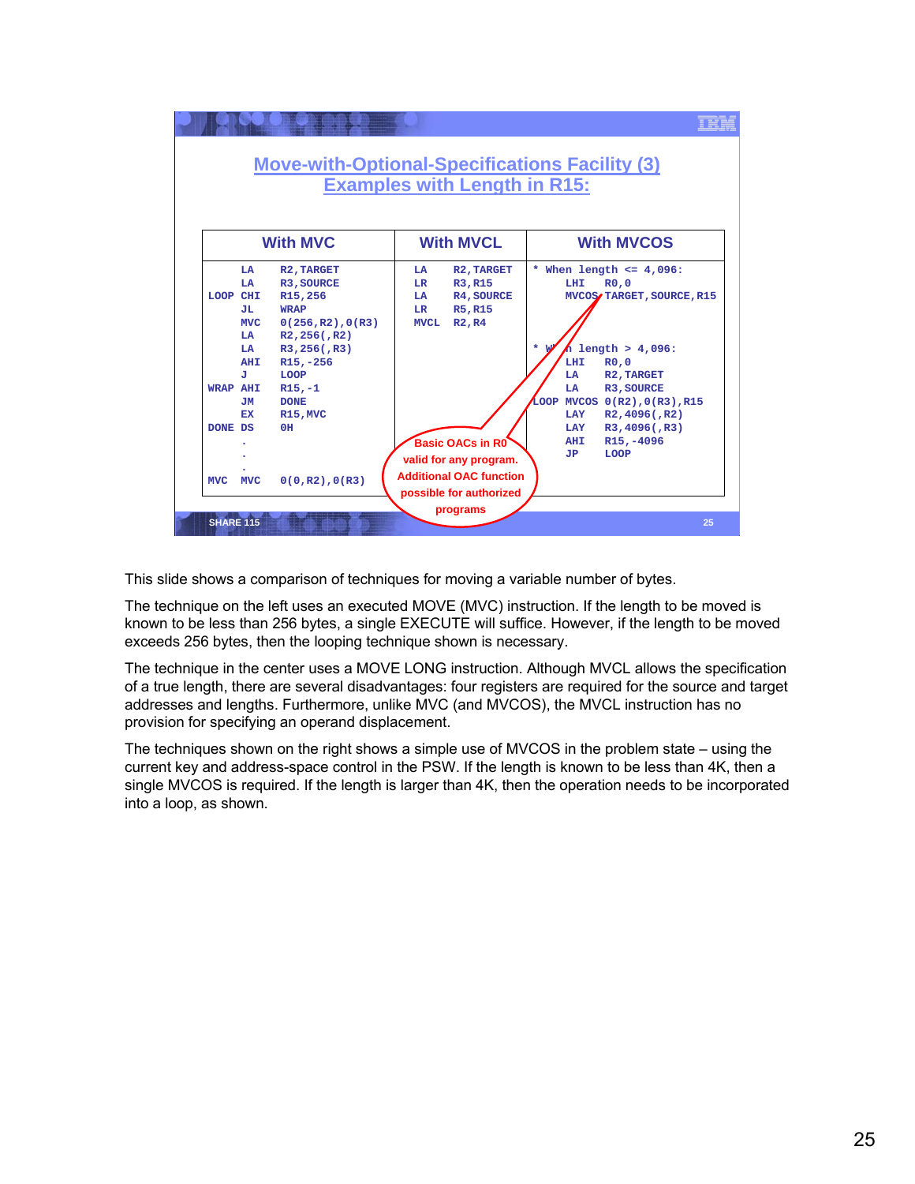## Move-with-Optional-Specifications Facility (3)
## Examples with Length in R15:

**With MVC**

```
      LA    R2,TARGET
      LA    R3,SOURCE
LOOP  CHI   R15,256
      JL    WRAP
      MVC   0(256,R2),0(R3)
      LA    R2,256(,R2)
      LA    R3,256(,R3)
      AHI   R15,-256
      J     LOOP
WRAP  AHI   R15,-1
      JM    DONE
      EX    R15,MVC
DONE  DS    0H
      .
      .
      .
MVC   MVC   0(0,R2),0(R3)
```

**With MVCL**

```
      LA    R2,TARGET
      LR    R3,R15
      LA    R4,SOURCE
      LR    R5,R15
      MVCL  R2,R4
```

**With MVCOS**

```
* When length <= 4,096:
      LHI   R0,0
      MVCOS TARGET,SOURCE,R15

* When length > 4,096:
      LHI   R0,0
      LA    R2,TARGET
      LA    R3,SOURCE
LOOP  MVCOS 0(R2),0(R3),R15
      LAY   R2,4096(,R2)
      LAY   R3,4096(,R3)
      AHI   R15,-4096
      JP    LOOP
```

Basic OACs in R0 valid for any program. Additional OAC function possible for authorized programs

This slide shows a comparison of techniques for moving a variable number of bytes.

The technique on the left uses an executed MOVE (MVC) instruction. If the length to be moved is known to be less than 256 bytes, a single EXECUTE will suffice. However, if the length to be moved exceeds 256 bytes, then the looping technique shown is necessary.

The technique in the center uses a MOVE LONG instruction. Although MVCL allows the specification of a true length, there are several disadvantages: four registers are required for the source and target addresses and lengths. Furthermore, unlike MVC (and MVCOS), the MVCL instruction has no provision for specifying an operand displacement.

The techniques shown on the right shows a simple use of MVCOS in the problem state – using the current key and address-space control in the PSW. If the length is known to be less than 4K, then a single MVCOS is required. If the length is larger than 4K, then the operation needs to be incorporated into a loop, as shown.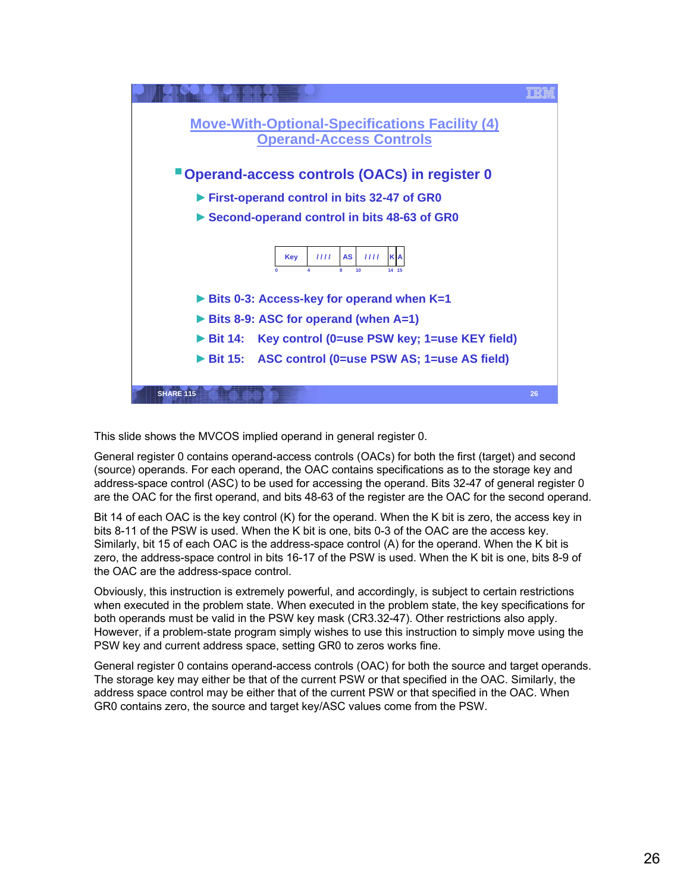## Move-With-Optional-Specifications Facility (4)
## Operand-Access Controls

- **Operand-access controls (OACs) in register 0**
  - First-operand control in bits 32-47 of GR0
  - Second-operand control in bits 48-63 of GR0

| Key | //// | AS | //// | K | A |
|---|---|---|---|---|---|
| 0 | 4 | 8 | 10 | 14 | 15 |

- Bits 0-3: Access-key for operand when K=1
- Bits 8-9: ASC for operand (when A=1)
- Bit 14: Key control (0=use PSW key; 1=use KEY field)
- Bit 15: ASC control (0=use PSW AS; 1=use AS field)

SHARE 115

This slide shows the MVCOS implied operand in general register 0.

General register 0 contains operand-access controls (OACs) for both the first (target) and second (source) operands. For each operand, the OAC contains specifications as to the storage key and address-space control (ASC) to be used for accessing the operand. Bits 32-47 of general register 0 are the OAC for the first operand, and bits 48-63 of the register are the OAC for the second operand.

Bit 14 of each OAC is the key control (K) for the operand. When the K bit is zero, the access key in bits 8-11 of the PSW is used. When the K bit is one, bits 0-3 of the OAC are the access key. Similarly, bit 15 of each OAC is the address-space control (A) for the operand. When the K bit is zero, the address-space control in bits 16-17 of the PSW is used. When the K bit is one, bits 8-9 of the OAC are the address-space control.

Obviously, this instruction is extremely powerful, and accordingly, is subject to certain restrictions when executed in the problem state. When executed in the problem state, the key specifications for both operands must be valid in the PSW key mask (CR3.32-47). Other restrictions also apply. However, if a problem-state program simply wishes to use this instruction to simply move using the PSW key and current address space, setting GR0 to zeros works fine.

General register 0 contains operand-access controls (OAC) for both the source and target operands. The storage key may either be that of the current PSW or that specified in the OAC. Similarly, the address space control may be either that of the current PSW or that specified in the OAC. When GR0 contains zero, the source and target key/ASC values come from the PSW.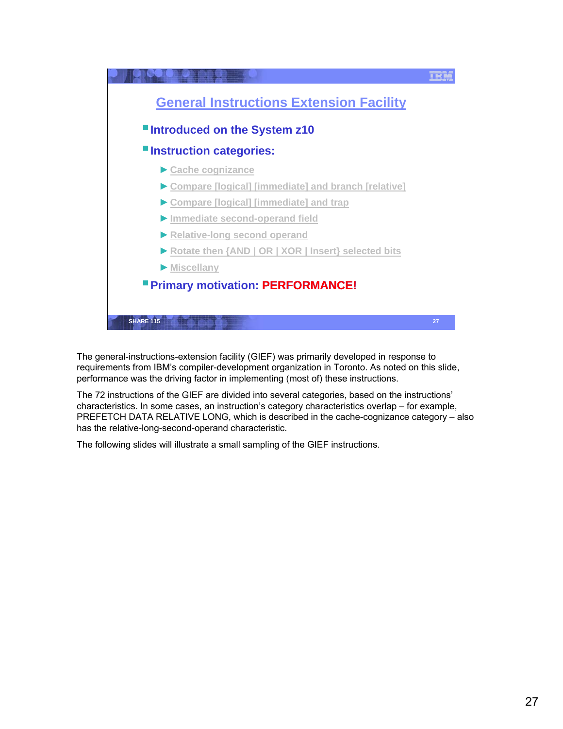## General Instructions Extension Facility

- **Introduced on the System z10**
- **Instruction categories:**
  - Cache cognizance
  - Compare [logical] [immediate] and branch [relative]
  - Compare [logical] [immediate] and trap
  - Immediate second-operand field
  - Relative-long second operand
  - Rotate then {AND | OR | XOR | Insert} selected bits
  - Miscellany
- **Primary motivation: PERFORMANCE!**

The general-instructions-extension facility (GIEF) was primarily developed in response to requirements from IBM's compiler-development organization in Toronto. As noted on this slide, performance was the driving factor in implementing (most of) these instructions.

The 72 instructions of the GIEF are divided into several categories, based on the instructions' characteristics. In some cases, an instruction's category characteristics overlap – for example, PREFETCH DATA RELATIVE LONG, which is described in the cache-cognizance category – also has the relative-long-second-operand characteristic.

The following slides will illustrate a small sampling of the GIEF instructions.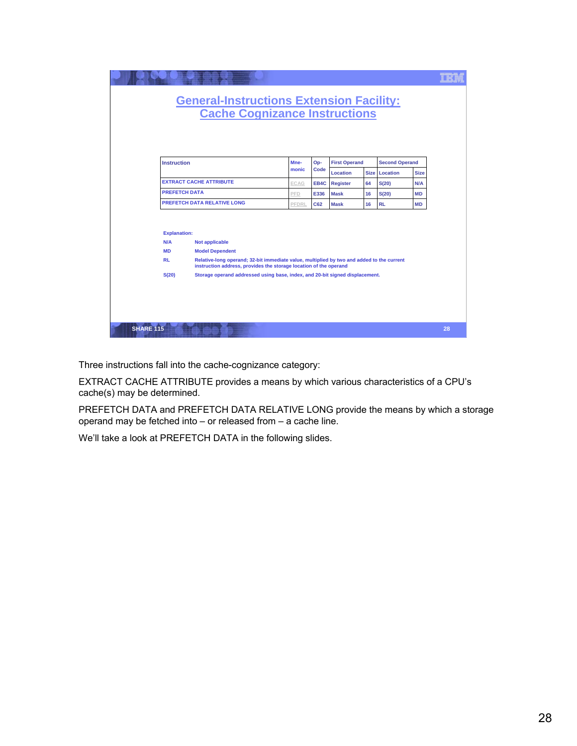## General-Instructions Extension Facility: Cache Cognizance Instructions

| Instruction | Mne-monic | Op-Code | First Operand | | Second Operand | |
|---|---|---|---|---|---|---|
| | | | Location | Size | Location | Size |
| EXTRACT CACHE ATTRIBUTE | ECAG | EB4C | Register | 64 | S(20) | N/A |
| PREFETCH DATA | PFD | E336 | Mask | 16 | S(20) | MD |
| PREFETCH DATA RELATIVE LONG | PFDRL | C62 | Mask | 16 | RL | MD |

**Explanation:**

| | |
|---|---|
| N/A | Not applicable |
| MD | Model Dependent |
| RL | Relative-long operand; 32-bit immediate value, multiplied by two and added to the current instruction address, provides the storage location of the operand |
| S(20) | Storage operand addressed using base, index, and 20-bit signed displacement. |

Three instructions fall into the cache-cognizance category:

EXTRACT CACHE ATTRIBUTE provides a means by which various characteristics of a CPU's cache(s) may be determined.

PREFETCH DATA and PREFETCH DATA RELATIVE LONG provide the means by which a storage operand may be fetched into – or released from – a cache line.

We'll take a look at PREFETCH DATA in the following slides.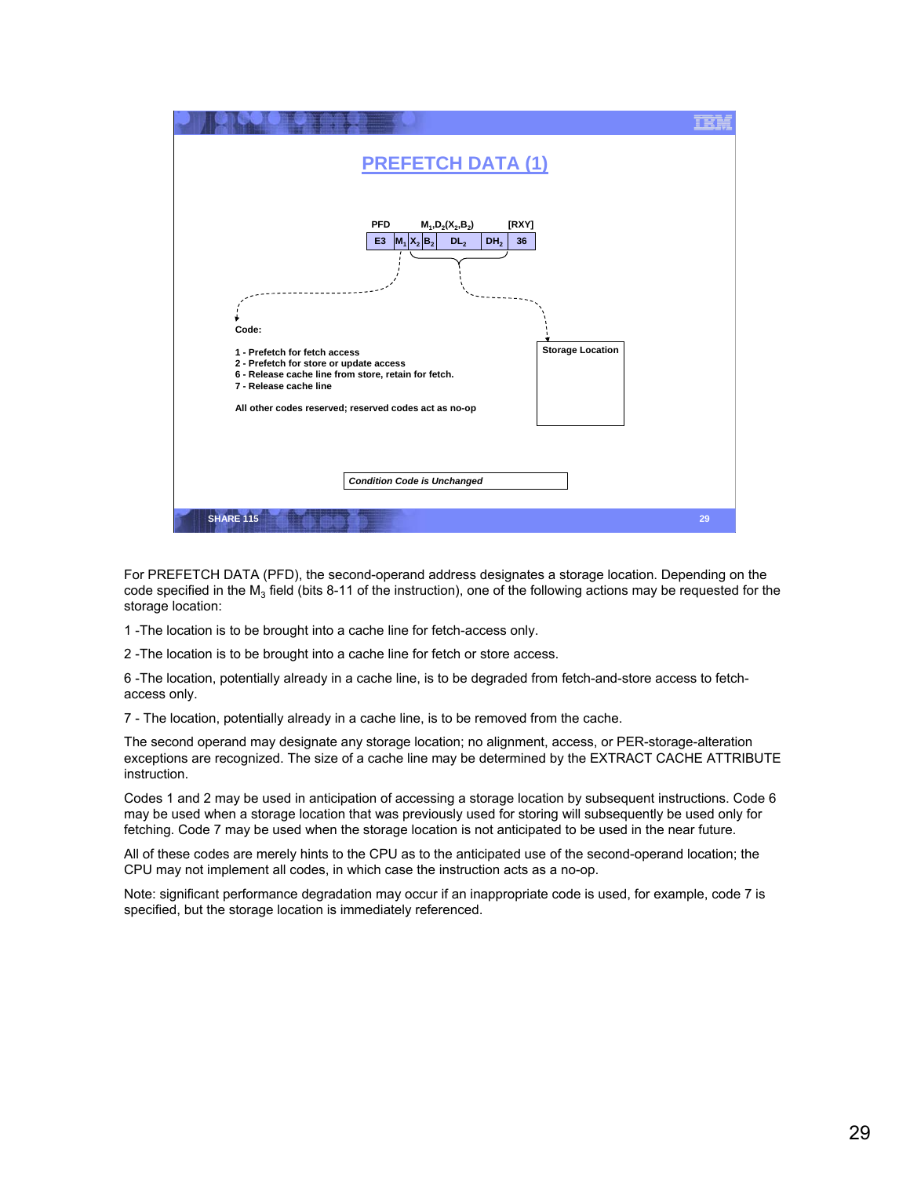## PREFETCH DATA (1)

PFD $M_1,D_2(X_2,B_2)$ [RXY]

| E3 | $M_1$ | $X_2$ | $B_2$ | $DL_2$ | $DH_2$ | 36 |
|---|---|---|---|---|---|---|

**Code:**

**1 - Prefetch for fetch access**
**2 - Prefetch for store or update access**
**6 - Release cache line from store, retain for fetch.**
**7 - Release cache line**

**All other codes reserved; reserved codes act as no-op**

**Storage Location**

***Condition Code is Unchanged***

For PREFETCH DATA (PFD), the second-operand address designates a storage location. Depending on the code specified in the $M_3$ field (bits 8-11 of the instruction), one of the following actions may be requested for the storage location:

1 -The location is to be brought into a cache line for fetch-access only.

2 -The location is to be brought into a cache line for fetch or store access.

6 -The location, potentially already in a cache line, is to be degraded from fetch-and-store access to fetch-access only.

7 - The location, potentially already in a cache line, is to be removed from the cache.

The second operand may designate any storage location; no alignment, access, or PER-storage-alteration exceptions are recognized. The size of a cache line may be determined by the EXTRACT CACHE ATTRIBUTE instruction.

Codes 1 and 2 may be used in anticipation of accessing a storage location by subsequent instructions. Code 6 may be used when a storage location that was previously used for storing will subsequently be used only for fetching. Code 7 may be used when the storage location is not anticipated to be used in the near future.

All of these codes are merely hints to the CPU as to the anticipated use of the second-operand location; the CPU may not implement all codes, in which case the instruction acts as a no-op.

Note: significant performance degradation may occur if an inappropriate code is used, for example, code 7 is specified, but the storage location is immediately referenced.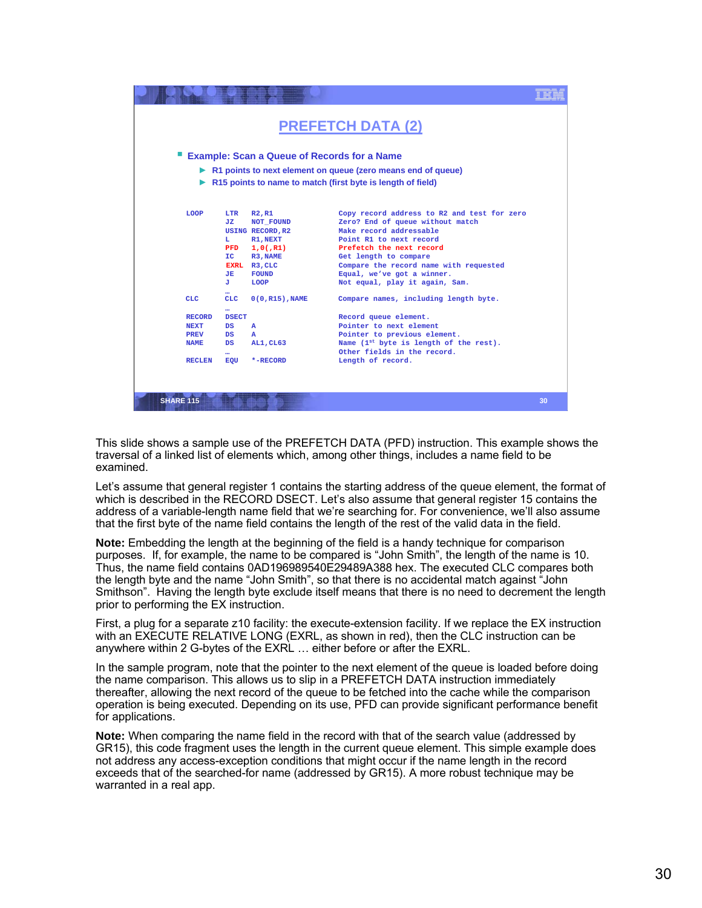## PREFETCH DATA (2)

- **Example: Scan a Queue of Records for a Name**
  - R1 points to next element on queue (zero means end of queue)
  - R15 points to name to match (first byte is length of field)

```
LOOP     LTR   R2,R1            Copy record address to R2 and test for zero
         JZ    NOT_FOUND        Zero? End of queue without match
         USING RECORD,R2        Make record addressable
         L     R1,NEXT          Point R1 to next record
         PFD   1,0(,R1)         Prefetch the next record
         IC    R3,NAME          Get length to compare
         EXRL  R3,CLC           Compare the record name with requested
         JE    FOUND            Equal, we've got a winner.
         J     LOOP             Not equal, play it again, Sam.
         …
CLC      CLC   0(0,R15),NAME    Compare names, including length byte.
         …
RECORD   DSECT                  Record queue element.
NEXT     DS    A                Pointer to next element
PREV     DS    A                Pointer to previous element.
NAME     DS    AL1,CL63         Name (1st byte is length of the rest).
         …                      Other fields in the record.
RECLEN   EQU   *-RECORD         Length of record.
```

This slide shows a sample use of the PREFETCH DATA (PFD) instruction. This example shows the traversal of a linked list of elements which, among other things, includes a name field to be examined.

Let's assume that general register 1 contains the starting address of the queue element, the format of which is described in the RECORD DSECT. Let's also assume that general register 15 contains the address of a variable-length name field that we're searching for. For convenience, we'll also assume that the first byte of the name field contains the length of the rest of the valid data in the field.

**Note:** Embedding the length at the beginning of the field is a handy technique for comparison purposes. If, for example, the name to be compared is "John Smith", the length of the name is 10. Thus, the name field contains 0AD196989540E29489A388 hex. The executed CLC compares both the length byte and the name "John Smith", so that there is no accidental match against "John Smithson". Having the length byte exclude itself means that there is no need to decrement the length prior to performing the EX instruction.

First, a plug for a separate z10 facility: the execute-extension facility. If we replace the EX instruction with an EXECUTE RELATIVE LONG (EXRL, as shown in red), then the CLC instruction can be anywhere within 2 G-bytes of the EXRL … either before or after the EXRL.

In the sample program, note that the pointer to the next element of the queue is loaded before doing the name comparison. This allows us to slip in a PREFETCH DATA instruction immediately thereafter, allowing the next record of the queue to be fetched into the cache while the comparison operation is being executed. Depending on its use, PFD can provide significant performance benefit for applications.

**Note:** When comparing the name field in the record with that of the search value (addressed by GR15), this code fragment uses the length in the current queue element. This simple example does not address any access-exception conditions that might occur if the name length in the record exceeds that of the searched-for name (addressed by GR15). A more robust technique may be warranted in a real app.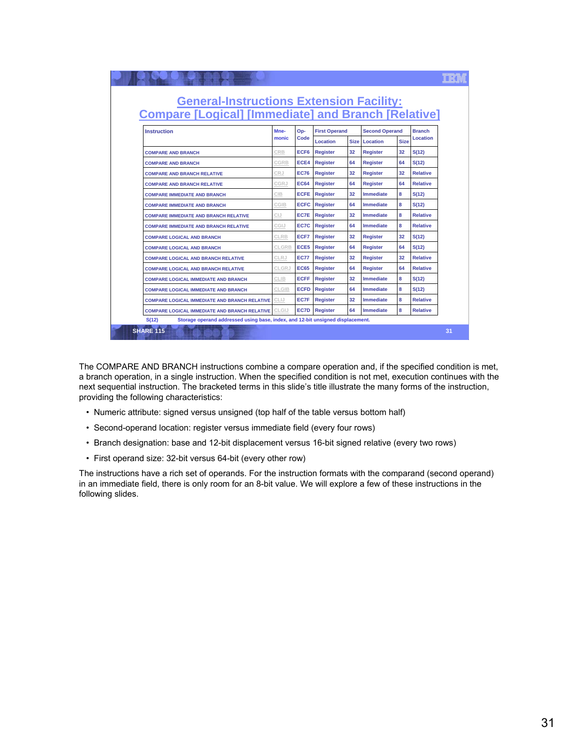## General-Instructions Extension Facility: Compare [Logical] [Immediate] and Branch [Relative]

| Instruction | Mne-monic | Op-Code | First Operand | | Second Operand | | Branch Location |
|---|---|---|---|---|---|---|---|
| | | | Location | Size | Location | Size | |
| COMPARE AND BRANCH | CRB | ECF6 | Register | 32 | Register | 32 | S(12) |
| COMPARE AND BRANCH | CGRB | ECE4 | Register | 64 | Register | 64 | S(12) |
| COMPARE AND BRANCH RELATIVE | CRJ | EC76 | Register | 32 | Register | 32 | Relative |
| COMPARE AND BRANCH RELATIVE | CGRJ | EC64 | Register | 64 | Register | 64 | Relative |
| COMPARE IMMEDIATE AND BRANCH | CIB | ECFE | Register | 32 | Immediate | 8 | S(12) |
| COMPARE IMMEDIATE AND BRANCH | CGIB | ECFC | Register | 64 | Immediate | 8 | S(12) |
| COMPARE IMMEDIATE AND BRANCH RELATIVE | CIJ | EC7E | Register | 32 | Immediate | 8 | Relative |
| COMPARE IMMEDIATE AND BRANCH RELATIVE | CGIJ | EC7C | Register | 64 | Immediate | 8 | Relative |
| COMPARE LOGICAL AND BRANCH | CLRB | ECF7 | Register | 32 | Register | 32 | S(12) |
| COMPARE LOGICAL AND BRANCH | CLGRB | ECE5 | Register | 64 | Register | 64 | S(12) |
| COMPARE LOGICAL AND BRANCH RELATIVE | CLRJ | EC77 | Register | 32 | Register | 32 | Relative |
| COMPARE LOGICAL AND BRANCH RELATIVE | CLGRJ | EC65 | Register | 64 | Register | 64 | Relative |
| COMPARE LOGICAL IMMEDIATE AND BRANCH | CLIB | ECFF | Register | 32 | Immediate | 8 | S(12) |
| COMPARE LOGICAL IMMEDIATE AND BRANCH | CLGIB | ECFD | Register | 64 | Immediate | 8 | S(12) |
| COMPARE LOGICAL IMMEDIATE AND BRANCH RELATIVE | CLIJ | EC7F | Register | 32 | Immediate | 8 | Relative |
| COMPARE LOGICAL IMMEDIATE AND BRANCH RELATIVE | CLGIJ | EC7D | Register | 64 | Immediate | 8 | Relative |

S(12) Storage operand addressed using base, index, and 12-bit unsigned displacement.

The COMPARE AND BRANCH instructions combine a compare operation and, if the specified condition is met, a branch operation, in a single instruction. When the specified condition is not met, execution continues with the next sequential instruction. The bracketed terms in this slide's title illustrate the many forms of the instruction, providing the following characteristics:

- Numeric attribute: signed versus unsigned (top half of the table versus bottom half)
- Second-operand location: register versus immediate field (every four rows)
- Branch designation: base and 12-bit displacement versus 16-bit signed relative (every two rows)
- First operand size: 32-bit versus 64-bit (every other row)

The instructions have a rich set of operands. For the instruction formats with the comparand (second operand) in an immediate field, there is only room for an 8-bit value. We will explore a few of these instructions in the following slides.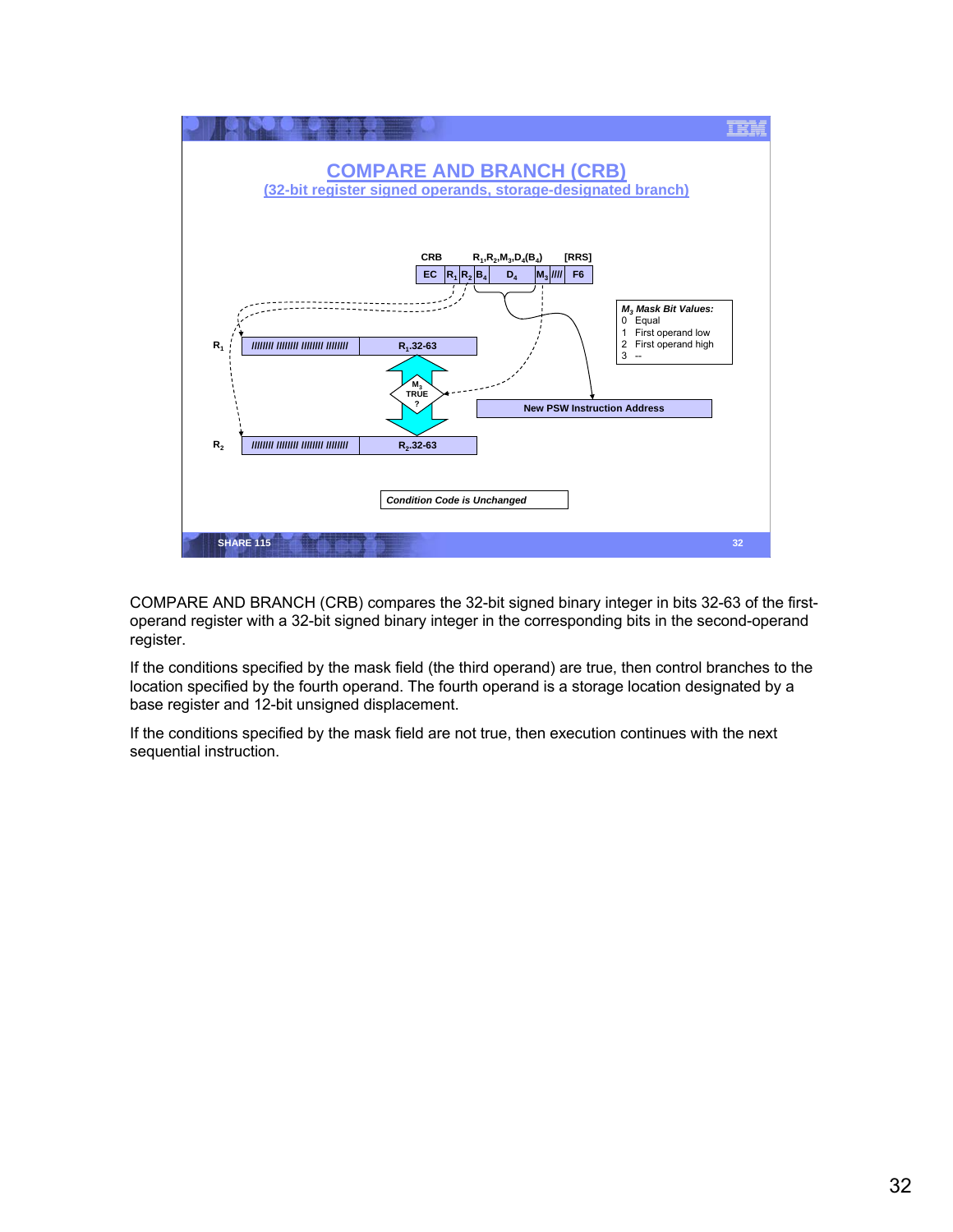# COMPARE AND BRANCH (CRB)

## (32-bit register signed operands, storage-designated branch)

CRB $R_1,R_2,M_3,D_4(B_4)$ [RRS]

| EC | $R_1$ | $R_2$ | $B_4$ | $D_4$ | $M_3$ | //// | F6 |
|---|---|---|---|---|---|---|---|

*$M_3$ Mask Bit Values:*
- 0 Equal
- 1 First operand low
- 2 First operand high
- 3 --

$R_1$: //////// //////// //////// //////// | $R_1$.32-63

$M_3$ TRUE ?

$R_2$: //////// //////// //////// //////// | $R_2$.32-63

New PSW Instruction Address

*Condition Code is Unchanged*

COMPARE AND BRANCH (CRB) compares the 32-bit signed binary integer in bits 32-63 of the first-operand register with a 32-bit signed binary integer in the corresponding bits in the second-operand register.

If the conditions specified by the mask field (the third operand) are true, then control branches to the location specified by the fourth operand. The fourth operand is a storage location designated by a base register and 12-bit unsigned displacement.

If the conditions specified by the mask field are not true, then execution continues with the next sequential instruction.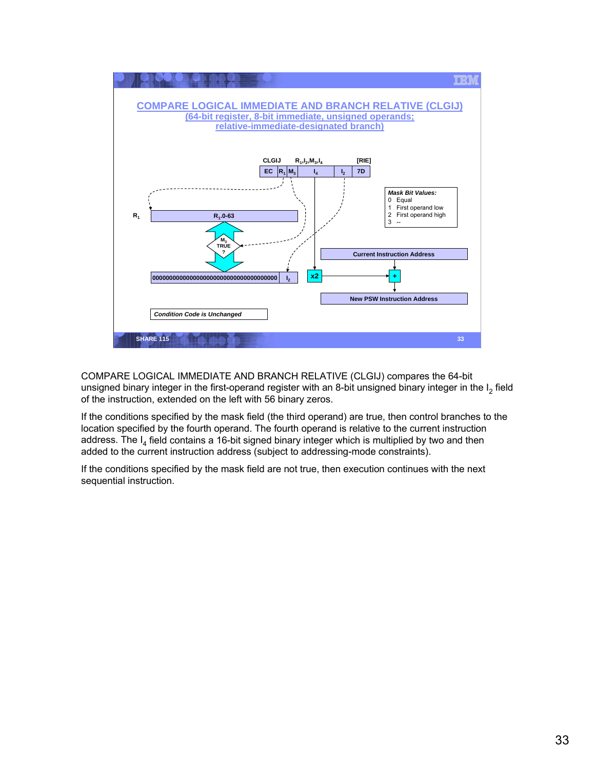# COMPARE LOGICAL IMMEDIATE AND BRANCH RELATIVE (CLGIJ)

## (64-bit register, 8-bit immediate, unsigned operands; relative-immediate-designated branch)

CLGIJ $R_1,I_2,M_3,I_4$ [RIE]

| EC | $R_1$ | $M_3$ | $I_4$ | $I_2$ | 7D |
|---|---|---|---|---|---|

*Mask Bit Values:*
- 0 Equal
- 1 First operand low
- 2 First operand high
- 3 --

$R_1$ — $R_1$.0-63

$M_3$ TRUE ?

00000000000000000000000000000000000000 $I_2$

Current Instruction Address

x2 → + → New PSW Instruction Address

*Condition Code is Unchanged*

COMPARE LOGICAL IMMEDIATE AND BRANCH RELATIVE (CLGIJ) compares the 64-bit unsigned binary integer in the first-operand register with an 8-bit unsigned binary integer in the $I_2$ field of the instruction, extended on the left with 56 binary zeros.

If the conditions specified by the mask field (the third operand) are true, then control branches to the location specified by the fourth operand. The fourth operand is relative to the current instruction address. The $I_4$ field contains a 16-bit signed binary integer which is multiplied by two and then added to the current instruction address (subject to addressing-mode constraints).

If the conditions specified by the mask field are not true, then execution continues with the next sequential instruction.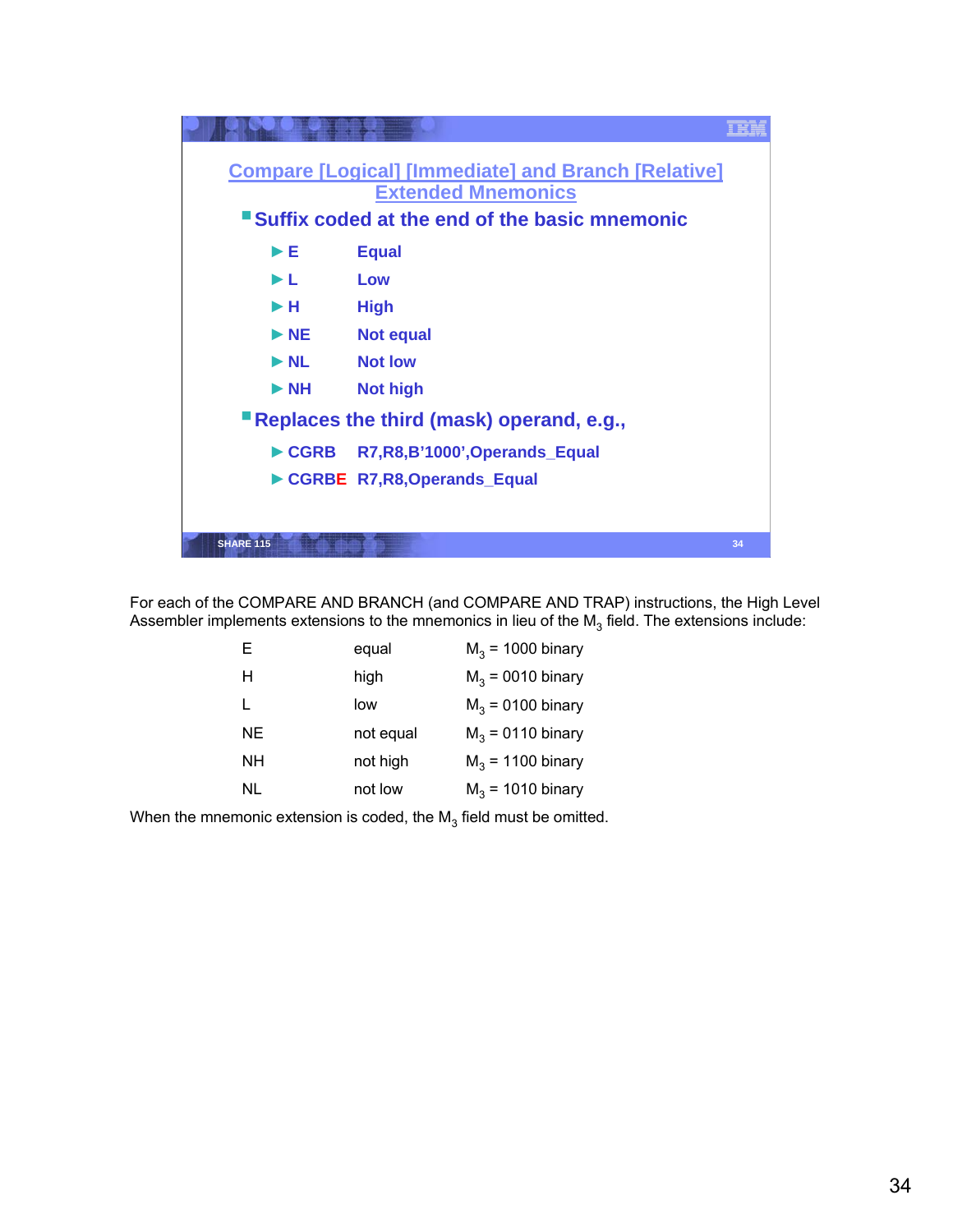## Compare [Logical] [Immediate] and Branch [Relative] Extended Mnemonics

- Suffix coded at the end of the basic mnemonic
  - E Equal
  - L Low
  - H High
  - NE Not equal
  - NL Not low
  - NH Not high
- Replaces the third (mask) operand, e.g.,
  - CGRB R7,R8,B'1000',Operands_Equal
  - CGRBE R7,R8,Operands_Equal

For each of the COMPARE AND BRANCH (and COMPARE AND TRAP) instructions, the High Level Assembler implements extensions to the mnemonics in lieu of the $M_3$ field. The extensions include:

| | | |
|---|---|---|
| E | equal | $M_3$ = 1000 binary |
| H | high | $M_3$ = 0010 binary |
| L | low | $M_3$ = 0100 binary |
| NE | not equal | $M_3$ = 0110 binary |
| NH | not high | $M_3$ = 1100 binary |
| NL | not low | $M_3$ = 1010 binary |

When the mnemonic extension is coded, the $M_3$ field must be omitted.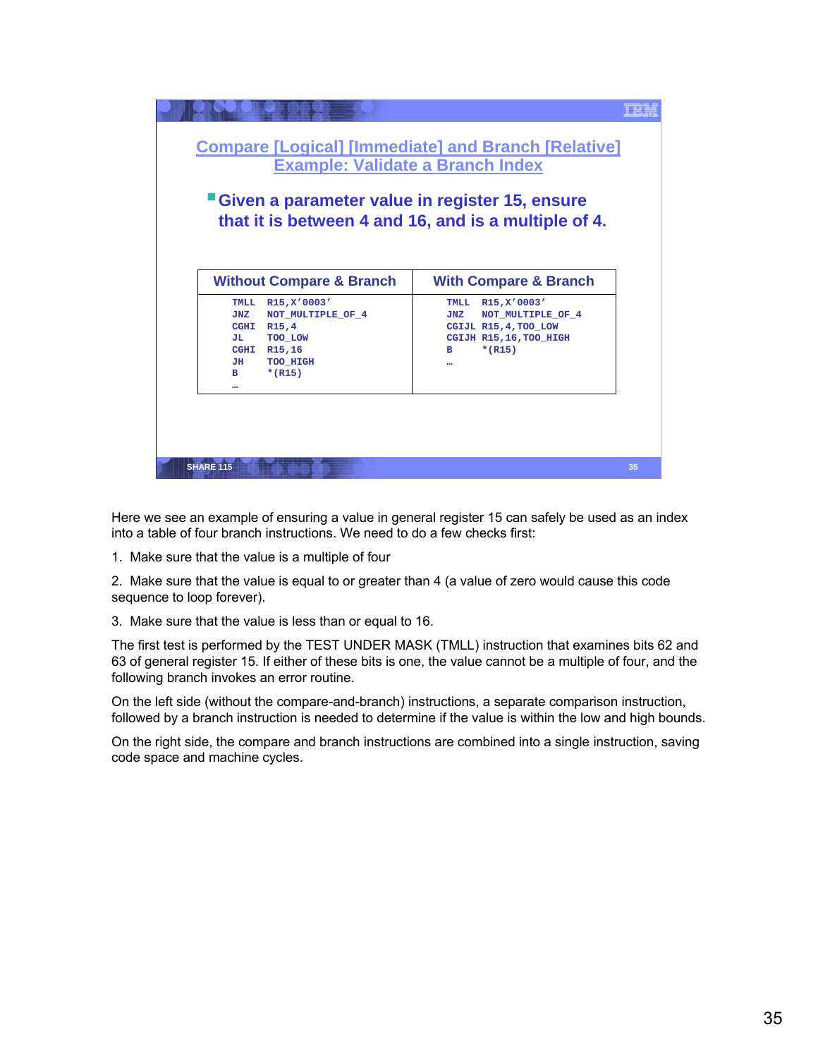## Compare [Logical] [Immediate] and Branch [Relative] Example: Validate a Branch Index

- Given a parameter value in register 15, ensure that it is between 4 and 16, and is a multiple of 4.

| Without Compare & Branch | With Compare & Branch |
|---|---|
| `TMLL R15,X'0003'`<br>`JNZ NOT_MULTIPLE_OF_4`<br>`CGHI R15,4`<br>`JL TOO_LOW`<br>`CGHI R15,16`<br>`JH TOO_HIGH`<br>`B *(R15)`<br>`…` | `TMLL R15,X'0003'`<br>`JNZ NOT_MULTIPLE_OF_4`<br>`CGIJL R15,4,TOO_LOW`<br>`CGIJH R15,16,TOO_HIGH`<br>`B *(R15)`<br>`…` |

Here we see an example of ensuring a value in general register 15 can safely be used as an index into a table of four branch instructions. We need to do a few checks first:

1. Make sure that the value is a multiple of four

2. Make sure that the value is equal to or greater than 4 (a value of zero would cause this code sequence to loop forever).

3. Make sure that the value is less than or equal to 16.

The first test is performed by the TEST UNDER MASK (TMLL) instruction that examines bits 62 and 63 of general register 15. If either of these bits is one, the value cannot be a multiple of four, and the following branch invokes an error routine.

On the left side (without the compare-and-branch) instructions, a separate comparison instruction, followed by a branch instruction is needed to determine if the value is within the low and high bounds.

On the right side, the compare and branch instructions are combined into a single instruction, saving code space and machine cycles.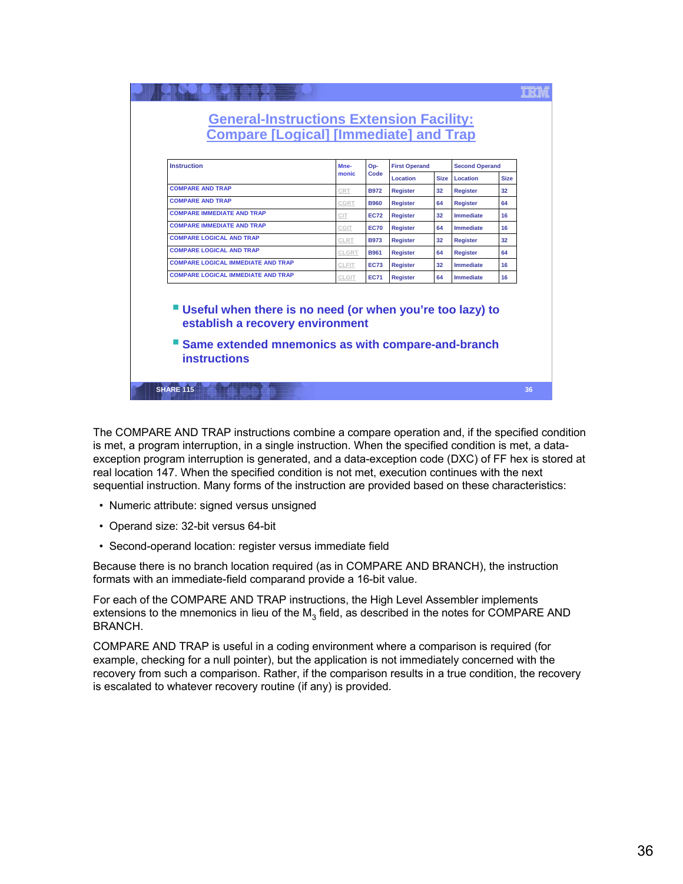## General-Instructions Extension Facility: Compare [Logical] [Immediate] and Trap

| Instruction | Mne-monic | Op-Code | First Operand | | Second Operand | |
|---|---|---|---|---|---|---|
| | | | Location | Size | Location | Size |
| COMPARE AND TRAP | CRT | B972 | Register | 32 | Register | 32 |
| COMPARE AND TRAP | CGRT | B960 | Register | 64 | Register | 64 |
| COMPARE IMMEDIATE AND TRAP | CIT | EC72 | Register | 32 | Immediate | 16 |
| COMPARE IMMEDIATE AND TRAP | CGIT | EC70 | Register | 64 | Immediate | 16 |
| COMPARE LOGICAL AND TRAP | CLRT | B973 | Register | 32 | Register | 32 |
| COMPARE LOGICAL AND TRAP | CLGRT | B961 | Register | 64 | Register | 64 |
| COMPARE LOGICAL IMMEDIATE AND TRAP | CLFIT | EC73 | Register | 32 | Immediate | 16 |
| COMPARE LOGICAL IMMEDIATE AND TRAP | CLGIT | EC71 | Register | 64 | Immediate | 16 |

- **Useful when there is no need (or when you're too lazy) to establish a recovery environment**
- **Same extended mnemonics as with compare-and-branch instructions**

SHARE 115

The COMPARE AND TRAP instructions combine a compare operation and, if the specified condition is met, a program interruption, in a single instruction. When the specified condition is met, a data-exception program interruption is generated, and a data-exception code (DXC) of FF hex is stored at real location 147. When the specified condition is not met, execution continues with the next sequential instruction. Many forms of the instruction are provided based on these characteristics:

- Numeric attribute: signed versus unsigned
- Operand size: 32-bit versus 64-bit
- Second-operand location: register versus immediate field

Because there is no branch location required (as in COMPARE AND BRANCH), the instruction formats with an immediate-field comparand provide a 16-bit value.

For each of the COMPARE AND TRAP instructions, the High Level Assembler implements extensions to the mnemonics in lieu of the $M_3$ field, as described in the notes for COMPARE AND BRANCH.

COMPARE AND TRAP is useful in a coding environment where a comparison is required (for example, checking for a null pointer), but the application is not immediately concerned with the recovery from such a comparison. Rather, if the comparison results in a true condition, the recovery is escalated to whatever recovery routine (if any) is provided.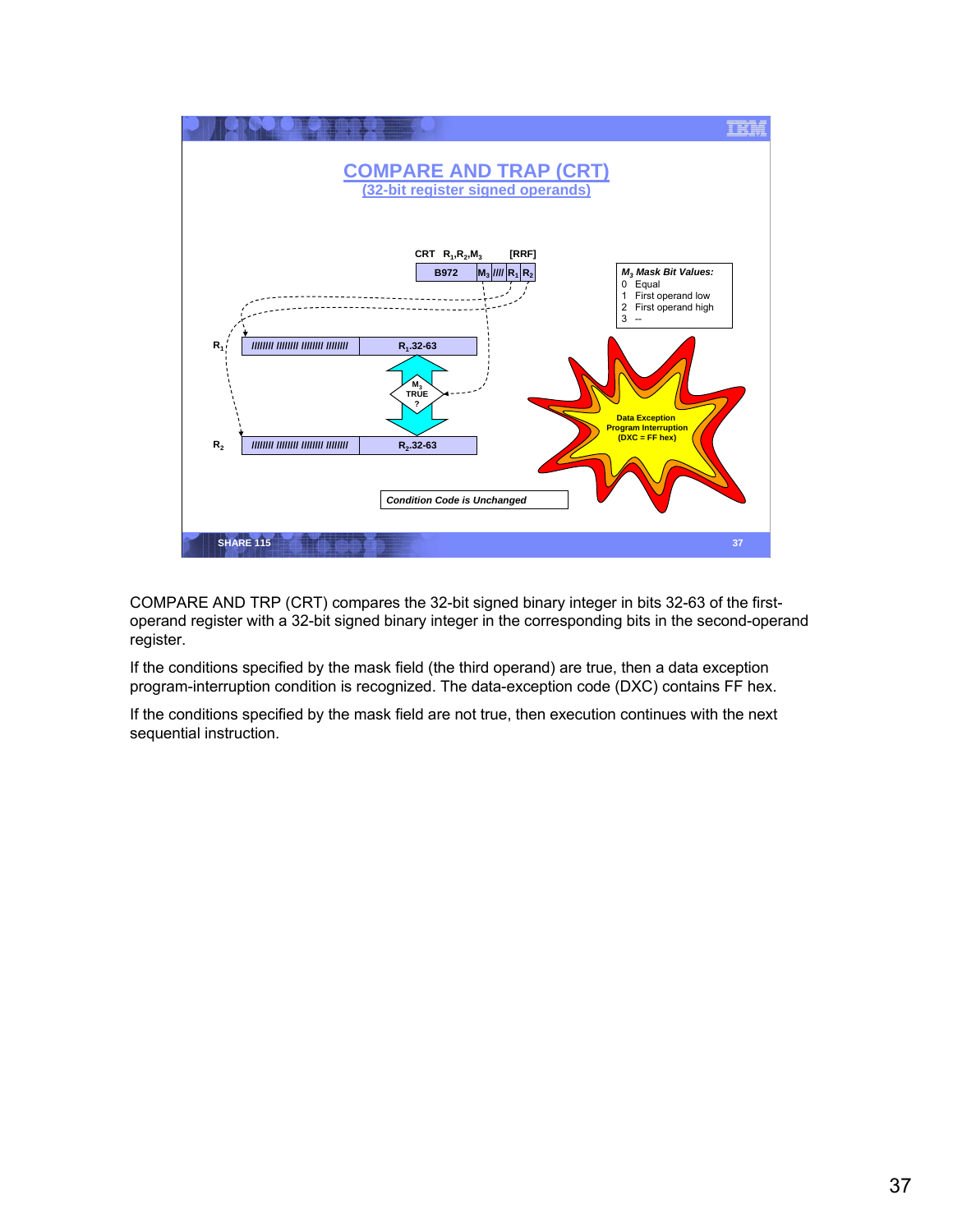# COMPARE AND TRAP (CRT)

## (32-bit register signed operands)

CRT $R_1$,$R_2$,$M_3$ [RRF]

| B972 | $M_3$ | //// | $R_1$ | $R_2$ |
|---|---|---|---|---|

*$M_3$ Mask Bit Values:*

0 Equal
1 First operand low
2 First operand high
3 --

$R_1$: //////// //////// //////// //////// | $R_1$.32-63

$M_3$ TRUE ?

$R_2$: //////// //////// //////// //////// | $R_2$.32-63

Data Exception Program Interruption (DXC = FF hex)

*Condition Code is Unchanged*

COMPARE AND TRP (CRT) compares the 32-bit signed binary integer in bits 32-63 of the first-operand register with a 32-bit signed binary integer in the corresponding bits in the second-operand register.

If the conditions specified by the mask field (the third operand) are true, then a data exception program-interruption condition is recognized. The data-exception code (DXC) contains FF hex.

If the conditions specified by the mask field are not true, then execution continues with the next sequential instruction.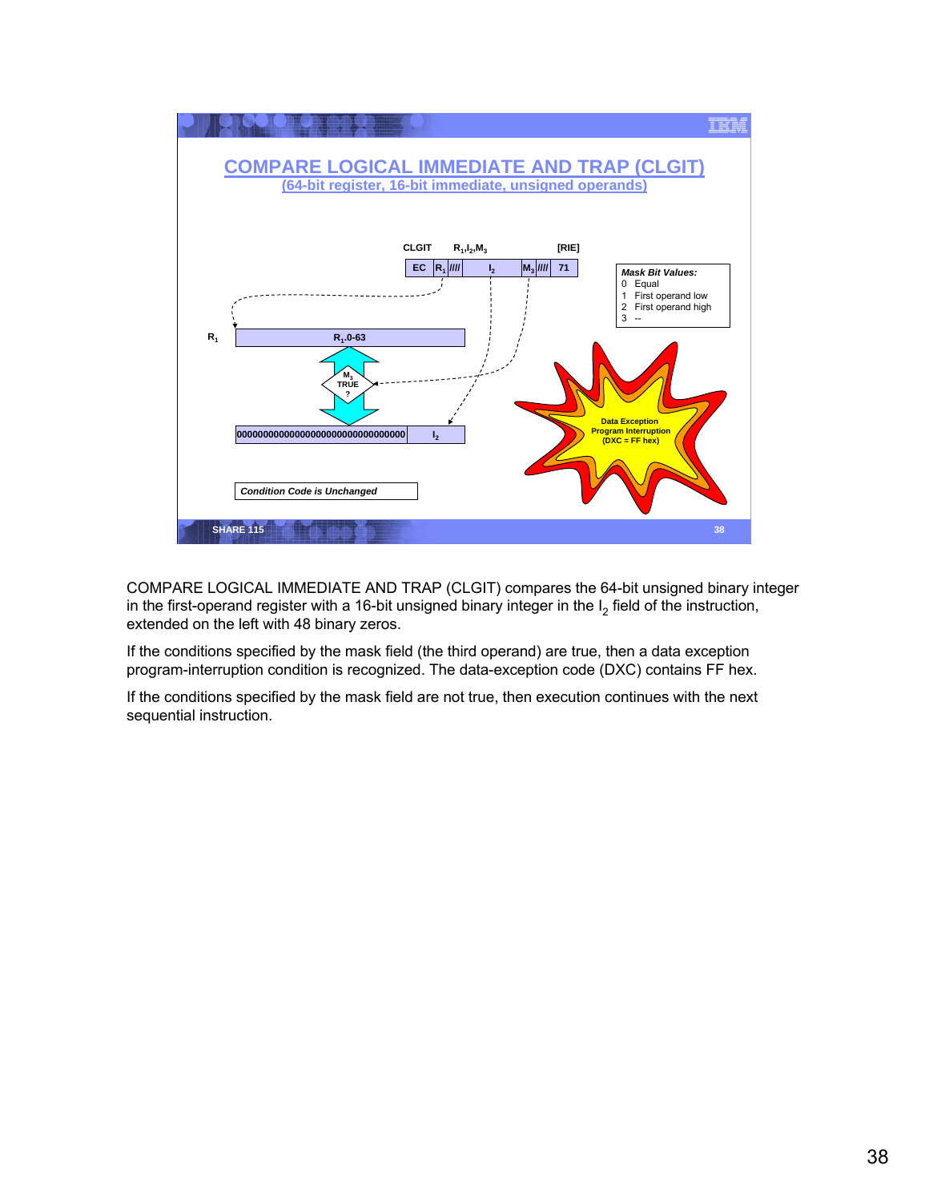# COMPARE LOGICAL IMMEDIATE AND TRAP (CLGIT)

## (64-bit register, 16-bit immediate, unsigned operands)

CLGIT $R_1,I_2,M_3$ [RIE]

| EC | $R_1$ | //// | $I_2$ | $M_3$ | //// | 71 |
|---|---|---|---|---|---|---|

***Mask Bit Values:***

0 Equal
1 First operand low
2 First operand high
3 --

$R_1$ — $R_1$.0-63

$M_3$ TRUE ?

000000000000000000000000000000000 $I_2$

Data Exception Program Interruption (DXC = FF hex)

***Condition Code is Unchanged***

COMPARE LOGICAL IMMEDIATE AND TRAP (CLGIT) compares the 64-bit unsigned binary integer in the first-operand register with a 16-bit unsigned binary integer in the $I_2$ field of the instruction, extended on the left with 48 binary zeros.

If the conditions specified by the mask field (the third operand) are true, then a data exception program-interruption condition is recognized. The data-exception code (DXC) contains FF hex.

If the conditions specified by the mask field are not true, then execution continues with the next sequential instruction.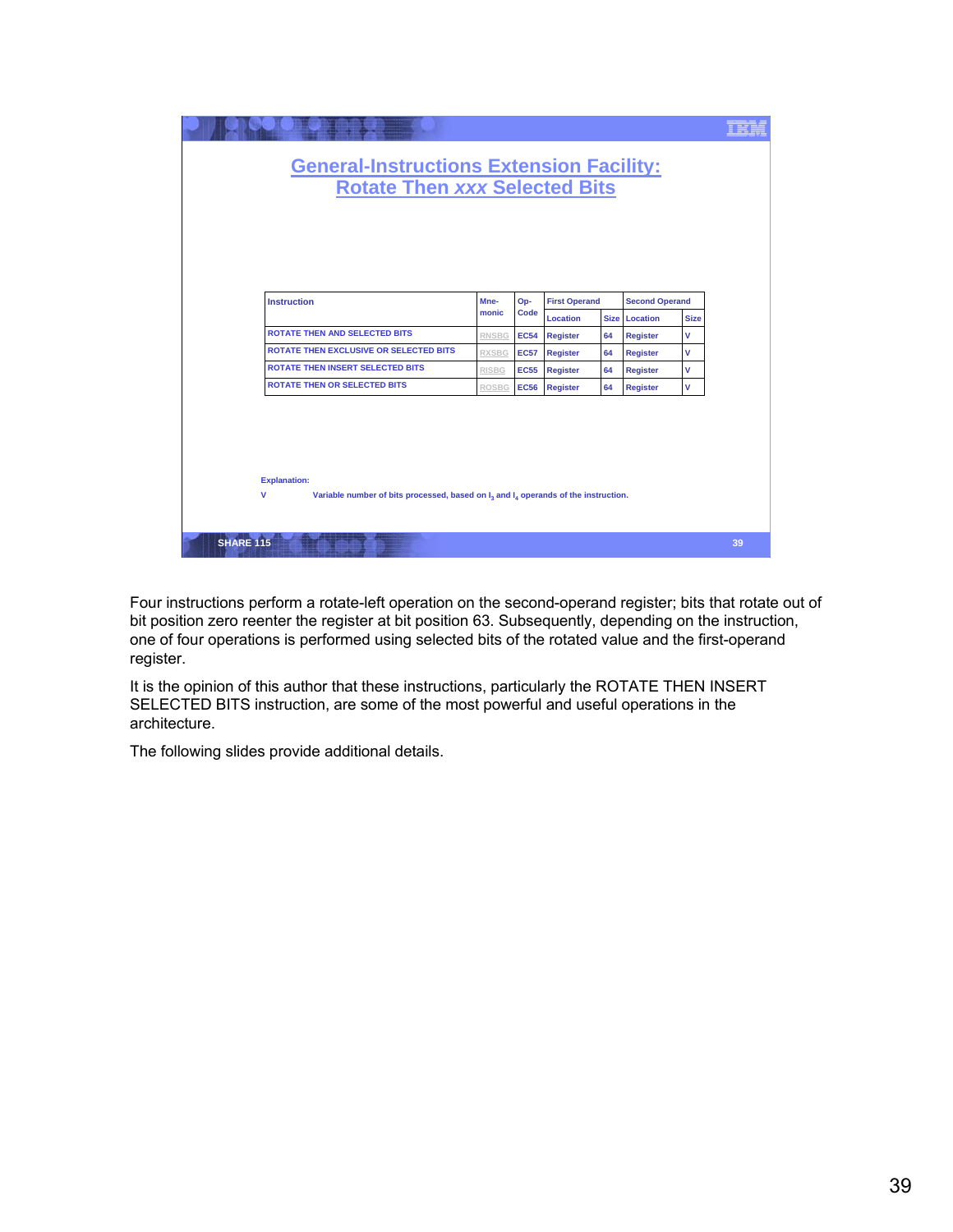## General-Instructions Extension Facility: Rotate Then *xxx* Selected Bits

| Instruction | Mne-monic | Op-Code | First Operand | | Second Operand | |
|---|---|---|---|---|---|---|
| | | | Location | Size | Location | Size |
| ROTATE THEN AND SELECTED BITS | RNSBG | EC54 | Register | 64 | Register | V |
| ROTATE THEN EXCLUSIVE OR SELECTED BITS | RXSBG | EC57 | Register | 64 | Register | V |
| ROTATE THEN INSERT SELECTED BITS | RISBG | EC55 | Register | 64 | Register | V |
| ROTATE THEN OR SELECTED BITS | ROSBG | EC56 | Register | 64 | Register | V |

**Explanation:**

V    Variable number of bits processed, based on $I_3$ and $I_4$ operands of the instruction.

Four instructions perform a rotate-left operation on the second-operand register; bits that rotate out of bit position zero reenter the register at bit position 63. Subsequently, depending on the instruction, one of four operations is performed using selected bits of the rotated value and the first-operand register.

It is the opinion of this author that these instructions, particularly the ROTATE THEN INSERT SELECTED BITS instruction, are some of the most powerful and useful operations in the architecture.

The following slides provide additional details.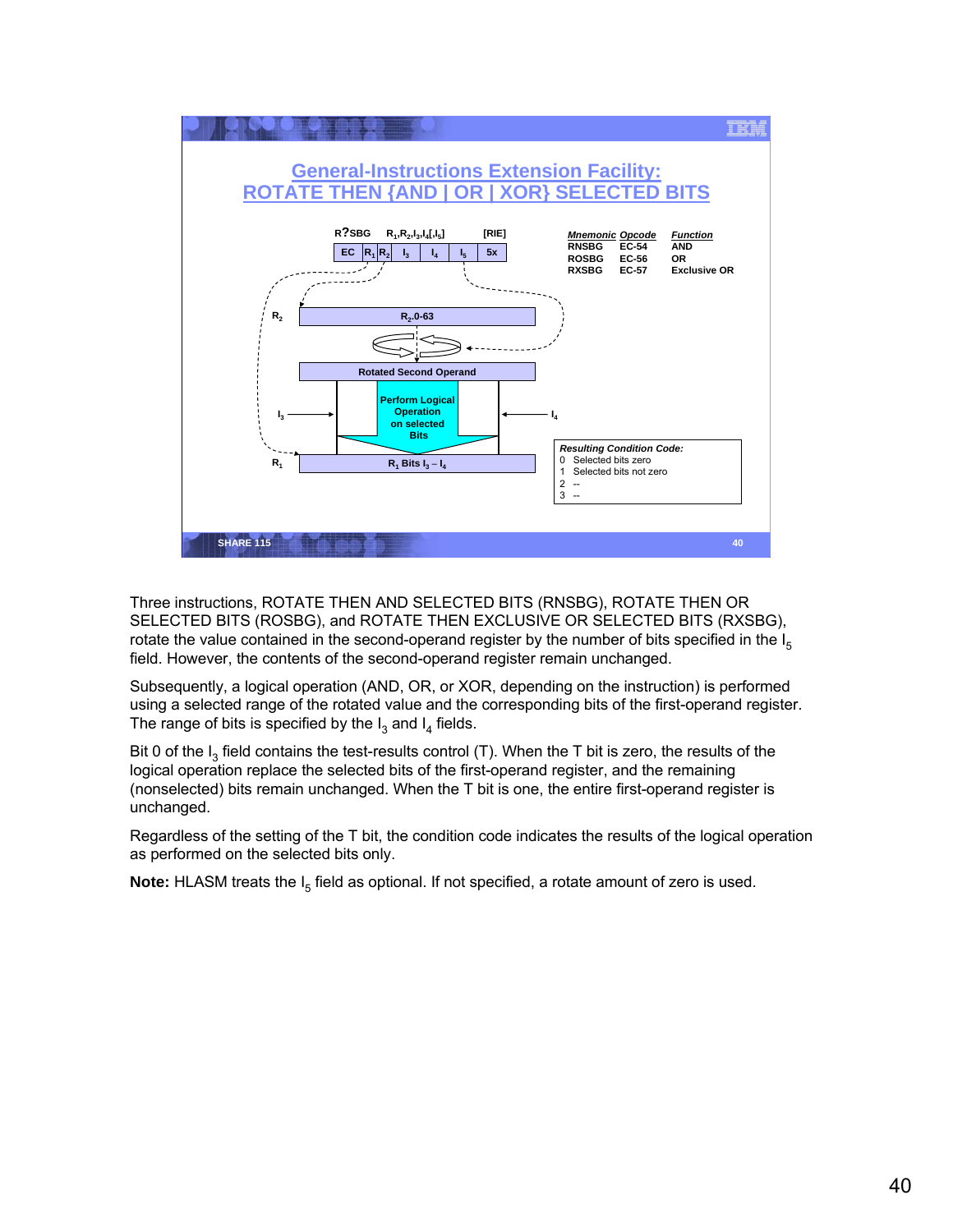## General-Instructions Extension Facility: ROTATE THEN {AND | OR | XOR} SELECTED BITS

R?SBG $R_1,R_2,I_3,I_4[,I_5]$ [RIE]

| EC | $R_1$ | $R_2$ | $I_3$ | $I_4$ | $I_5$ | 5x |
|---|---|---|---|---|---|---|

| *Mnemonic* | *Opcode* | *Function* |
|---|---|---|
| RNSBG | EC-54 | AND |
| ROSBG | EC-56 | OR |
| RXSBG | EC-57 | Exclusive OR |

$R_2$: $R_2$.0-63 → Rotated Second Operand → Perform Logical Operation on selected Bits ($I_3$, $I_4$) → $R_1$: $R_1$ Bits $I_3$ – $I_4$

*Resulting Condition Code:*
- 0 Selected bits zero
- 1 Selected bits not zero
- 2 --
- 3 --

SHARE 115

Three instructions, ROTATE THEN AND SELECTED BITS (RNSBG), ROTATE THEN OR SELECTED BITS (ROSBG), and ROTATE THEN EXCLUSIVE OR SELECTED BITS (RXSBG), rotate the value contained in the second-operand register by the number of bits specified in the $I_5$ field. However, the contents of the second-operand register remain unchanged.

Subsequently, a logical operation (AND, OR, or XOR, depending on the instruction) is performed using a selected range of the rotated value and the corresponding bits of the first-operand register. The range of bits is specified by the $I_3$ and $I_4$ fields.

Bit 0 of the $I_3$ field contains the test-results control (T). When the T bit is zero, the results of the logical operation replace the selected bits of the first-operand register, and the remaining (nonselected) bits remain unchanged. When the T bit is one, the entire first-operand register is unchanged.

Regardless of the setting of the T bit, the condition code indicates the results of the logical operation as performed on the selected bits only.

**Note:** HLASM treats the $I_5$ field as optional. If not specified, a rotate amount of zero is used.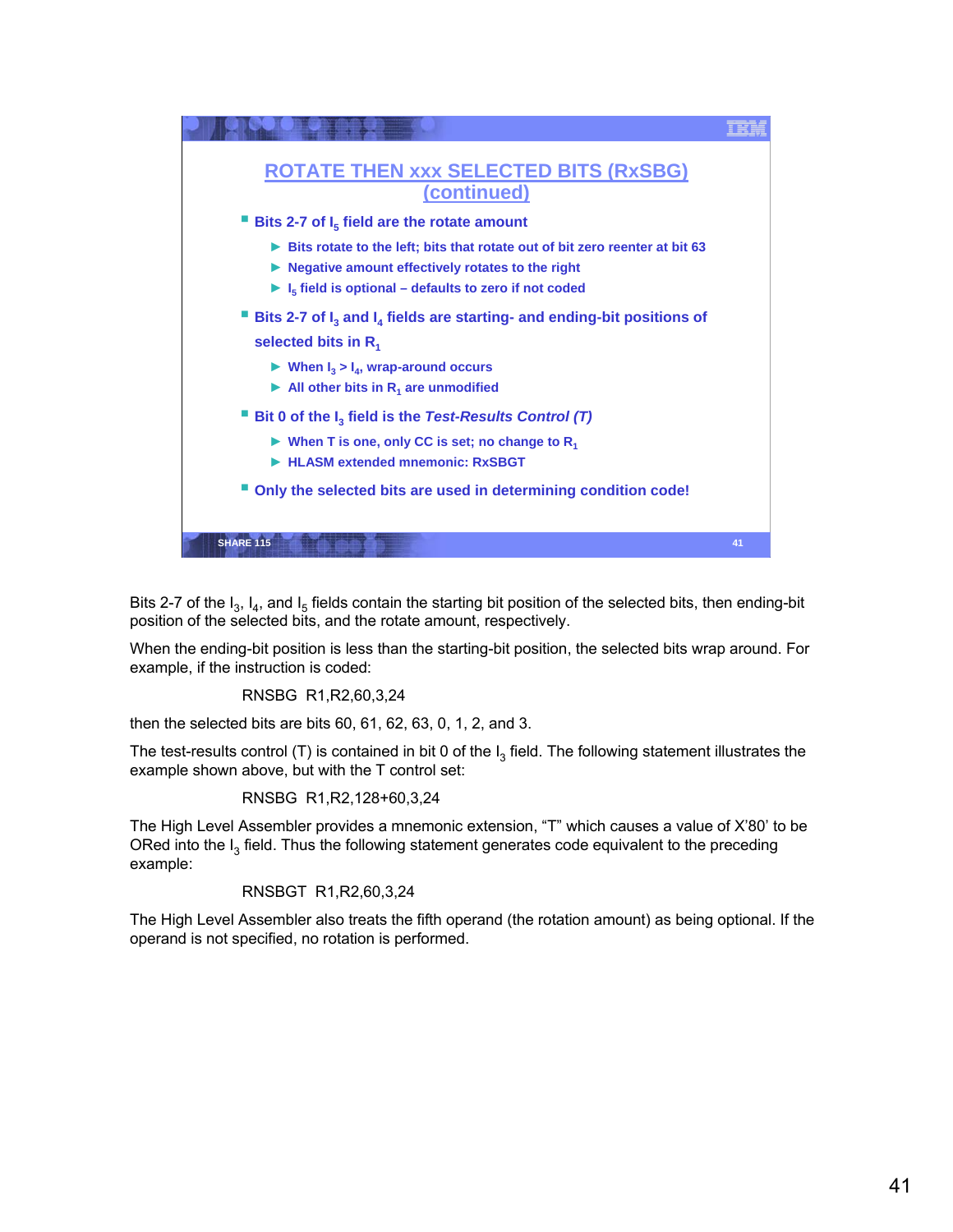## ROTATE THEN xxx SELECTED BITS (RxSBG) (continued)

- Bits 2-7 of $I_5$ field are the rotate amount
  - Bits rotate to the left; bits that rotate out of bit zero reenter at bit 63
  - Negative amount effectively rotates to the right
  - $I_5$ field is optional – defaults to zero if not coded
- Bits 2-7 of $I_3$ and $I_4$ fields are starting- and ending-bit positions of selected bits in $R_1$
  - When $I_3 > I_4$, wrap-around occurs
  - All other bits in $R_1$ are unmodified
- Bit 0 of the $I_3$ field is the *Test-Results Control (T)*
  - When T is one, only CC is set; no change to $R_1$
  - HLASM extended mnemonic: RxSBGT
- Only the selected bits are used in determining condition code!

Bits 2-7 of the $I_3$, $I_4$, and $I_5$ fields contain the starting bit position of the selected bits, then ending-bit position of the selected bits, and the rotate amount, respectively.

When the ending-bit position is less than the starting-bit position, the selected bits wrap around. For example, if the instruction is coded:

```
RNSBG  R1,R2,60,3,24
```

then the selected bits are bits 60, 61, 62, 63, 0, 1, 2, and 3.

The test-results control (T) is contained in bit 0 of the $I_3$ field. The following statement illustrates the example shown above, but with the T control set:

```
RNSBG  R1,R2,128+60,3,24
```

The High Level Assembler provides a mnemonic extension, “T” which causes a value of X’80’ to be ORed into the $I_3$ field. Thus the following statement generates code equivalent to the preceding example:

```
RNSBGT  R1,R2,60,3,24
```

The High Level Assembler also treats the fifth operand (the rotation amount) as being optional. If the operand is not specified, no rotation is performed.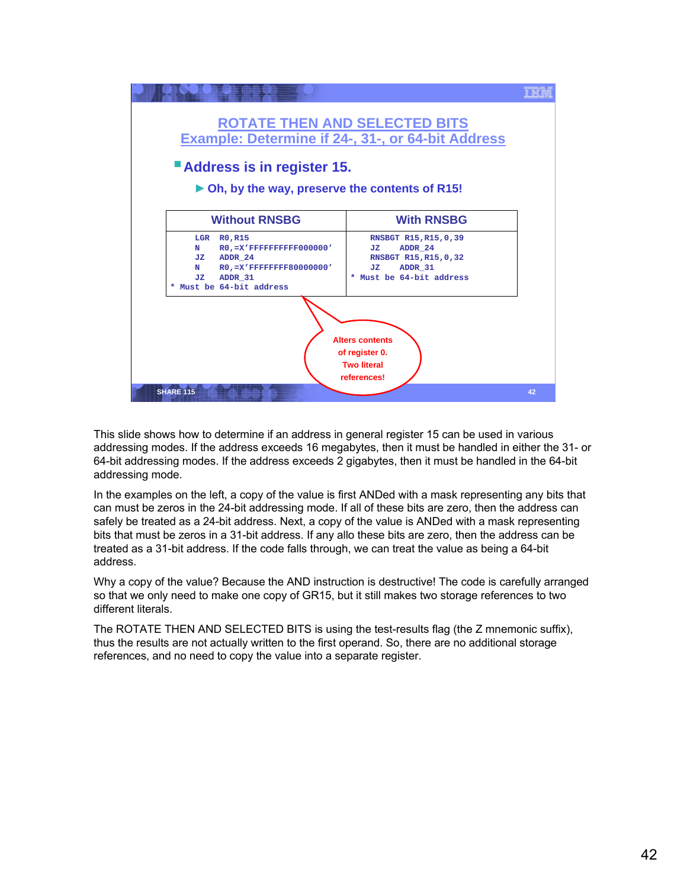## ROTATE THEN AND SELECTED BITS
## Example: Determine if 24-, 31-, or 64-bit Address

- Address is in register 15.
  - ► Oh, by the way, preserve the contents of R15!

| Without RNSBG | With RNSBG |
|---|---|
| `LGR R0,R15`<br>`N R0,=X'FFFFFFFFFF000000'`<br>`JZ ADDR_24`<br>`N R0,=X'FFFFFFFF80000000'`<br>`JZ ADDR_31`<br>`* Must be 64-bit address` | `RNSBGT R15,R15,0,39`<br>`JZ ADDR_24`<br>`RNSBGT R15,R15,0,32`<br>`JZ ADDR_31`<br>`* Must be 64-bit address` |

Alters contents of register 0. Two literal references!

SHARE 115

This slide shows how to determine if an address in general register 15 can be used in various addressing modes. If the address exceeds 16 megabytes, then it must be handled in either the 31- or 64-bit addressing modes. If the address exceeds 2 gigabytes, then it must be handled in the 64-bit addressing mode.

In the examples on the left, a copy of the value is first ANDed with a mask representing any bits that can must be zeros in the 24-bit addressing mode. If all of these bits are zero, then the address can safely be treated as a 24-bit address. Next, a copy of the value is ANDed with a mask representing bits that must be zeros in a 31-bit address. If any allo these bits are zero, then the address can be treated as a 31-bit address. If the code falls through, we can treat the value as being a 64-bit address.

Why a copy of the value? Because the AND instruction is destructive! The code is carefully arranged so that we only need to make one copy of GR15, but it still makes two storage references to two different literals.

The ROTATE THEN AND SELECTED BITS is using the test-results flag (the Z mnemonic suffix), thus the results are not actually written to the first operand. So, there are no additional storage references, and no need to copy the value into a separate register.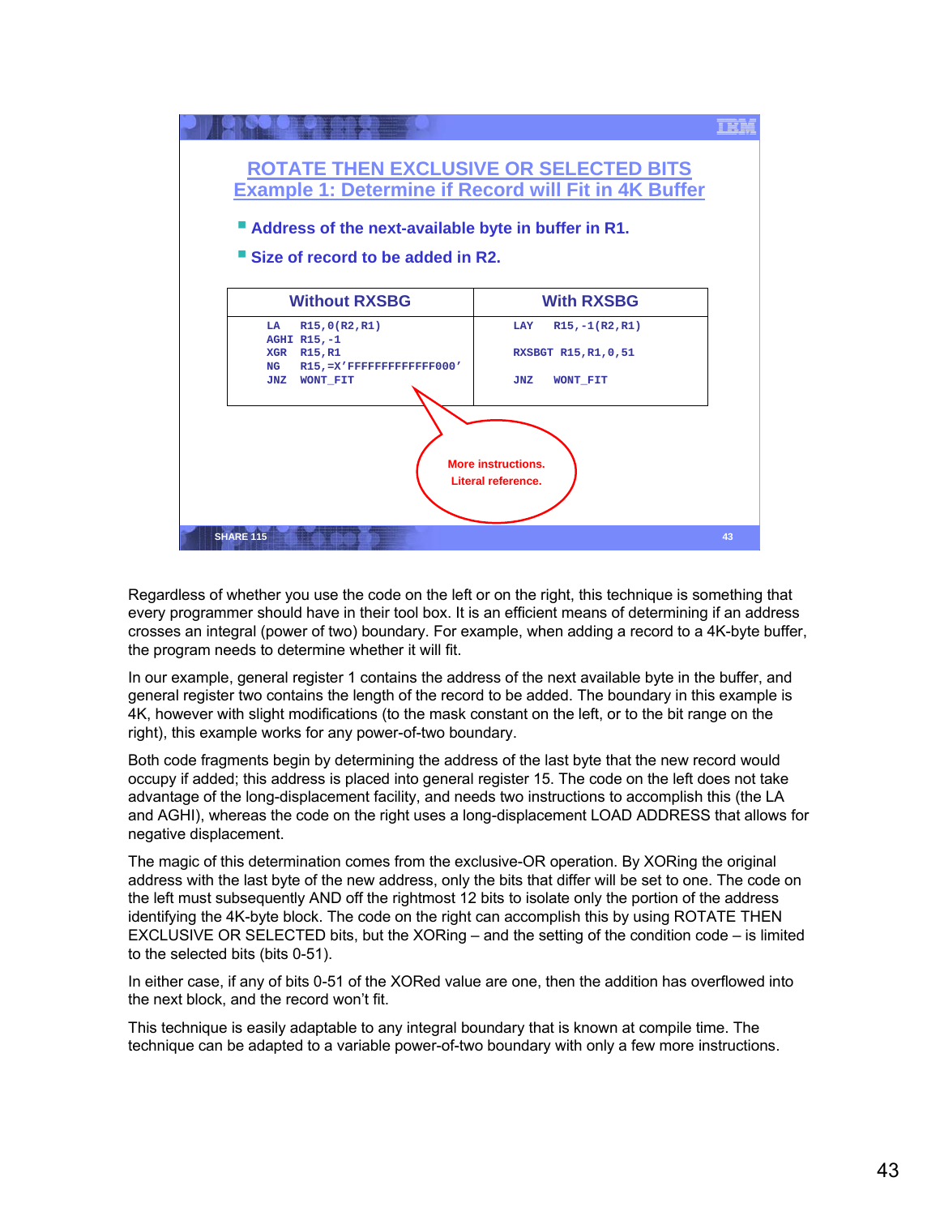## ROTATE THEN EXCLUSIVE OR SELECTED BITS
## Example 1: Determine if Record will Fit in 4K Buffer

- Address of the next-available byte in buffer in R1.
- Size of record to be added in R2.

| Without RXSBG | With RXSBG |
|---|---|
| `LA R15,0(R2,R1)`<br>`AGHI R15,-1`<br>`XGR R15,R1`<br>`NG R15,=X'FFFFFFFFFFFFF000'`<br>`JNZ WONT_FIT` | `LAY R15,-1(R2,R1)`<br><br>`RXSBGT R15,R1,0,51`<br><br>`JNZ WONT_FIT` |

More instructions.
Literal reference.

Regardless of whether you use the code on the left or on the right, this technique is something that every programmer should have in their tool box. It is an efficient means of determining if an address crosses an integral (power of two) boundary. For example, when adding a record to a 4K-byte buffer, the program needs to determine whether it will fit.

In our example, general register 1 contains the address of the next available byte in the buffer, and general register two contains the length of the record to be added. The boundary in this example is 4K, however with slight modifications (to the mask constant on the left, or to the bit range on the right), this example works for any power-of-two boundary.

Both code fragments begin by determining the address of the last byte that the new record would occupy if added; this address is placed into general register 15. The code on the left does not take advantage of the long-displacement facility, and needs two instructions to accomplish this (the LA and AGHI), whereas the code on the right uses a long-displacement LOAD ADDRESS that allows for negative displacement.

The magic of this determination comes from the exclusive-OR operation. By XORing the original address with the last byte of the new address, only the bits that differ will be set to one. The code on the left must subsequently AND off the rightmost 12 bits to isolate only the portion of the address identifying the 4K-byte block. The code on the right can accomplish this by using ROTATE THEN EXCLUSIVE OR SELECTED bits, but the XORing – and the setting of the condition code – is limited to the selected bits (bits 0-51).

In either case, if any of bits 0-51 of the XORed value are one, then the addition has overflowed into the next block, and the record won't fit.

This technique is easily adaptable to any integral boundary that is known at compile time. The technique can be adapted to a variable power-of-two boundary with only a few more instructions.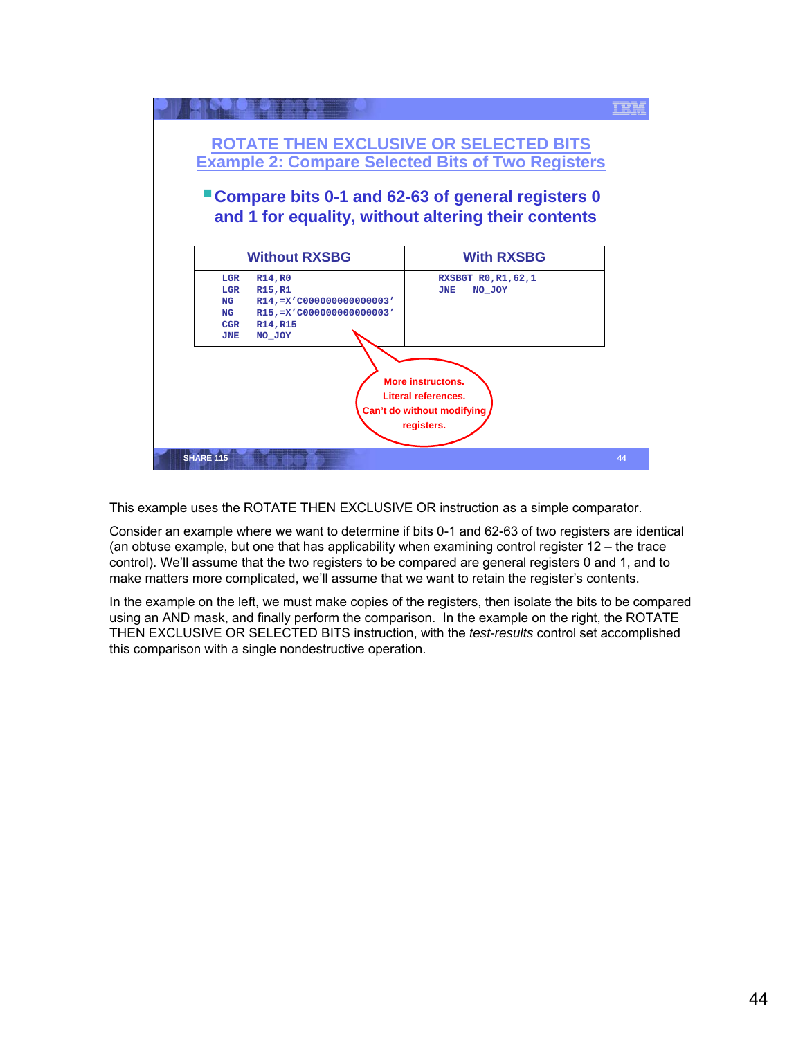## ROTATE THEN EXCLUSIVE OR SELECTED BITS
## Example 2: Compare Selected Bits of Two Registers

- Compare bits 0-1 and 62-63 of general registers 0 and 1 for equality, without altering their contents

| Without RXSBG | With RXSBG |
|---|---|
| `LGR R14,R0`<br>`LGR R15,R1`<br>`NG R14,=X'C000000000000003'`<br>`NG R15,=X'C000000000000003'`<br>`CGR R14,R15`<br>`JNE NO_JOY` | `RXSBGT R0,R1,62,1`<br>`JNE NO_JOY` |

More instructons.
Literal references.
Can't do without modifying registers.

SHARE 115

This example uses the ROTATE THEN EXCLUSIVE OR instruction as a simple comparator.

Consider an example where we want to determine if bits 0-1 and 62-63 of two registers are identical (an obtuse example, but one that has applicability when examining control register 12 – the trace control). We'll assume that the two registers to be compared are general registers 0 and 1, and to make matters more complicated, we'll assume that we want to retain the register's contents.

In the example on the left, we must make copies of the registers, then isolate the bits to be compared using an AND mask, and finally perform the comparison. In the example on the right, the ROTATE THEN EXCLUSIVE OR SELECTED BITS instruction, with the *test-results* control set accomplished this comparison with a single nondestructive operation.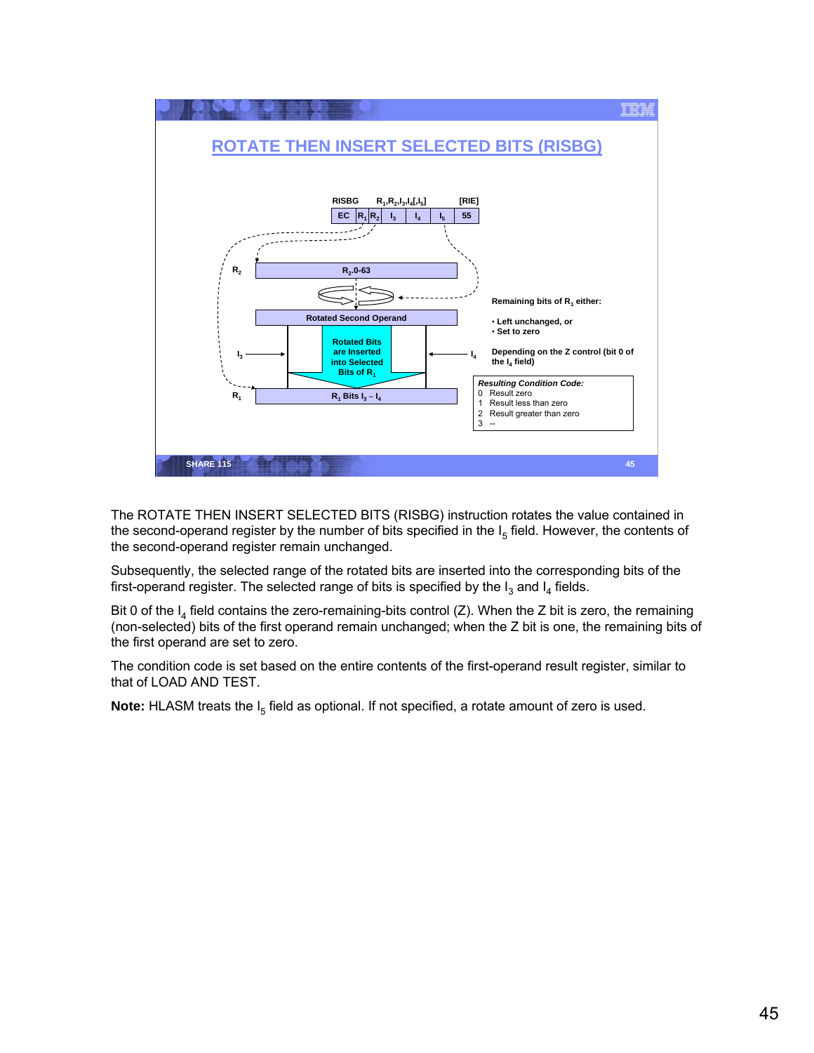## ROTATE THEN INSERT SELECTED BITS (RISBG)

RISBG $R_1,R_2,I_3,I_4[,I_5]$ [RIE]

| EC | $R_1$ | $R_2$ | $I_3$ | $I_4$ | $I_5$ | 55 |
|---|---|---|---|---|---|---|

$R_2$ — $R_2$.0-63

Rotated Second Operand

$I_3$ → Rotated Bits are Inserted into Selected Bits of $R_1$ ← $I_4$

$R_1$ — $R_1$ Bits $I_3 - I_4$

Remaining bits of $R_1$ either:

- Left unchanged, or
- Set to zero

Depending on the Z control (bit 0 of the $I_4$ field)

*Resulting Condition Code:*

0 Result zero
1 Result less than zero
2 Result greater than zero
3 --

The ROTATE THEN INSERT SELECTED BITS (RISBG) instruction rotates the value contained in the second-operand register by the number of bits specified in the $I_5$ field. However, the contents of the second-operand register remain unchanged.

Subsequently, the selected range of the rotated bits are inserted into the corresponding bits of the first-operand register. The selected range of bits is specified by the $I_3$ and $I_4$ fields.

Bit 0 of the $I_4$ field contains the zero-remaining-bits control (Z). When the Z bit is zero, the remaining (non-selected) bits of the first operand remain unchanged; when the Z bit is one, the remaining bits of the first operand are set to zero.

The condition code is set based on the entire contents of the first-operand result register, similar to that of LOAD AND TEST.

**Note:** HLASM treats the $I_5$ field as optional. If not specified, a rotate amount of zero is used.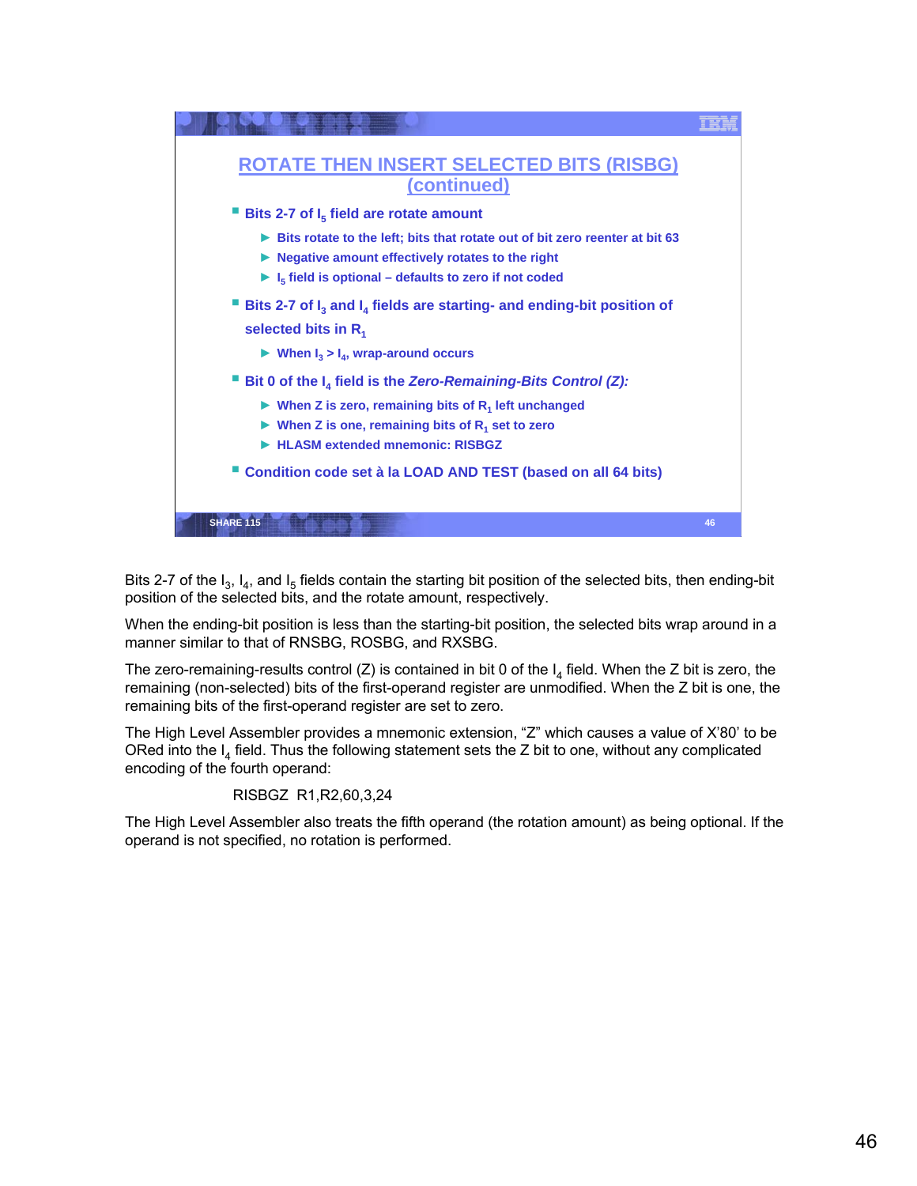## ROTATE THEN INSERT SELECTED BITS (RISBG) (continued)

- Bits 2-7 of $I_5$ field are rotate amount
  - Bits rotate to the left; bits that rotate out of bit zero reenter at bit 63
  - Negative amount effectively rotates to the right
  - $I_5$ field is optional – defaults to zero if not coded
- Bits 2-7 of $I_3$ and $I_4$ fields are starting- and ending-bit position of selected bits in $R_1$
  - When $I_3 > I_4$, wrap-around occurs
- Bit 0 of the $I_4$ field is the *Zero-Remaining-Bits Control (Z):*
  - When Z is zero, remaining bits of $R_1$ left unchanged
  - When Z is one, remaining bits of $R_1$ set to zero
  - HLASM extended mnemonic: RISBGZ
- Condition code set à la LOAD AND TEST (based on all 64 bits)

SHARE 115

Bits 2-7 of the $I_3$, $I_4$, and $I_5$ fields contain the starting bit position of the selected bits, then ending-bit position of the selected bits, and the rotate amount, respectively.

When the ending-bit position is less than the starting-bit position, the selected bits wrap around in a manner similar to that of RNSBG, ROSBG, and RXSBG.

The zero-remaining-results control (Z) is contained in bit 0 of the $I_4$ field. When the Z bit is zero, the remaining (non-selected) bits of the first-operand register are unmodified. When the Z bit is one, the remaining bits of the first-operand register are set to zero.

The High Level Assembler provides a mnemonic extension, "Z" which causes a value of X'80' to be ORed into the $I_4$ field. Thus the following statement sets the Z bit to one, without any complicated encoding of the fourth operand:

```
RISBGZ  R1,R2,60,3,24
```

The High Level Assembler also treats the fifth operand (the rotation amount) as being optional. If the operand is not specified, no rotation is performed.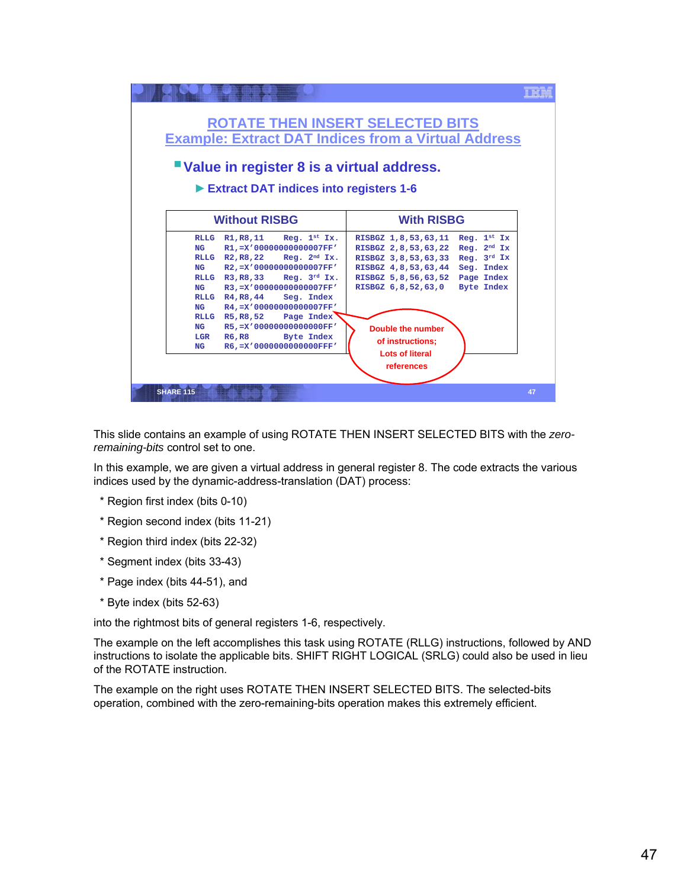## ROTATE THEN INSERT SELECTED BITS
## Example: Extract DAT Indices from a Virtual Address

- **Value in register 8 is a virtual address.**
  - ► **Extract DAT indices into registers 1-6**

| Without RISBG | With RISBG |
|---|---|
| <pre>RLLG  R1,R8,11       Reg. 1st Ix.<br>NG    R1,=X'00000000000007FF'<br>RLLG  R2,R8,22       Reg. 2nd Ix.<br>NG    R2,=X'00000000000007FF'<br>RLLG  R3,R8,33       Reg. 3rd Ix.<br>NG    R3,=X'00000000000007FF'<br>RLLG  R4,R8,44       Seg. Index<br>NG    R4,=X'00000000000007FF'<br>RLLG  R5,R8,52       Page Index<br>NG    R5,=X'00000000000000FF'<br>LGR   R6,R8          Byte Index<br>NG    R6,=X'0000000000000FFF'</pre> | <pre>RISBGZ 1,8,53,63,11  Reg. 1st Ix<br>RISBGZ 2,8,53,63,22  Reg. 2nd Ix<br>RISBGZ 3,8,53,63,33  Reg. 3rd Ix<br>RISBGZ 4,8,53,63,44  Seg. Index<br>RISBGZ 5,8,56,63,52  Page Index<br>RISBGZ 6,8,52,63,0   Byte Index</pre> |

**Double the number of instructions; Lots of literal references**

This slide contains an example of using ROTATE THEN INSERT SELECTED BITS with the *zero-remaining-bits* control set to one.

In this example, we are given a virtual address in general register 8. The code extracts the various indices used by the dynamic-address-translation (DAT) process:

- Region first index (bits 0-10)
- Region second index (bits 11-21)
- Region third index (bits 22-32)
- Segment index (bits 33-43)
- Page index (bits 44-51), and
- Byte index (bits 52-63)

into the rightmost bits of general registers 1-6, respectively.

The example on the left accomplishes this task using ROTATE (RLLG) instructions, followed by AND instructions to isolate the applicable bits. SHIFT RIGHT LOGICAL (SRLG) could also be used in lieu of the ROTATE instruction.

The example on the right uses ROTATE THEN INSERT SELECTED BITS. The selected-bits operation, combined with the zero-remaining-bits operation makes this extremely efficient.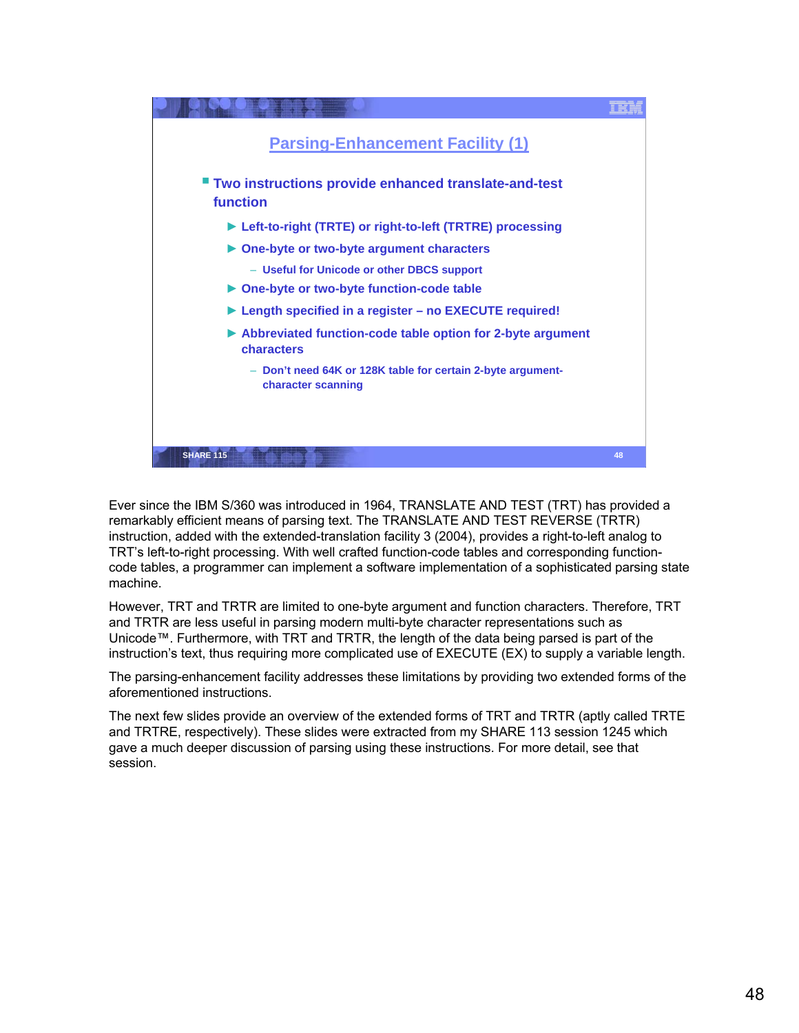## Parsing-Enhancement Facility (1)

- Two instructions provide enhanced translate-and-test function
  - Left-to-right (TRTE) or right-to-left (TRTRE) processing
  - One-byte or two-byte argument characters
    - Useful for Unicode or other DBCS support
  - One-byte or two-byte function-code table
  - Length specified in a register – no EXECUTE required!
  - Abbreviated function-code table option for 2-byte argument characters
    - Don't need 64K or 128K table for certain 2-byte argument-character scanning

SHARE 115

Ever since the IBM S/360 was introduced in 1964, TRANSLATE AND TEST (TRT) has provided a remarkably efficient means of parsing text. The TRANSLATE AND TEST REVERSE (TRTR) instruction, added with the extended-translation facility 3 (2004), provides a right-to-left analog to TRT's left-to-right processing. With well crafted function-code tables and corresponding function-code tables, a programmer can implement a software implementation of a sophisticated parsing state machine.

However, TRT and TRTR are limited to one-byte argument and function characters. Therefore, TRT and TRTR are less useful in parsing modern multi-byte character representations such as Unicode™. Furthermore, with TRT and TRTR, the length of the data being parsed is part of the instruction's text, thus requiring more complicated use of EXECUTE (EX) to supply a variable length.

The parsing-enhancement facility addresses these limitations by providing two extended forms of the aforementioned instructions.

The next few slides provide an overview of the extended forms of TRT and TRTR (aptly called TRTE and TRTRE, respectively). These slides were extracted from my SHARE 113 session 1245 which gave a much deeper discussion of parsing using these instructions. For more detail, see that session.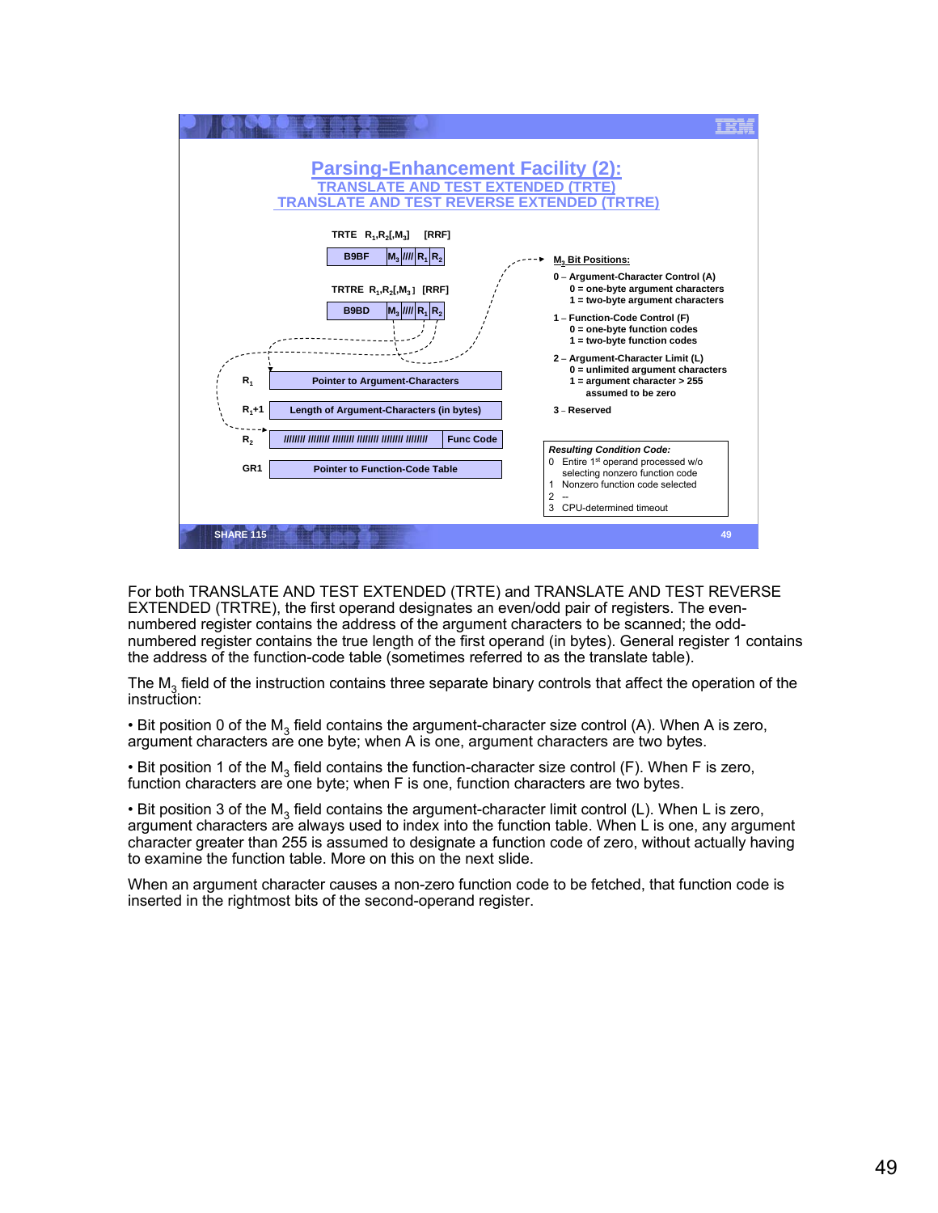# Parsing-Enhancement Facility (2):

## TRANSLATE AND TEST EXTENDED (TRTE)

## TRANSLATE AND TEST REVERSE EXTENDED (TRTRE)

**TRTE $R_1$,$R_2$[,$M_3$] [RRF]**

| B9BF | $M_3$ | //// | $R_1$ | $R_2$ |
|---|---|---|---|---|

**TRTRE $R_1$,$R_2$[,$M_3$] [RRF]**

| B9BD | $M_3$ | //// | $R_1$ | $R_2$ |
|---|---|---|---|---|

| Register | Contents |
|---|---|
| $R_1$ | Pointer to Argument-Characters |
| $R_1$+1 | Length of Argument-Characters (in bytes) |
| $R_2$ | //////// //////// //////// //////// //////// //////// — Func Code |
| GR1 | Pointer to Function-Code Table |

**$M_3$ Bit Positions:**

- **0 – Argument-Character Control (A)**
  - **0 = one-byte argument characters**
  - **1 = two-byte argument characters**
- **1 – Function-Code Control (F)**
  - **0 = one-byte function codes**
  - **1 = two-byte function codes**
- **2 – Argument-Character Limit (L)**
  - **0 = unlimited argument characters**
  - **1 = argument character > 255 assumed to be zero**
- **3 – Reserved**

***Resulting Condition Code:***

0 Entire 1st operand processed w/o selecting nonzero function code
1 Nonzero function code selected
2 –
3 CPU-determined timeout

For both TRANSLATE AND TEST EXTENDED (TRTE) and TRANSLATE AND TEST REVERSE EXTENDED (TRTRE), the first operand designates an even/odd pair of registers. The even-numbered register contains the address of the argument characters to be scanned; the odd-numbered register contains the true length of the first operand (in bytes). General register 1 contains the address of the function-code table (sometimes referred to as the translate table).

The $M_3$ field of the instruction contains three separate binary controls that affect the operation of the instruction:

• Bit position 0 of the $M_3$ field contains the argument-character size control (A). When A is zero, argument characters are one byte; when A is one, argument characters are two bytes.

• Bit position 1 of the $M_3$ field contains the function-character size control (F). When F is zero, function characters are one byte; when F is one, function characters are two bytes.

• Bit position 3 of the $M_3$ field contains the argument-character limit control (L). When L is zero, argument characters are always used to index into the function table. When L is one, any argument character greater than 255 is assumed to designate a function code of zero, without actually having to examine the function table. More on this on the next slide.

When an argument character causes a non-zero function code to be fetched, that function code is inserted in the rightmost bits of the second-operand register.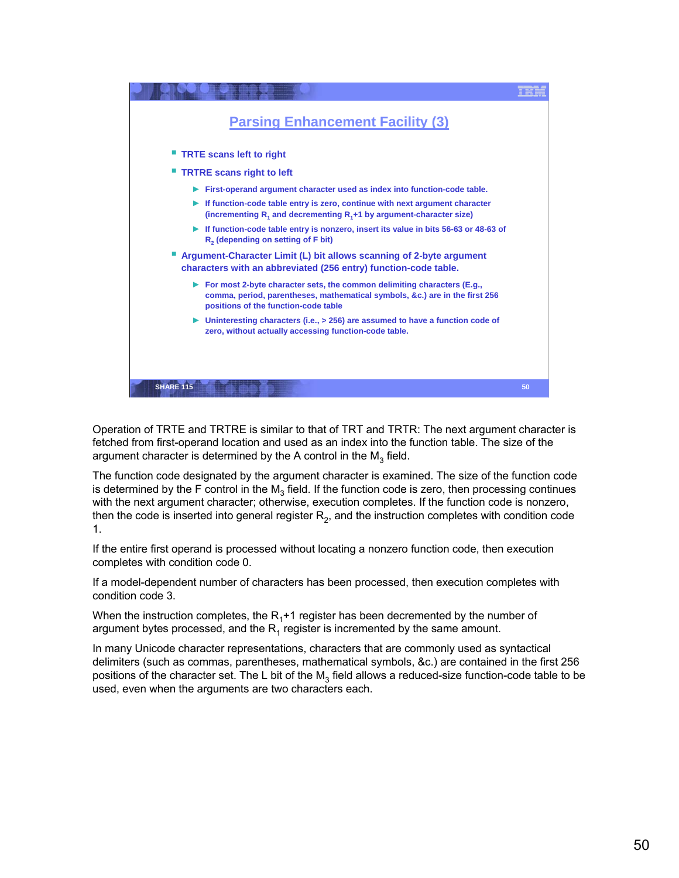## Parsing Enhancement Facility (3)

- TRTE scans left to right
- TRTRE scans right to left
  - First-operand argument character used as index into function-code table.
  - If function-code table entry is zero, continue with next argument character (incrementing $R_1$ and decrementing $R_1$+1 by argument-character size)
  - If function-code table entry is nonzero, insert its value in bits 56-63 or 48-63 of $R_2$ (depending on setting of F bit)
- Argument-Character Limit (L) bit allows scanning of 2-byte argument characters with an abbreviated (256 entry) function-code table.
  - For most 2-byte character sets, the common delimiting characters (E.g., comma, period, parentheses, mathematical symbols, &c.) are in the first 256 positions of the function-code table
  - Uninteresting characters (i.e., > 256) are assumed to have a function code of zero, without actually accessing function-code table.

Operation of TRTE and TRTRE is similar to that of TRT and TRTR: The next argument character is fetched from first-operand location and used as an index into the function table. The size of the argument character is determined by the A control in the $M_3$ field.

The function code designated by the argument character is examined. The size of the function code is determined by the F control in the $M_3$ field. If the function code is zero, then processing continues with the next argument character; otherwise, execution completes. If the function code is nonzero, then the code is inserted into general register $R_2$, and the instruction completes with condition code 1.

If the entire first operand is processed without locating a nonzero function code, then execution completes with condition code 0.

If a model-dependent number of characters has been processed, then execution completes with condition code 3.

When the instruction completes, the $R_1$+1 register has been decremented by the number of argument bytes processed, and the $R_1$ register is incremented by the same amount.

In many Unicode character representations, characters that are commonly used as syntactical delimiters (such as commas, parentheses, mathematical symbols, &c.) are contained in the first 256 positions of the character set. The L bit of the $M_3$ field allows a reduced-size function-code table to be used, even when the arguments are two characters each.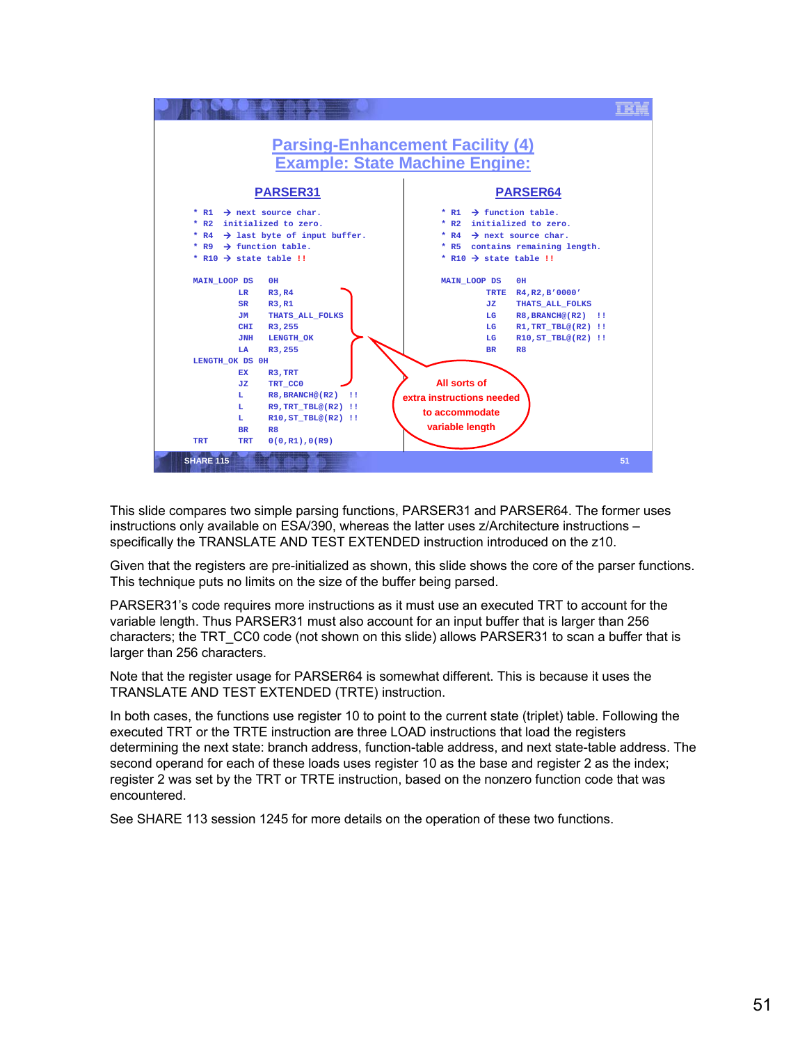## Parsing-Enhancement Facility (4)
## Example: State Machine Engine:

### PARSER31

```
* R1  → next source char.
* R2  initialized to zero.
* R4  → last byte of input buffer.
* R9  → function table.
* R10 → state table !!

MAIN_LOOP DS    0H
          LR    R3,R4
          SR    R3,R1
          JM    THATS_ALL_FOLKS
          CHI   R3,255
          JNH   LENGTH_OK
          LA    R3,255
LENGTH_OK DS 0H
          EX    R3,TRT
          JZ    TRT_CC0
          L     R8,BRANCH@(R2)  !!
          L     R9,TRT_TBL@(R2) !!
          L     R10,ST_TBL@(R2) !!
          BR    R8
TRT       TRT   0(0,R1),0(R9)
```

### PARSER64

```
* R1  → function table.
* R2  initialized to zero.
* R4  → next source char.
* R5  contains remaining length.
* R10 → state table !!

MAIN_LOOP DS    0H
          TRTE  R4,R2,B'0000'
          JZ    THATS_ALL_FOLKS
          LG    R8,BRANCH@(R2)  !!
          LG    R1,TRT_TBL@(R2) !!
          LG    R10,ST_TBL@(R2) !!
          BR    R8
```

All sorts of extra instructions needed to accommodate variable length

SHARE 115

This slide compares two simple parsing functions, PARSER31 and PARSER64. The former uses instructions only available on ESA/390, whereas the latter uses z/Architecture instructions – specifically the TRANSLATE AND TEST EXTENDED instruction introduced on the z10.

Given that the registers are pre-initialized as shown, this slide shows the core of the parser functions. This technique puts no limits on the size of the buffer being parsed.

PARSER31's code requires more instructions as it must use an executed TRT to account for the variable length. Thus PARSER31 must also account for an input buffer that is larger than 256 characters; the TRT_CC0 code (not shown on this slide) allows PARSER31 to scan a buffer that is larger than 256 characters.

Note that the register usage for PARSER64 is somewhat different. This is because it uses the TRANSLATE AND TEST EXTENDED (TRTE) instruction.

In both cases, the functions use register 10 to point to the current state (triplet) table. Following the executed TRT or the TRTE instruction are three LOAD instructions that load the registers determining the next state: branch address, function-table address, and next state-table address. The second operand for each of these loads uses register 10 as the base and register 2 as the index; register 2 was set by the TRT or TRTE instruction, based on the nonzero function code that was encountered.

See SHARE 113 session 1245 for more details on the operation of these two functions.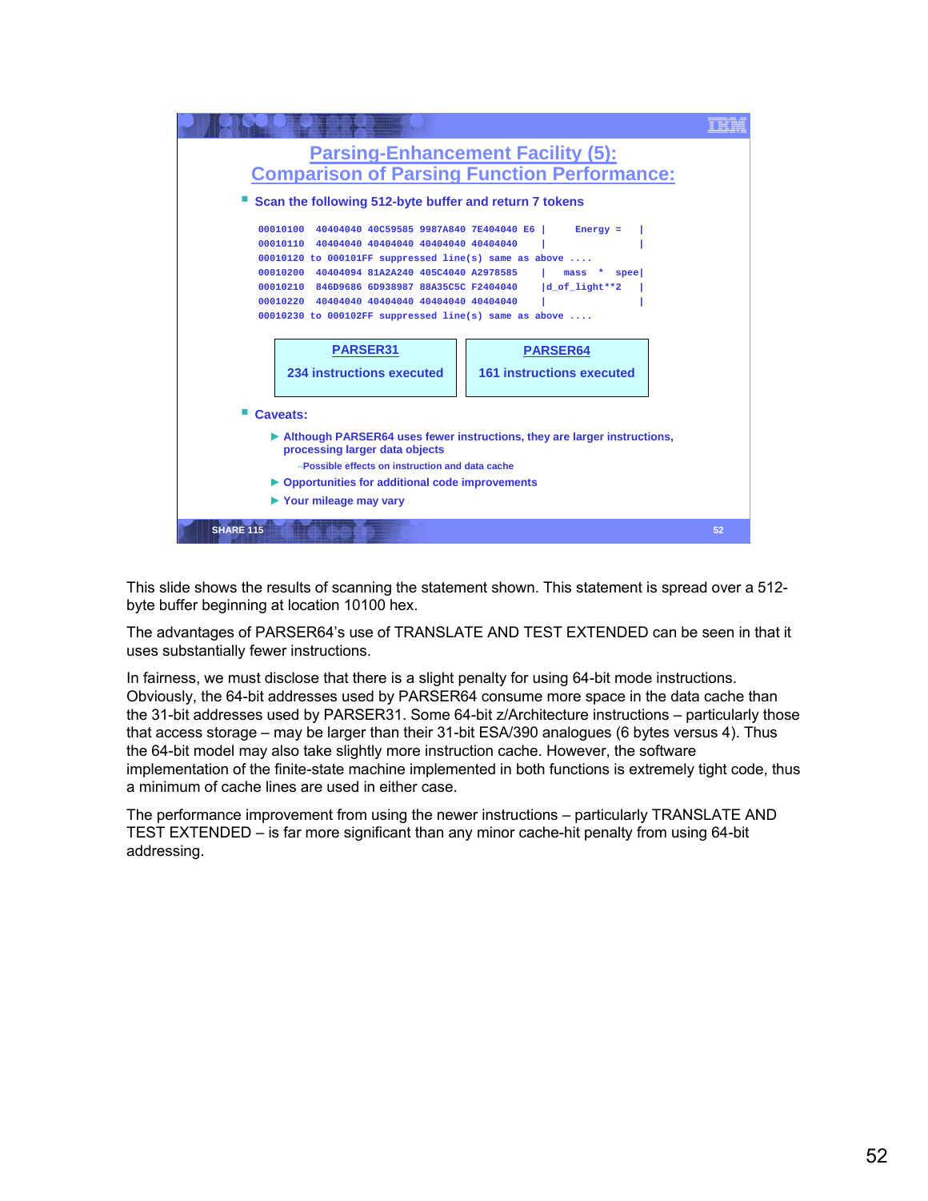## Parsing-Enhancement Facility (5): Comparison of Parsing Function Performance:

- Scan the following 512-byte buffer and return 7 tokens

```
00010100  40404040 40C59585 9987A840 7E404040 E6 |     Energy =   |
00010110  40404040 40404040 40404040 40404040    |                |
00010120 to 000101FF suppressed line(s) same as above ....
00010200  40404094 81A2A240 405C4040 A2978585    |   mass  *  spee|
00010210  846D9686 6D938987 88A35C5C F2404040    |d_of_light**2   |
00010220  40404040 40404040 40404040 40404040    |                |
00010230 to 000102FF suppressed line(s) same as above ....
```

| PARSER31 | PARSER64 |
| --- | --- |
| 234 instructions executed | 161 instructions executed |

- Caveats:
  - Although PARSER64 uses fewer instructions, they are larger instructions, processing larger data objects
    - Possible effects on instruction and data cache
  - Opportunities for additional code improvements
  - Your mileage may vary

This slide shows the results of scanning the statement shown. This statement is spread over a 512-byte buffer beginning at location 10100 hex.

The advantages of PARSER64's use of TRANSLATE AND TEST EXTENDED can be seen in that it uses substantially fewer instructions.

In fairness, we must disclose that there is a slight penalty for using 64-bit mode instructions. Obviously, the 64-bit addresses used by PARSER64 consume more space in the data cache than the 31-bit addresses used by PARSER31. Some 64-bit z/Architecture instructions – particularly those that access storage – may be larger than their 31-bit ESA/390 analogues (6 bytes versus 4). Thus the 64-bit model may also take slightly more instruction cache. However, the software implementation of the finite-state machine implemented in both functions is extremely tight code, thus a minimum of cache lines are used in either case.

The performance improvement from using the newer instructions – particularly TRANSLATE AND TEST EXTENDED – is far more significant than any minor cache-hit penalty from using 64-bit addressing.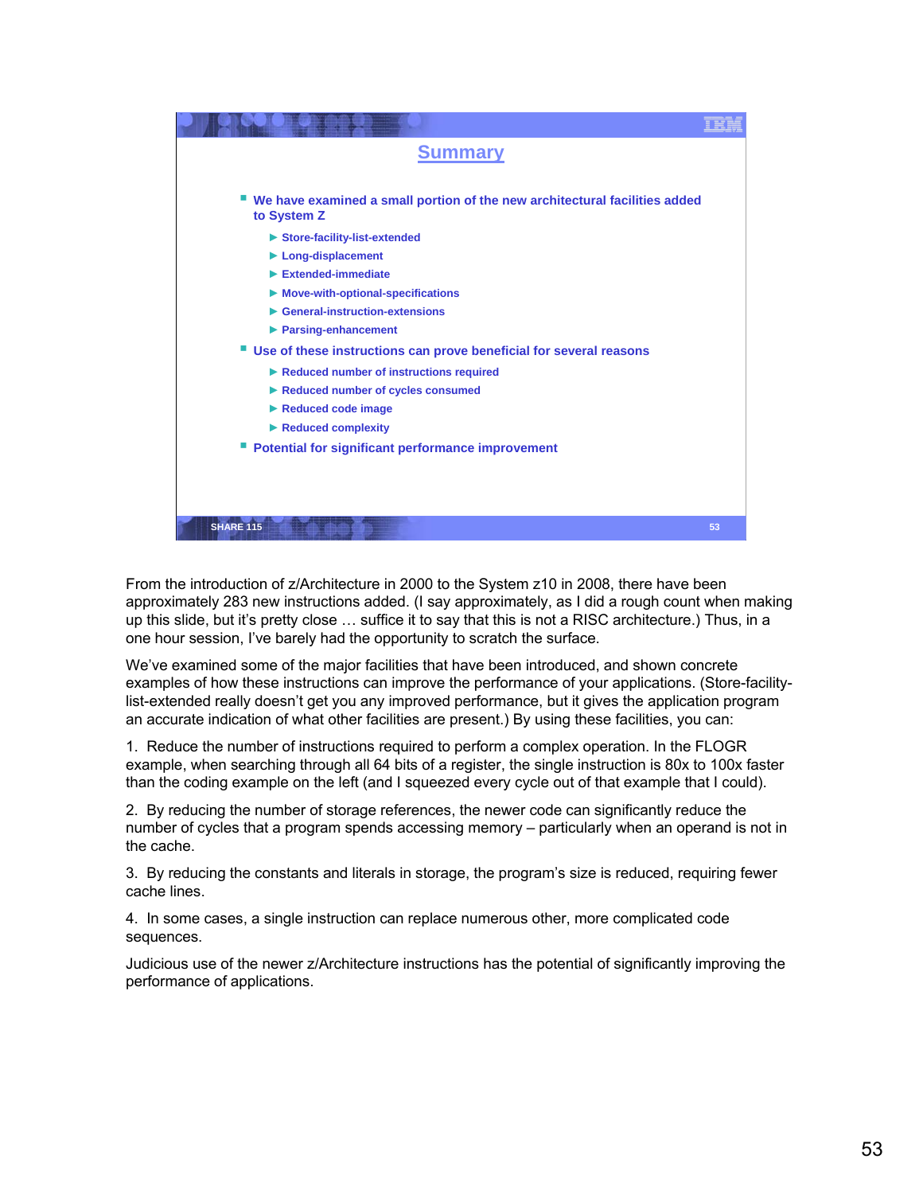## Summary

- We have examined a small portion of the new architectural facilities added to System Z
  - Store-facility-list-extended
  - Long-displacement
  - Extended-immediate
  - Move-with-optional-specifications
  - General-instruction-extensions
  - Parsing-enhancement
- Use of these instructions can prove beneficial for several reasons
  - Reduced number of instructions required
  - Reduced number of cycles consumed
  - Reduced code image
  - Reduced complexity
- Potential for significant performance improvement

From the introduction of z/Architecture in 2000 to the System z10 in 2008, there have been approximately 283 new instructions added. (I say approximately, as I did a rough count when making up this slide, but it's pretty close … suffice it to say that this is not a RISC architecture.) Thus, in a one hour session, I've barely had the opportunity to scratch the surface.

We've examined some of the major facilities that have been introduced, and shown concrete examples of how these instructions can improve the performance of your applications. (Store-facility-list-extended really doesn't get you any improved performance, but it gives the application program an accurate indication of what other facilities are present.) By using these facilities, you can:

1. Reduce the number of instructions required to perform a complex operation. In the FLOGR example, when searching through all 64 bits of a register, the single instruction is 80x to 100x faster than the coding example on the left (and I squeezed every cycle out of that example that I could).

2. By reducing the number of storage references, the newer code can significantly reduce the number of cycles that a program spends accessing memory – particularly when an operand is not in the cache.

3. By reducing the constants and literals in storage, the program's size is reduced, requiring fewer cache lines.

4. In some cases, a single instruction can replace numerous other, more complicated code sequences.

Judicious use of the newer z/Architecture instructions has the potential of significantly improving the performance of applications.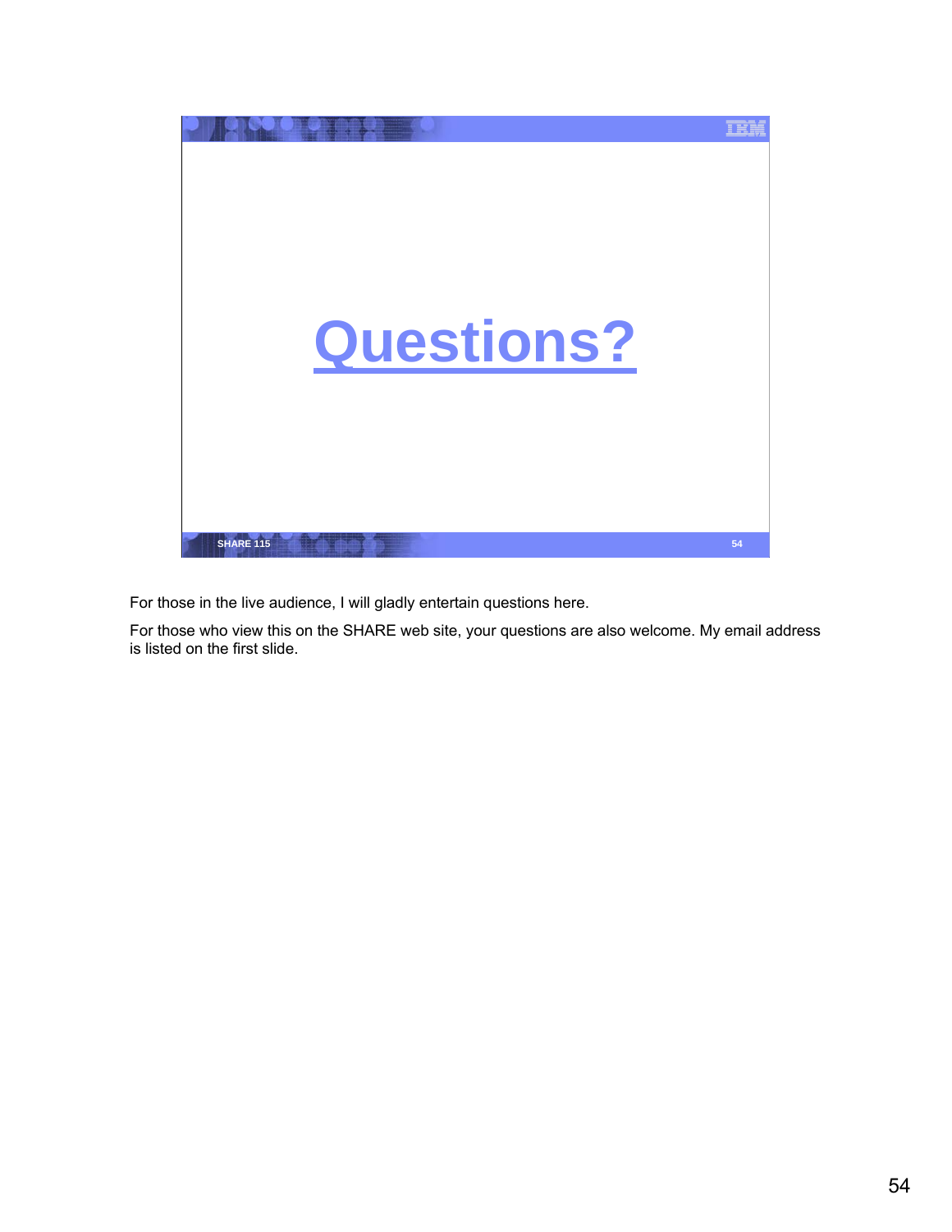# Questions?

SHARE 115

For those in the live audience, I will gladly entertain questions here.

For those who view this on the SHARE web site, your questions are also welcome. My email address is listed on the first slide.